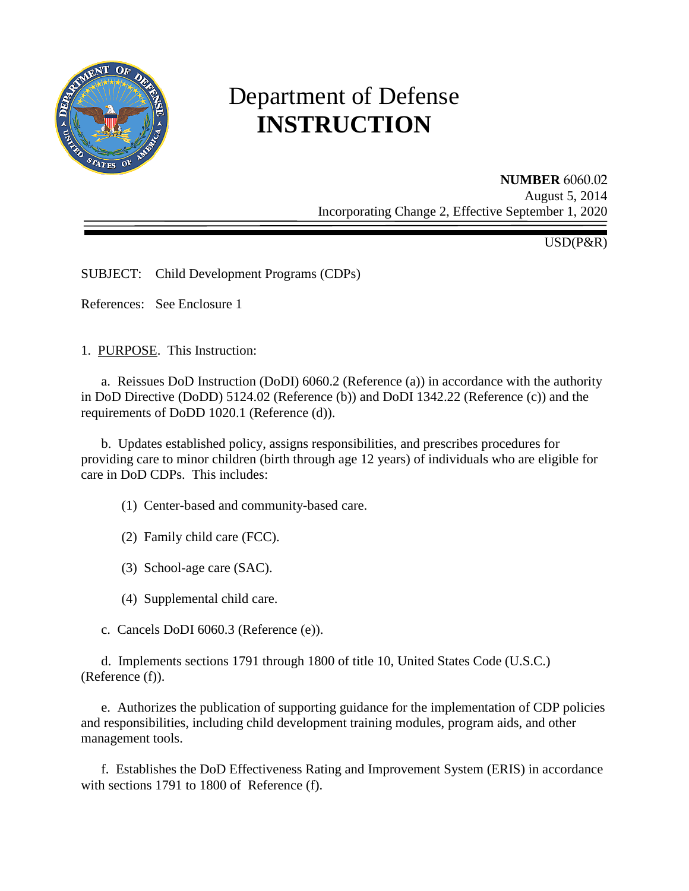# Department of Defense **INSTRUCTION**

**NUMBER** 6060.02
August 5, 2014
Incorporating Change 2, Effective September 1, 2020

USD(P&R)

SUBJECT: Child Development Programs (CDPs)

References: See Enclosure 1

1. PURPOSE. This Instruction:

a. Reissues DoD Instruction (DoDI) 6060.2 (Reference (a)) in accordance with the authority in DoD Directive (DoDD) 5124.02 (Reference (b)) and DoDI 1342.22 (Reference (c)) and the requirements of DoDD 1020.1 (Reference (d)).

b. Updates established policy, assigns responsibilities, and prescribes procedures for providing care to minor children (birth through age 12 years) of individuals who are eligible for care in DoD CDPs. This includes:

(1) Center-based and community-based care.

(2) Family child care (FCC).

(3) School-age care (SAC).

(4) Supplemental child care.

c. Cancels DoDI 6060.3 (Reference (e)).

d. Implements sections 1791 through 1800 of title 10, United States Code (U.S.C.) (Reference (f)).

e. Authorizes the publication of supporting guidance for the implementation of CDP policies and responsibilities, including child development training modules, program aids, and other management tools.

f. Establishes the DoD Effectiveness Rating and Improvement System (ERIS) in accordance with sections 1791 to 1800 of Reference (f).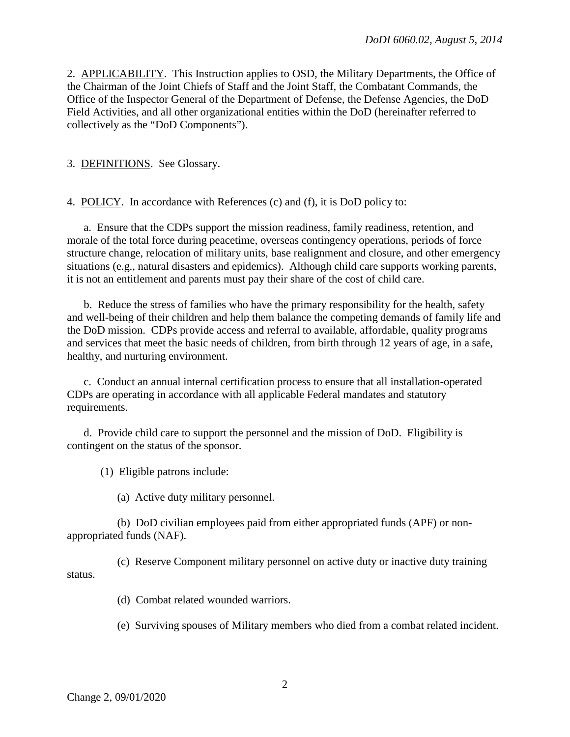2. <u>APPLICABILITY</u>. This Instruction applies to OSD, the Military Departments, the Office of the Chairman of the Joint Chiefs of Staff and the Joint Staff, the Combatant Commands, the Office of the Inspector General of the Department of Defense, the Defense Agencies, the DoD Field Activities, and all other organizational entities within the DoD (hereinafter referred to collectively as the "DoD Components").

3. <u>DEFINITIONS</u>. See Glossary.

4. <u>POLICY</u>. In accordance with References (c) and (f), it is DoD policy to:

a. Ensure that the CDPs support the mission readiness, family readiness, retention, and morale of the total force during peacetime, overseas contingency operations, periods of force structure change, relocation of military units, base realignment and closure, and other emergency situations (e.g., natural disasters and epidemics). Although child care supports working parents, it is not an entitlement and parents must pay their share of the cost of child care.

b. Reduce the stress of families who have the primary responsibility for the health, safety and well-being of their children and help them balance the competing demands of family life and the DoD mission. CDPs provide access and referral to available, affordable, quality programs and services that meet the basic needs of children, from birth through 12 years of age, in a safe, healthy, and nurturing environment.

c. Conduct an annual internal certification process to ensure that all installation-operated CDPs are operating in accordance with all applicable Federal mandates and statutory requirements.

d. Provide child care to support the personnel and the mission of DoD. Eligibility is contingent on the status of the sponsor.

(1) Eligible patrons include:

(a) Active duty military personnel.

(b) DoD civilian employees paid from either appropriated funds (APF) or non-appropriated funds (NAF).

(c) Reserve Component military personnel on active duty or inactive duty training status.

(d) Combat related wounded warriors.

(e) Surviving spouses of Military members who died from a combat related incident.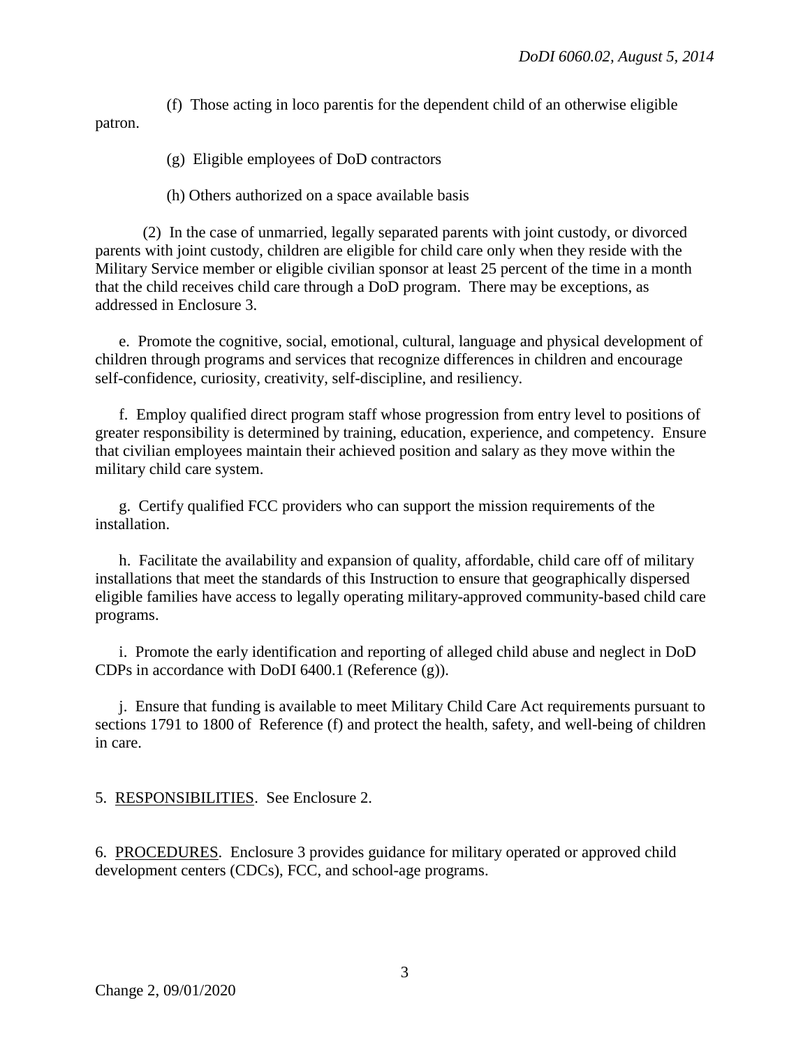(f) Those acting in loco parentis for the dependent child of an otherwise eligible patron.

(g) Eligible employees of DoD contractors

(h) Others authorized on a space available basis

(2) In the case of unmarried, legally separated parents with joint custody, or divorced parents with joint custody, children are eligible for child care only when they reside with the Military Service member or eligible civilian sponsor at least 25 percent of the time in a month that the child receives child care through a DoD program. There may be exceptions, as addressed in Enclosure 3.

e. Promote the cognitive, social, emotional, cultural, language and physical development of children through programs and services that recognize differences in children and encourage self-confidence, curiosity, creativity, self-discipline, and resiliency.

f. Employ qualified direct program staff whose progression from entry level to positions of greater responsibility is determined by training, education, experience, and competency. Ensure that civilian employees maintain their achieved position and salary as they move within the military child care system.

g. Certify qualified FCC providers who can support the mission requirements of the installation.

h. Facilitate the availability and expansion of quality, affordable, child care off of military installations that meet the standards of this Instruction to ensure that geographically dispersed eligible families have access to legally operating military-approved community-based child care programs.

i. Promote the early identification and reporting of alleged child abuse and neglect in DoD CDPs in accordance with DoDI 6400.1 (Reference (g)).

j. Ensure that funding is available to meet Military Child Care Act requirements pursuant to sections 1791 to 1800 of Reference (f) and protect the health, safety, and well-being of children in care.

5. RESPONSIBILITIES. See Enclosure 2.

6. PROCEDURES. Enclosure 3 provides guidance for military operated or approved child development centers (CDCs), FCC, and school-age programs.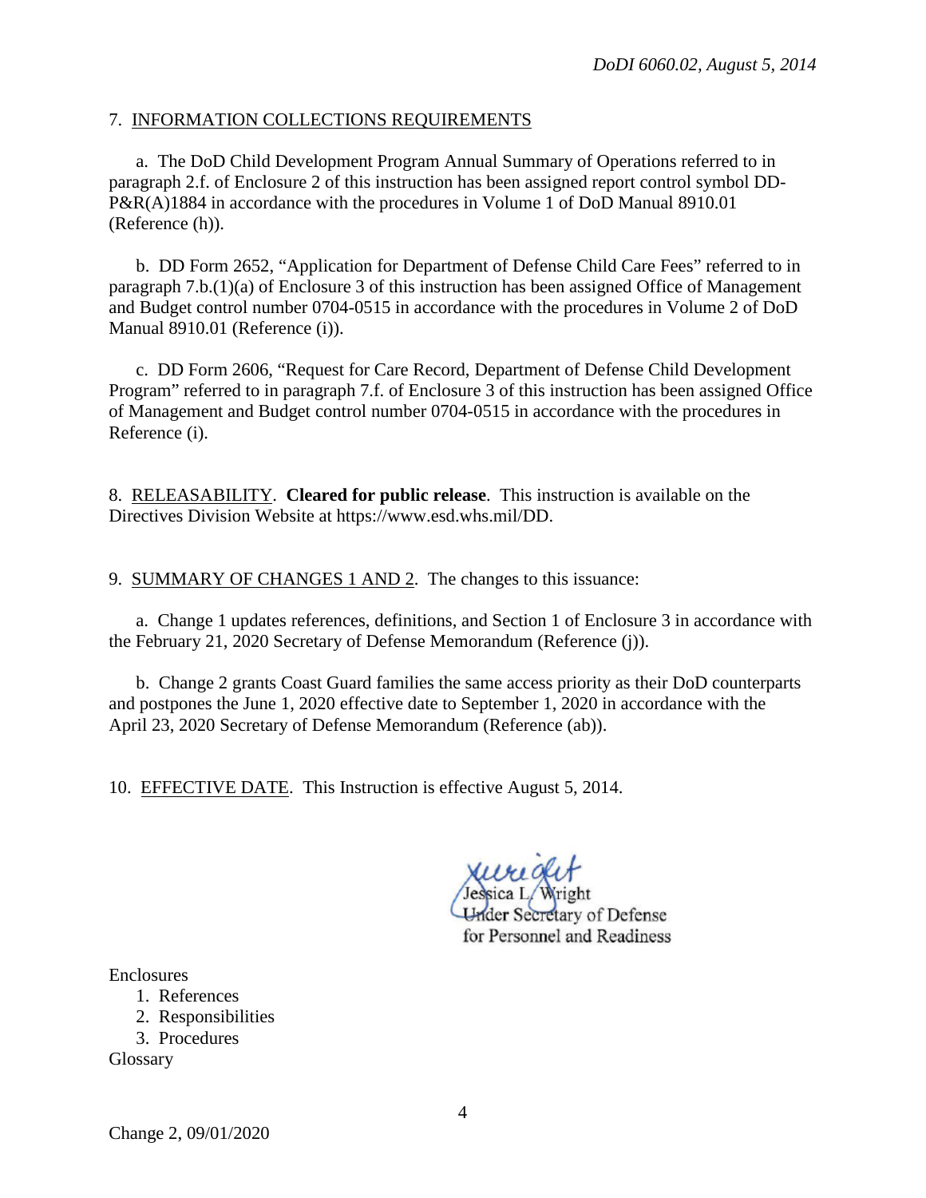7. INFORMATION COLLECTIONS REQUIREMENTS

a. The DoD Child Development Program Annual Summary of Operations referred to in paragraph 2.f. of Enclosure 2 of this instruction has been assigned report control symbol DD-P&R(A)1884 in accordance with the procedures in Volume 1 of DoD Manual 8910.01 (Reference (h)).

b. DD Form 2652, "Application for Department of Defense Child Care Fees" referred to in paragraph 7.b.(1)(a) of Enclosure 3 of this instruction has been assigned Office of Management and Budget control number 0704-0515 in accordance with the procedures in Volume 2 of DoD Manual 8910.01 (Reference (i)).

c. DD Form 2606, "Request for Care Record, Department of Defense Child Development Program" referred to in paragraph 7.f. of Enclosure 3 of this instruction has been assigned Office of Management and Budget control number 0704-0515 in accordance with the procedures in Reference (i).

8. RELEASABILITY. **Cleared for public release**. This instruction is available on the Directives Division Website at https://www.esd.whs.mil/DD.

9. SUMMARY OF CHANGES 1 AND 2. The changes to this issuance:

a. Change 1 updates references, definitions, and Section 1 of Enclosure 3 in accordance with the February 21, 2020 Secretary of Defense Memorandum (Reference (j)).

b. Change 2 grants Coast Guard families the same access priority as their DoD counterparts and postpones the June 1, 2020 effective date to September 1, 2020 in accordance with the April 23, 2020 Secretary of Defense Memorandum (Reference (ab)).

10. EFFECTIVE DATE. This Instruction is effective August 5, 2014.

Jessica L. Wright
Under Secretary of Defense
for Personnel and Readiness

Enclosures
1. References
2. Responsibilities
3. Procedures

Glossary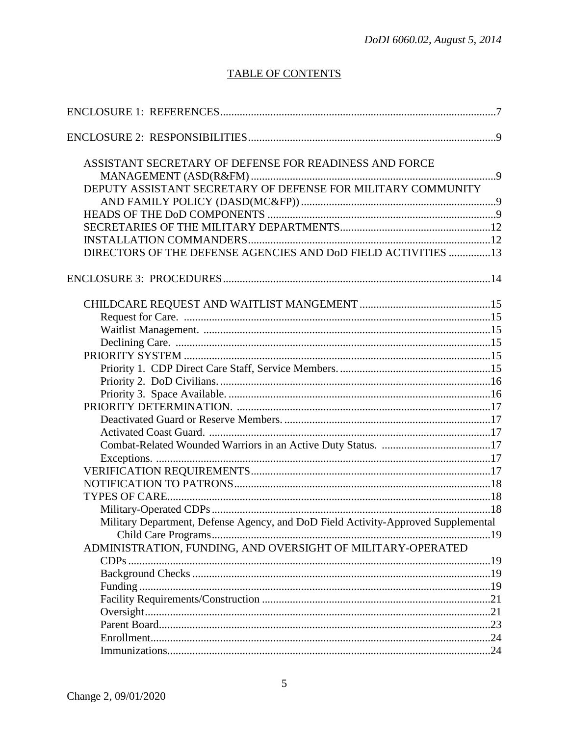## TABLE OF CONTENTS

ENCLOSURE 1: REFERENCES..................................................................................................7

ENCLOSURE 2: RESPONSIBILITIES........................................................................................9

- ASSISTANT SECRETARY OF DEFENSE FOR READINESS AND FORCE MANAGEMENT (ASD(R&FM)........................................................................................9
- DEPUTY ASSISTANT SECRETARY OF DEFENSE FOR MILITARY COMMUNITY AND FAMILY POLICY (DASD(MC&FP))......................................................................9
- HEADS OF THE DoD COMPONENTS ..................................................................................9
- SECRETARIES OF THE MILITARY DEPARTMENTS......................................................12
- INSTALLATION COMMANDERS.......................................................................................12
- DIRECTORS OF THE DEFENSE AGENCIES AND DoD FIELD ACTIVITIES ...............13

ENCLOSURE 3: PROCEDURES................................................................................................14

- CHILDCARE REQUEST AND WAITLIST MANGEMENT ...............................................15
  - Request for Care. .............................................................................................................15
  - Waitlist Management. ......................................................................................................15
  - Declining Care. ................................................................................................................15
- PRIORITY SYSTEM .............................................................................................................15
  - Priority 1. CDP Direct Care Staff, Service Members. ......................................................15
  - Priority 2. DoD Civilians. .................................................................................................16
  - Priority 3. Space Available. ..............................................................................................16
- PRIORITY DETERMINATION. ...........................................................................................17
  - Deactivated Guard or Reserve Members. ..........................................................................17
  - Activated Coast Guard. .....................................................................................................17
  - Combat-Related Wounded Warriors in an Active Duty Status. .......................................17
  - Exceptions. ........................................................................................................................17
- VERIFICATION REQUIREMENTS......................................................................................17
- NOTIFICATION TO PATRONS............................................................................................18
- TYPES OF CARE...................................................................................................................18
  - Military-Operated CDPs ...................................................................................................18
  - Military Department, Defense Agency, and DoD Field Activity-Approved Supplemental Child Care Programs...................................................................................................19
- ADMINISTRATION, FUNDING, AND OVERSIGHT OF MILITARY-OPERATED CDPs .................................................................................................................................19
  - Background Checks ...........................................................................................................19
  - Funding .............................................................................................................................19
  - Facility Requirements/Construction .................................................................................21
  - Oversight............................................................................................................................21
  - Parent Board.......................................................................................................................23
  - Enrollment..........................................................................................................................24
  - Immunizations....................................................................................................................24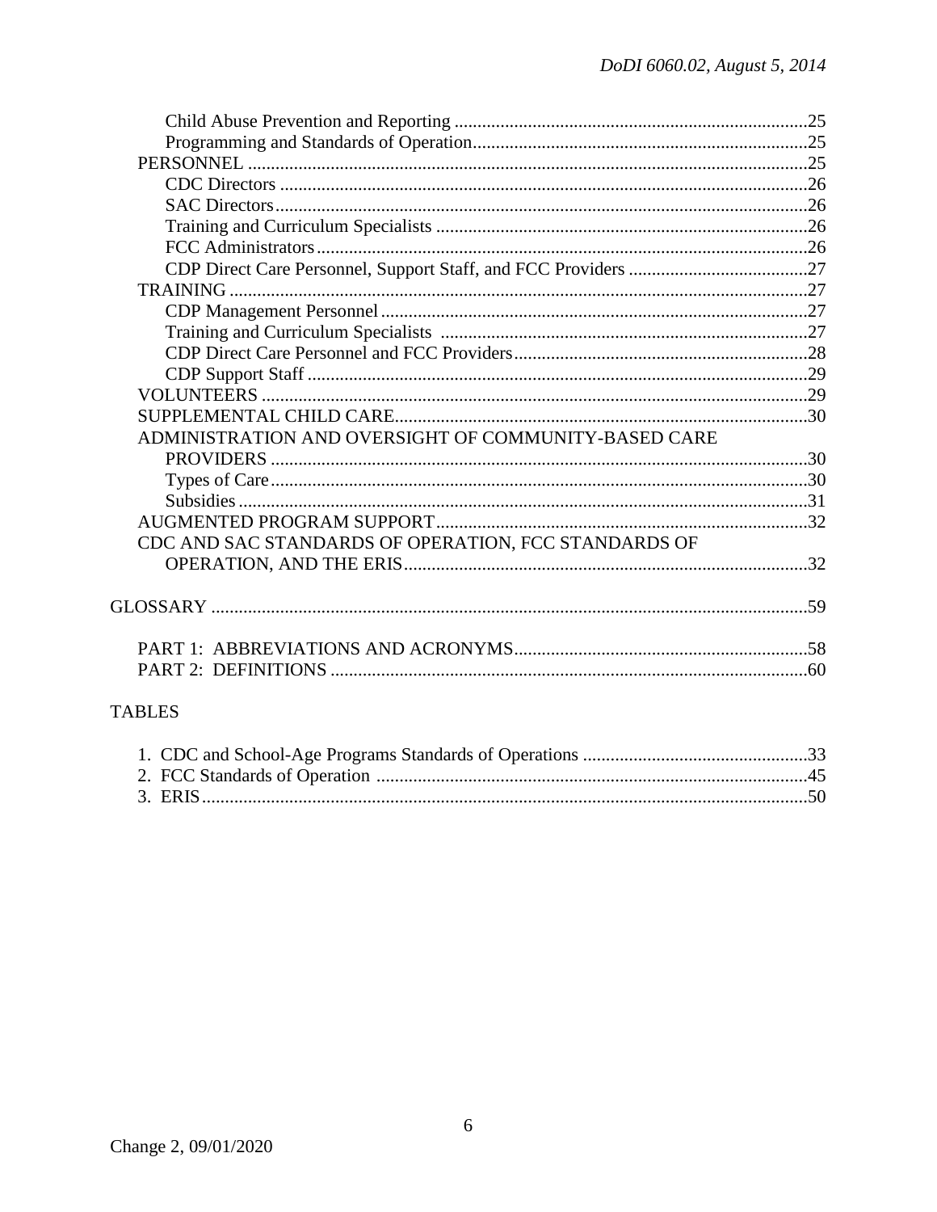Child Abuse Prevention and Reporting ............................................................................25
Programming and Standards of Operation.........................................................................25
PERSONNEL ..........................................................................................................................25
CDC Directors ..................................................................................................................26
SAC Directors...................................................................................................................26
Training and Curriculum Specialists ................................................................................26
FCC Administrators..........................................................................................................26
CDP Direct Care Personnel, Support Staff, and FCC Providers .......................................27
TRAINING .............................................................................................................................27
CDP Management Personnel ............................................................................................27
Training and Curriculum Specialists ................................................................................27
CDP Direct Care Personnel and FCC Providers................................................................28
CDP Support Staff ............................................................................................................29
VOLUNTEERS ......................................................................................................................29
SUPPLEMENTAL CHILD CARE.........................................................................................30
ADMINISTRATION AND OVERSIGHT OF COMMUNITY-BASED CARE PROVIDERS .....................................................................................................................30
Types of Care.....................................................................................................................30
Subsidies ...........................................................................................................................31
AUGMENTED PROGRAM SUPPORT................................................................................32
CDC AND SAC STANDARDS OF OPERATION, FCC STANDARDS OF OPERATION, AND THE ERIS.......................................................................................32

GLOSSARY ..................................................................................................................................59

PART 1: ABBREVIATIONS AND ACRONYMS................................................................58
PART 2: DEFINITIONS .......................................................................................................60

TABLES

1. CDC and School-Age Programs Standards of Operations .................................................33
2. FCC Standards of Operation ..............................................................................................45
3. ERIS....................................................................................................................................50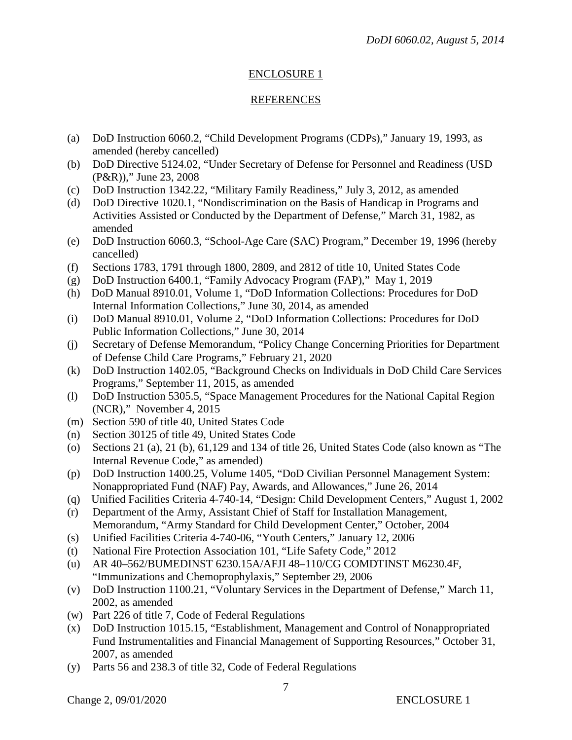## ENCLOSURE 1

## REFERENCES

(a) DoD Instruction 6060.2, "Child Development Programs (CDPs)," January 19, 1993, as amended (hereby cancelled)
(b) DoD Directive 5124.02, "Under Secretary of Defense for Personnel and Readiness (USD (P&R))," June 23, 2008
(c) DoD Instruction 1342.22, "Military Family Readiness," July 3, 2012, as amended
(d) DoD Directive 1020.1, "Nondiscrimination on the Basis of Handicap in Programs and Activities Assisted or Conducted by the Department of Defense," March 31, 1982, as amended
(e) DoD Instruction 6060.3, "School-Age Care (SAC) Program," December 19, 1996 (hereby cancelled)
(f) Sections 1783, 1791 through 1800, 2809, and 2812 of title 10, United States Code
(g) DoD Instruction 6400.1, "Family Advocacy Program (FAP)," May 1, 2019
(h) DoD Manual 8910.01, Volume 1, "DoD Information Collections: Procedures for DoD Internal Information Collections," June 30, 2014, as amended
(i) DoD Manual 8910.01, Volume 2, "DoD Information Collections: Procedures for DoD Public Information Collections," June 30, 2014
(j) Secretary of Defense Memorandum, "Policy Change Concerning Priorities for Department of Defense Child Care Programs," February 21, 2020
(k) DoD Instruction 1402.05, "Background Checks on Individuals in DoD Child Care Services Programs," September 11, 2015, as amended
(l) DoD Instruction 5305.5, "Space Management Procedures for the National Capital Region (NCR)," November 4, 2015
(m) Section 590 of title 40, United States Code
(n) Section 30125 of title 49, United States Code
(o) Sections 21 (a), 21 (b), 61,129 and 134 of title 26, United States Code (also known as "The Internal Revenue Code," as amended)
(p) DoD Instruction 1400.25, Volume 1405, "DoD Civilian Personnel Management System: Nonappropriated Fund (NAF) Pay, Awards, and Allowances," June 26, 2014
(q) Unified Facilities Criteria 4-740-14, "Design: Child Development Centers," August 1, 2002
(r) Department of the Army, Assistant Chief of Staff for Installation Management, Memorandum, "Army Standard for Child Development Center," October, 2004
(s) Unified Facilities Criteria 4-740-06, "Youth Centers," January 12, 2006
(t) National Fire Protection Association 101, "Life Safety Code," 2012
(u) AR 40–562/BUMEDINST 6230.15A/AFJI 48–110/CG COMDTINST M6230.4F, "Immunizations and Chemoprophylaxis," September 29, 2006
(v) DoD Instruction 1100.21, "Voluntary Services in the Department of Defense," March 11, 2002, as amended
(w) Part 226 of title 7, Code of Federal Regulations
(x) DoD Instruction 1015.15, "Establishment, Management and Control of Nonappropriated Fund Instrumentalities and Financial Management of Supporting Resources," October 31, 2007, as amended
(y) Parts 56 and 238.3 of title 32, Code of Federal Regulations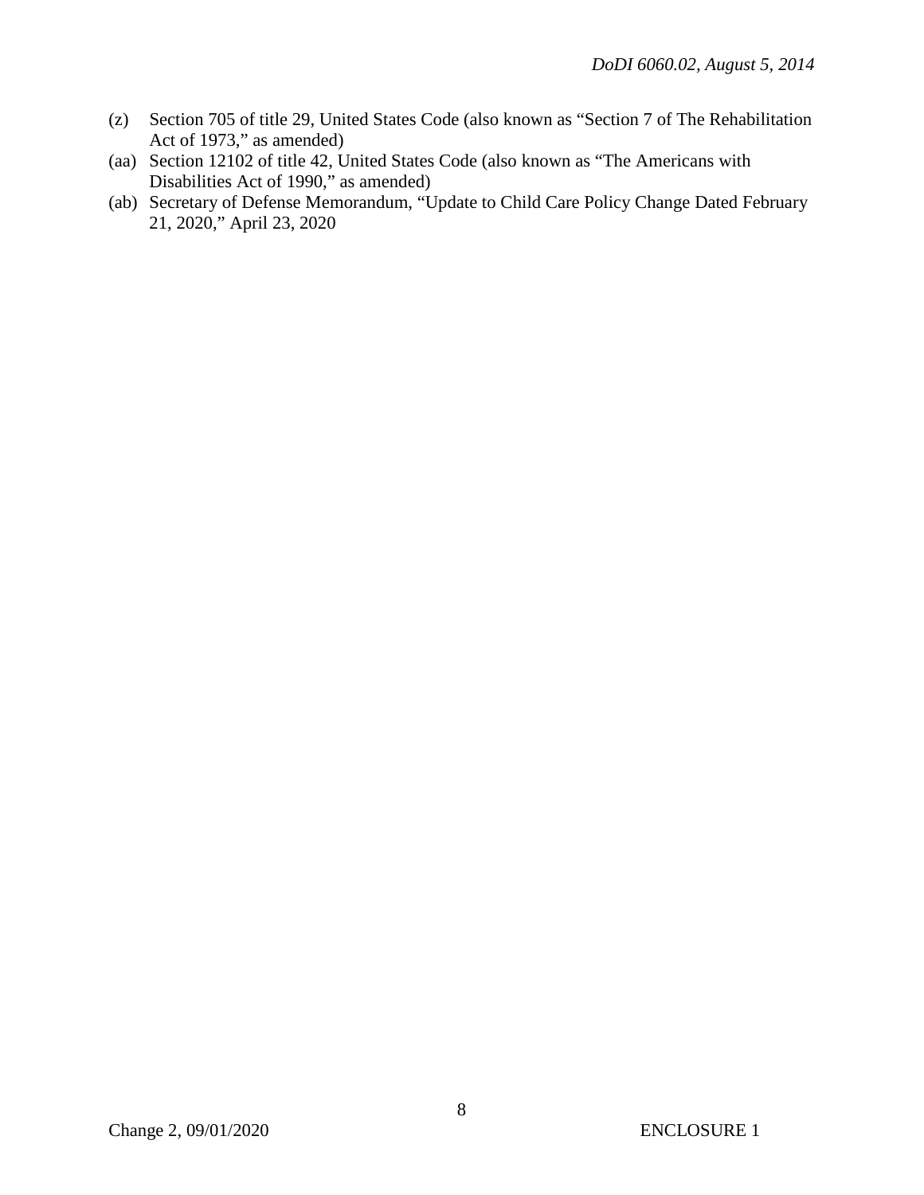(z) Section 705 of title 29, United States Code (also known as "Section 7 of The Rehabilitation Act of 1973," as amended)

(aa) Section 12102 of title 42, United States Code (also known as "The Americans with Disabilities Act of 1990," as amended)

(ab) Secretary of Defense Memorandum, "Update to Child Care Policy Change Dated February 21, 2020," April 23, 2020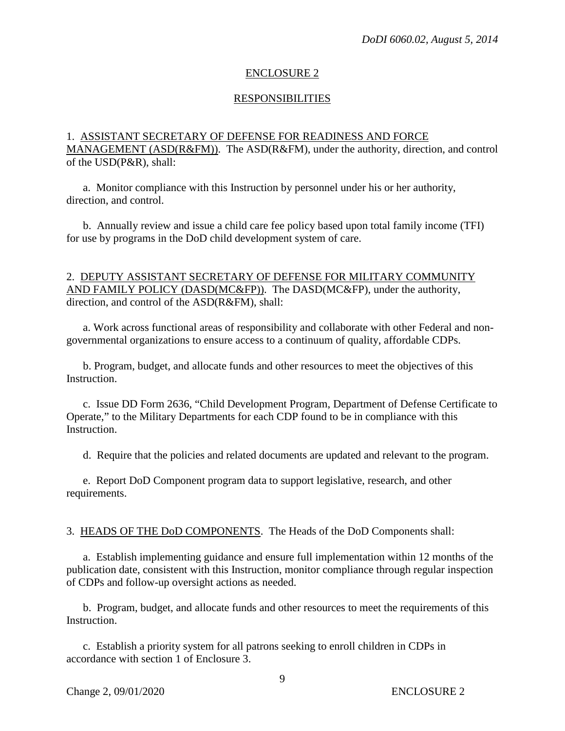## ENCLOSURE 2

## RESPONSIBILITIES

1. ASSISTANT SECRETARY OF DEFENSE FOR READINESS AND FORCE MANAGEMENT (ASD(R&FM)). The ASD(R&FM), under the authority, direction, and control of the USD(P&R), shall:

   a. Monitor compliance with this Instruction by personnel under his or her authority, direction, and control.

   b. Annually review and issue a child care fee policy based upon total family income (TFI) for use by programs in the DoD child development system of care.

2. DEPUTY ASSISTANT SECRETARY OF DEFENSE FOR MILITARY COMMUNITY AND FAMILY POLICY (DASD(MC&FP)). The DASD(MC&FP), under the authority, direction, and control of the ASD(R&FM), shall:

   a. Work across functional areas of responsibility and collaborate with other Federal and non-governmental organizations to ensure access to a continuum of quality, affordable CDPs.

   b. Program, budget, and allocate funds and other resources to meet the objectives of this Instruction.

   c. Issue DD Form 2636, "Child Development Program, Department of Defense Certificate to Operate," to the Military Departments for each CDP found to be in compliance with this Instruction.

   d. Require that the policies and related documents are updated and relevant to the program.

   e. Report DoD Component program data to support legislative, research, and other requirements.

3. HEADS OF THE DoD COMPONENTS. The Heads of the DoD Components shall:

   a. Establish implementing guidance and ensure full implementation within 12 months of the publication date, consistent with this Instruction, monitor compliance through regular inspection of CDPs and follow-up oversight actions as needed.

   b. Program, budget, and allocate funds and other resources to meet the requirements of this Instruction.

   c. Establish a priority system for all patrons seeking to enroll children in CDPs in accordance with section 1 of Enclosure 3.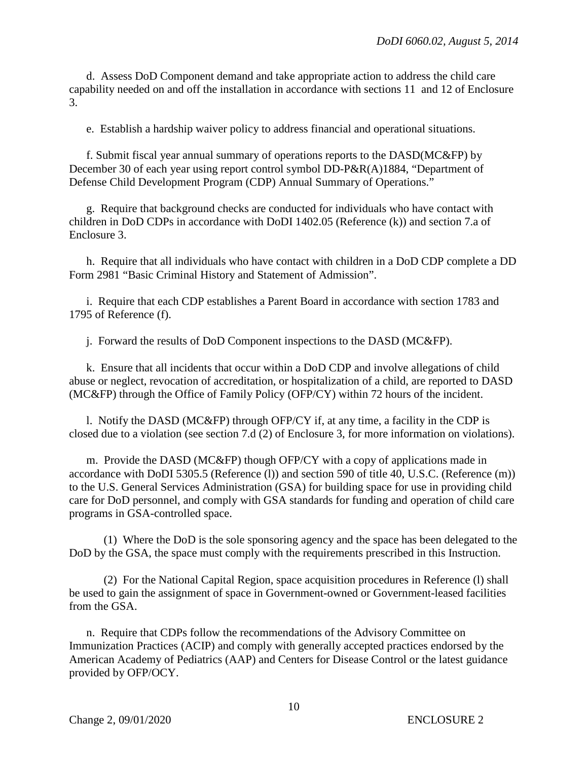d. Assess DoD Component demand and take appropriate action to address the child care capability needed on and off the installation in accordance with sections 11 and 12 of Enclosure 3.

e. Establish a hardship waiver policy to address financial and operational situations.

f. Submit fiscal year annual summary of operations reports to the DASD(MC&FP) by December 30 of each year using report control symbol DD-P&R(A)1884, "Department of Defense Child Development Program (CDP) Annual Summary of Operations."

g. Require that background checks are conducted for individuals who have contact with children in DoD CDPs in accordance with DoDI 1402.05 (Reference (k)) and section 7.a of Enclosure 3.

h. Require that all individuals who have contact with children in a DoD CDP complete a DD Form 2981 "Basic Criminal History and Statement of Admission".

i. Require that each CDP establishes a Parent Board in accordance with section 1783 and 1795 of Reference (f).

j. Forward the results of DoD Component inspections to the DASD (MC&FP).

k. Ensure that all incidents that occur within a DoD CDP and involve allegations of child abuse or neglect, revocation of accreditation, or hospitalization of a child, are reported to DASD (MC&FP) through the Office of Family Policy (OFP/CY) within 72 hours of the incident.

l. Notify the DASD (MC&FP) through OFP/CY if, at any time, a facility in the CDP is closed due to a violation (see section 7.d (2) of Enclosure 3, for more information on violations).

m. Provide the DASD (MC&FP) though OFP/CY with a copy of applications made in accordance with DoDI 5305.5 (Reference (l)) and section 590 of title 40, U.S.C. (Reference (m)) to the U.S. General Services Administration (GSA) for building space for use in providing child care for DoD personnel, and comply with GSA standards for funding and operation of child care programs in GSA-controlled space.

(1) Where the DoD is the sole sponsoring agency and the space has been delegated to the DoD by the GSA, the space must comply with the requirements prescribed in this Instruction.

(2) For the National Capital Region, space acquisition procedures in Reference (l) shall be used to gain the assignment of space in Government-owned or Government-leased facilities from the GSA.

n. Require that CDPs follow the recommendations of the Advisory Committee on Immunization Practices (ACIP) and comply with generally accepted practices endorsed by the American Academy of Pediatrics (AAP) and Centers for Disease Control or the latest guidance provided by OFP/OCY.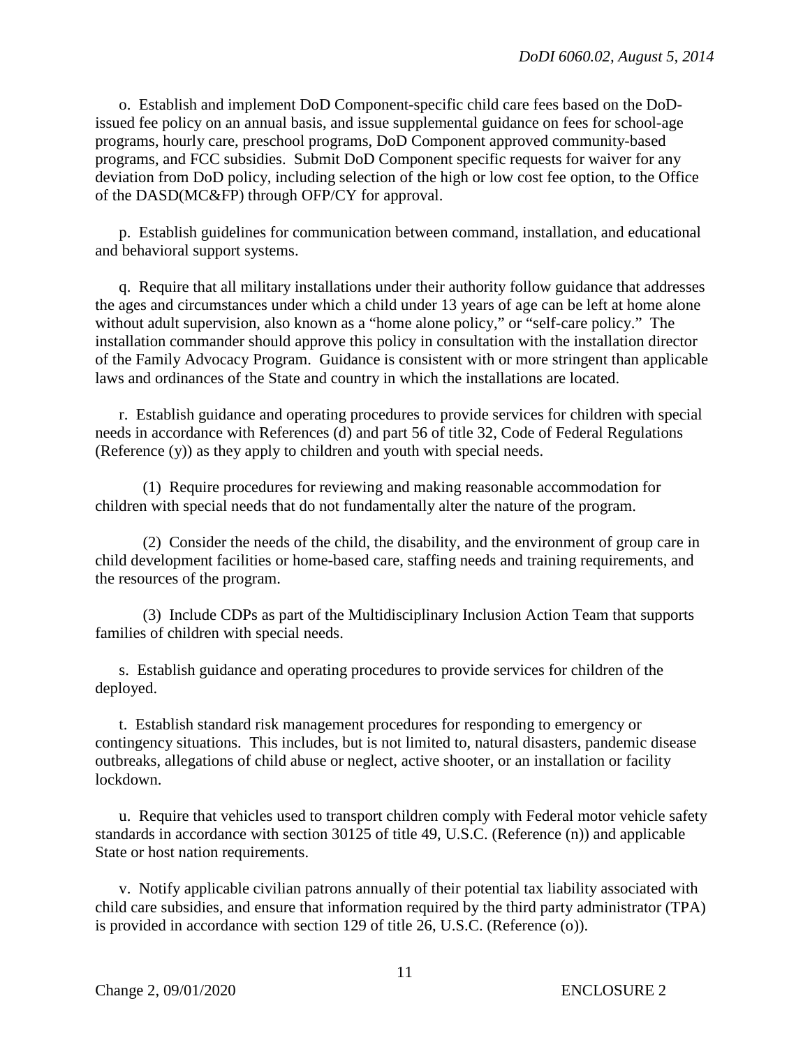o. Establish and implement DoD Component-specific child care fees based on the DoD-issued fee policy on an annual basis, and issue supplemental guidance on fees for school-age programs, hourly care, preschool programs, DoD Component approved community-based programs, and FCC subsidies. Submit DoD Component specific requests for waiver for any deviation from DoD policy, including selection of the high or low cost fee option, to the Office of the DASD(MC&FP) through OFP/CY for approval.

p. Establish guidelines for communication between command, installation, and educational and behavioral support systems.

q. Require that all military installations under their authority follow guidance that addresses the ages and circumstances under which a child under 13 years of age can be left at home alone without adult supervision, also known as a "home alone policy," or "self-care policy." The installation commander should approve this policy in consultation with the installation director of the Family Advocacy Program. Guidance is consistent with or more stringent than applicable laws and ordinances of the State and country in which the installations are located.

r. Establish guidance and operating procedures to provide services for children with special needs in accordance with References (d) and part 56 of title 32, Code of Federal Regulations (Reference (y)) as they apply to children and youth with special needs.

(1) Require procedures for reviewing and making reasonable accommodation for children with special needs that do not fundamentally alter the nature of the program.

(2) Consider the needs of the child, the disability, and the environment of group care in child development facilities or home-based care, staffing needs and training requirements, and the resources of the program.

(3) Include CDPs as part of the Multidisciplinary Inclusion Action Team that supports families of children with special needs.

s. Establish guidance and operating procedures to provide services for children of the deployed.

t. Establish standard risk management procedures for responding to emergency or contingency situations. This includes, but is not limited to, natural disasters, pandemic disease outbreaks, allegations of child abuse or neglect, active shooter, or an installation or facility lockdown.

u. Require that vehicles used to transport children comply with Federal motor vehicle safety standards in accordance with section 30125 of title 49, U.S.C. (Reference (n)) and applicable State or host nation requirements.

v. Notify applicable civilian patrons annually of their potential tax liability associated with child care subsidies, and ensure that information required by the third party administrator (TPA) is provided in accordance with section 129 of title 26, U.S.C. (Reference (o)).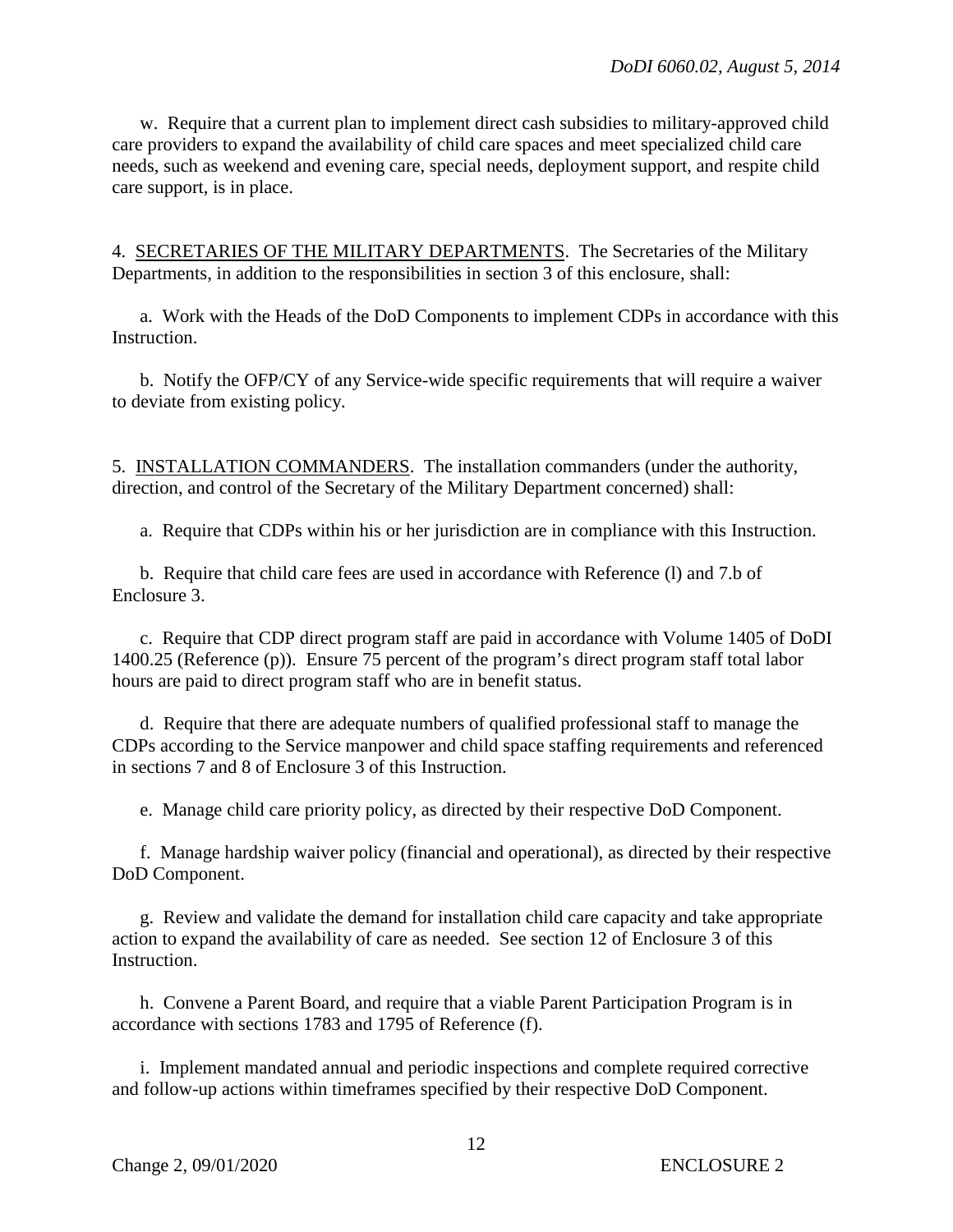w. Require that a current plan to implement direct cash subsidies to military-approved child care providers to expand the availability of child care spaces and meet specialized child care needs, such as weekend and evening care, special needs, deployment support, and respite child care support, is in place.

4. SECRETARIES OF THE MILITARY DEPARTMENTS. The Secretaries of the Military Departments, in addition to the responsibilities in section 3 of this enclosure, shall:

a. Work with the Heads of the DoD Components to implement CDPs in accordance with this Instruction.

b. Notify the OFP/CY of any Service-wide specific requirements that will require a waiver to deviate from existing policy.

5. INSTALLATION COMMANDERS. The installation commanders (under the authority, direction, and control of the Secretary of the Military Department concerned) shall:

a. Require that CDPs within his or her jurisdiction are in compliance with this Instruction.

b. Require that child care fees are used in accordance with Reference (l) and 7.b of Enclosure 3.

c. Require that CDP direct program staff are paid in accordance with Volume 1405 of DoDI 1400.25 (Reference (p)). Ensure 75 percent of the program's direct program staff total labor hours are paid to direct program staff who are in benefit status.

d. Require that there are adequate numbers of qualified professional staff to manage the CDPs according to the Service manpower and child space staffing requirements and referenced in sections 7 and 8 of Enclosure 3 of this Instruction.

e. Manage child care priority policy, as directed by their respective DoD Component.

f. Manage hardship waiver policy (financial and operational), as directed by their respective DoD Component.

g. Review and validate the demand for installation child care capacity and take appropriate action to expand the availability of care as needed. See section 12 of Enclosure 3 of this Instruction.

h. Convene a Parent Board, and require that a viable Parent Participation Program is in accordance with sections 1783 and 1795 of Reference (f).

i. Implement mandated annual and periodic inspections and complete required corrective and follow-up actions within timeframes specified by their respective DoD Component.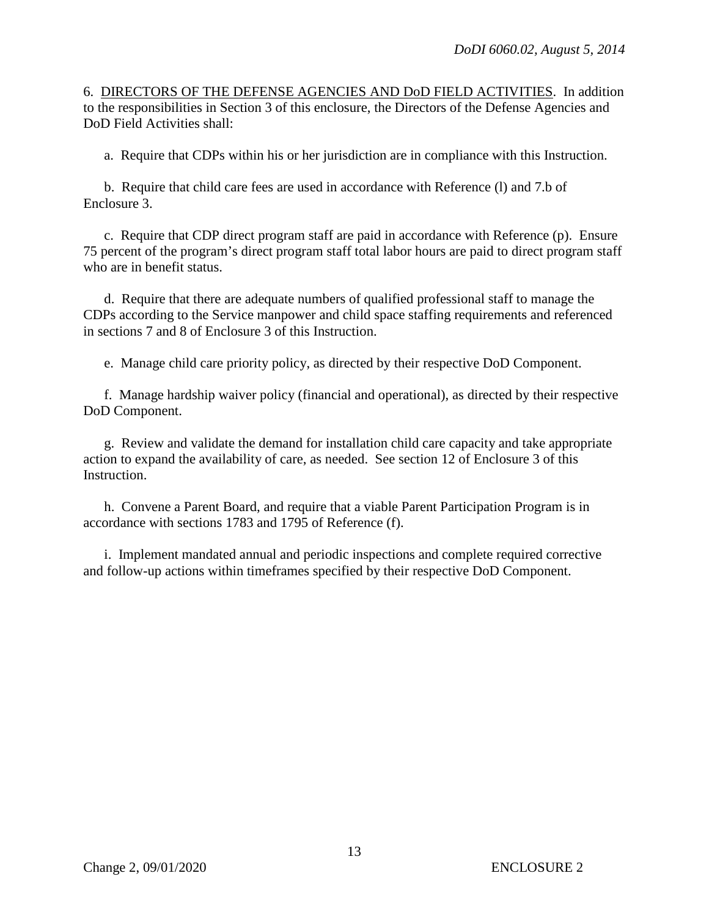6. <u>DIRECTORS OF THE DEFENSE AGENCIES AND DoD FIELD ACTIVITIES</u>. In addition to the responsibilities in Section 3 of this enclosure, the Directors of the Defense Agencies and DoD Field Activities shall:

a. Require that CDPs within his or her jurisdiction are in compliance with this Instruction.

b. Require that child care fees are used in accordance with Reference (l) and 7.b of Enclosure 3.

c. Require that CDP direct program staff are paid in accordance with Reference (p). Ensure 75 percent of the program's direct program staff total labor hours are paid to direct program staff who are in benefit status.

d. Require that there are adequate numbers of qualified professional staff to manage the CDPs according to the Service manpower and child space staffing requirements and referenced in sections 7 and 8 of Enclosure 3 of this Instruction.

e. Manage child care priority policy, as directed by their respective DoD Component.

f. Manage hardship waiver policy (financial and operational), as directed by their respective DoD Component.

g. Review and validate the demand for installation child care capacity and take appropriate action to expand the availability of care, as needed. See section 12 of Enclosure 3 of this Instruction.

h. Convene a Parent Board, and require that a viable Parent Participation Program is in accordance with sections 1783 and 1795 of Reference (f).

i. Implement mandated annual and periodic inspections and complete required corrective and follow-up actions within timeframes specified by their respective DoD Component.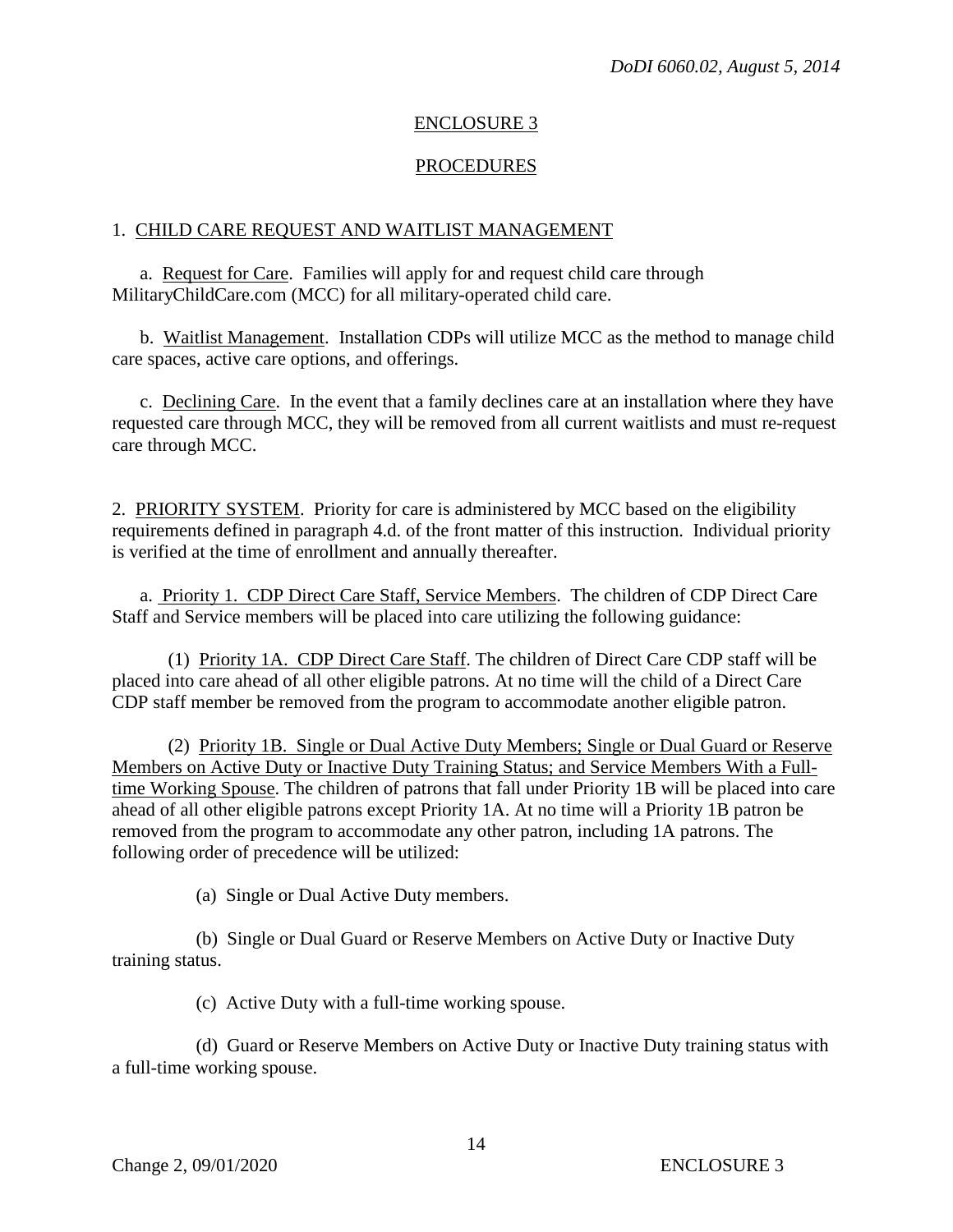## ENCLOSURE 3

## PROCEDURES

1. CHILD CARE REQUEST AND WAITLIST MANAGEMENT

a. Request for Care. Families will apply for and request child care through MilitaryChildCare.com (MCC) for all military-operated child care.

b. Waitlist Management. Installation CDPs will utilize MCC as the method to manage child care spaces, active care options, and offerings.

c. Declining Care. In the event that a family declines care at an installation where they have requested care through MCC, they will be removed from all current waitlists and must re-request care through MCC.

2. PRIORITY SYSTEM. Priority for care is administered by MCC based on the eligibility requirements defined in paragraph 4.d. of the front matter of this instruction. Individual priority is verified at the time of enrollment and annually thereafter.

a. Priority 1. CDP Direct Care Staff, Service Members. The children of CDP Direct Care Staff and Service members will be placed into care utilizing the following guidance:

(1) Priority 1A. CDP Direct Care Staff. The children of Direct Care CDP staff will be placed into care ahead of all other eligible patrons. At no time will the child of a Direct Care CDP staff member be removed from the program to accommodate another eligible patron.

(2) Priority 1B. Single or Dual Active Duty Members; Single or Dual Guard or Reserve Members on Active Duty or Inactive Duty Training Status; and Service Members With a Full-time Working Spouse. The children of patrons that fall under Priority 1B will be placed into care ahead of all other eligible patrons except Priority 1A. At no time will a Priority 1B patron be removed from the program to accommodate any other patron, including 1A patrons. The following order of precedence will be utilized:

(a) Single or Dual Active Duty members.

(b) Single or Dual Guard or Reserve Members on Active Duty or Inactive Duty training status.

(c) Active Duty with a full-time working spouse.

(d) Guard or Reserve Members on Active Duty or Inactive Duty training status with a full-time working spouse.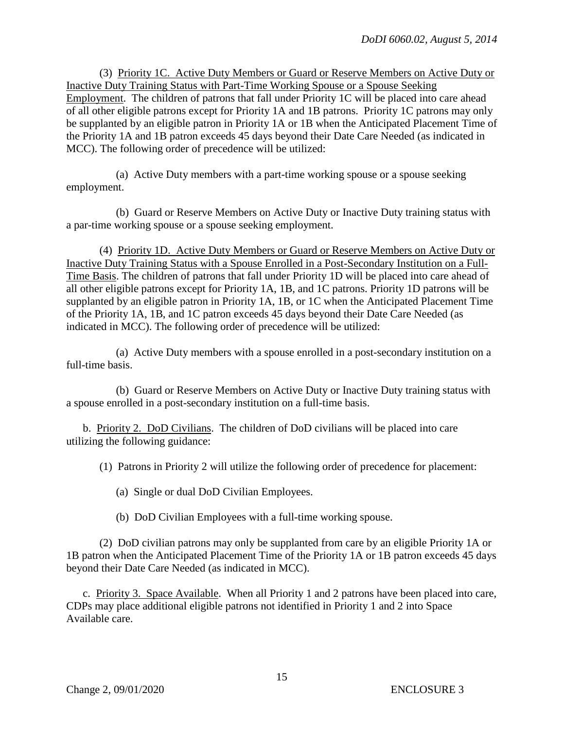(3) Priority 1C. Active Duty Members or Guard or Reserve Members on Active Duty or Inactive Duty Training Status with Part-Time Working Spouse or a Spouse Seeking Employment. The children of patrons that fall under Priority 1C will be placed into care ahead of all other eligible patrons except for Priority 1A and 1B patrons. Priority 1C patrons may only be supplanted by an eligible patron in Priority 1A or 1B when the Anticipated Placement Time of the Priority 1A and 1B patron exceeds 45 days beyond their Date Care Needed (as indicated in MCC). The following order of precedence will be utilized:

(a) Active Duty members with a part-time working spouse or a spouse seeking employment.

(b) Guard or Reserve Members on Active Duty or Inactive Duty training status with a par-time working spouse or a spouse seeking employment.

(4) Priority 1D. Active Duty Members or Guard or Reserve Members on Active Duty or Inactive Duty Training Status with a Spouse Enrolled in a Post-Secondary Institution on a Full-Time Basis. The children of patrons that fall under Priority 1D will be placed into care ahead of all other eligible patrons except for Priority 1A, 1B, and 1C patrons. Priority 1D patrons will be supplanted by an eligible patron in Priority 1A, 1B, or 1C when the Anticipated Placement Time of the Priority 1A, 1B, and 1C patron exceeds 45 days beyond their Date Care Needed (as indicated in MCC). The following order of precedence will be utilized:

(a) Active Duty members with a spouse enrolled in a post-secondary institution on a full-time basis.

(b) Guard or Reserve Members on Active Duty or Inactive Duty training status with a spouse enrolled in a post-secondary institution on a full-time basis.

b. Priority 2. DoD Civilians. The children of DoD civilians will be placed into care utilizing the following guidance:

(1) Patrons in Priority 2 will utilize the following order of precedence for placement:

(a) Single or dual DoD Civilian Employees.

(b) DoD Civilian Employees with a full-time working spouse.

(2) DoD civilian patrons may only be supplanted from care by an eligible Priority 1A or 1B patron when the Anticipated Placement Time of the Priority 1A or 1B patron exceeds 45 days beyond their Date Care Needed (as indicated in MCC).

c. Priority 3. Space Available. When all Priority 1 and 2 patrons have been placed into care, CDPs may place additional eligible patrons not identified in Priority 1 and 2 into Space Available care.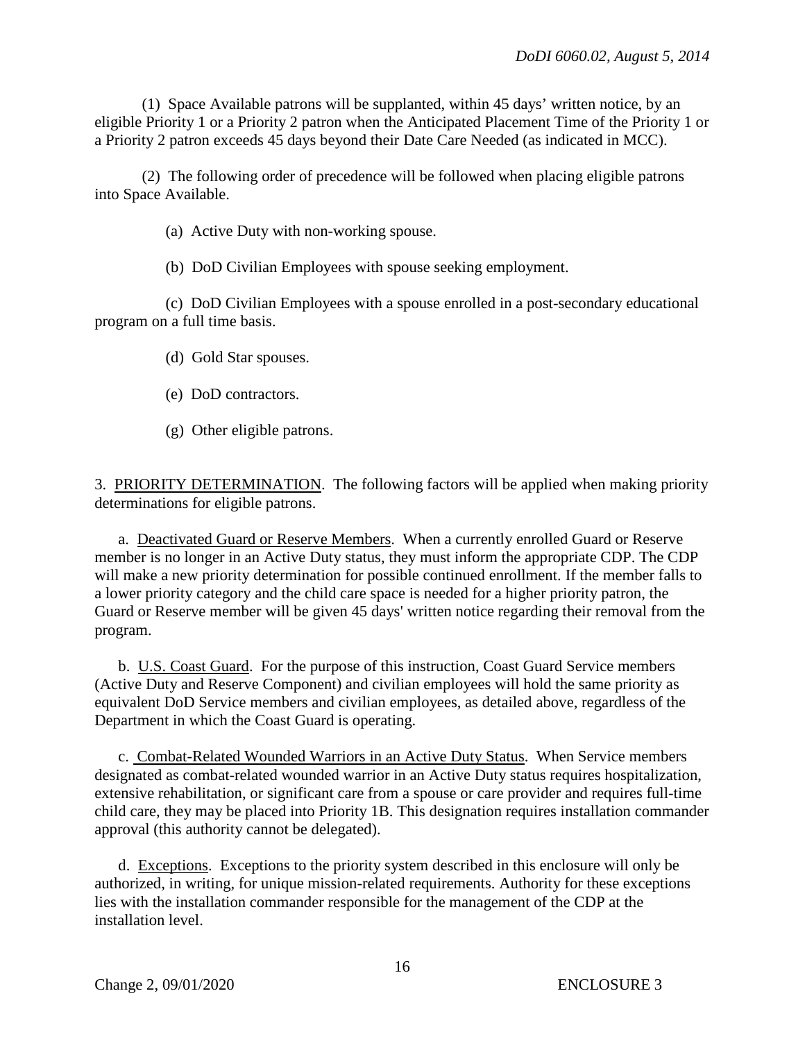(1) Space Available patrons will be supplanted, within 45 days' written notice, by an eligible Priority 1 or a Priority 2 patron when the Anticipated Placement Time of the Priority 1 or a Priority 2 patron exceeds 45 days beyond their Date Care Needed (as indicated in MCC).

(2) The following order of precedence will be followed when placing eligible patrons into Space Available.

(a) Active Duty with non-working spouse.

(b) DoD Civilian Employees with spouse seeking employment.

(c) DoD Civilian Employees with a spouse enrolled in a post-secondary educational program on a full time basis.

(d) Gold Star spouses.

(e) DoD contractors.

(g) Other eligible patrons.

3. PRIORITY DETERMINATION. The following factors will be applied when making priority determinations for eligible patrons.

a. Deactivated Guard or Reserve Members. When a currently enrolled Guard or Reserve member is no longer in an Active Duty status, they must inform the appropriate CDP. The CDP will make a new priority determination for possible continued enrollment. If the member falls to a lower priority category and the child care space is needed for a higher priority patron, the Guard or Reserve member will be given 45 days' written notice regarding their removal from the program.

b. U.S. Coast Guard. For the purpose of this instruction, Coast Guard Service members (Active Duty and Reserve Component) and civilian employees will hold the same priority as equivalent DoD Service members and civilian employees, as detailed above, regardless of the Department in which the Coast Guard is operating.

c. Combat-Related Wounded Warriors in an Active Duty Status. When Service members designated as combat-related wounded warrior in an Active Duty status requires hospitalization, extensive rehabilitation, or significant care from a spouse or care provider and requires full-time child care, they may be placed into Priority 1B. This designation requires installation commander approval (this authority cannot be delegated).

d. Exceptions. Exceptions to the priority system described in this enclosure will only be authorized, in writing, for unique mission-related requirements. Authority for these exceptions lies with the installation commander responsible for the management of the CDP at the installation level.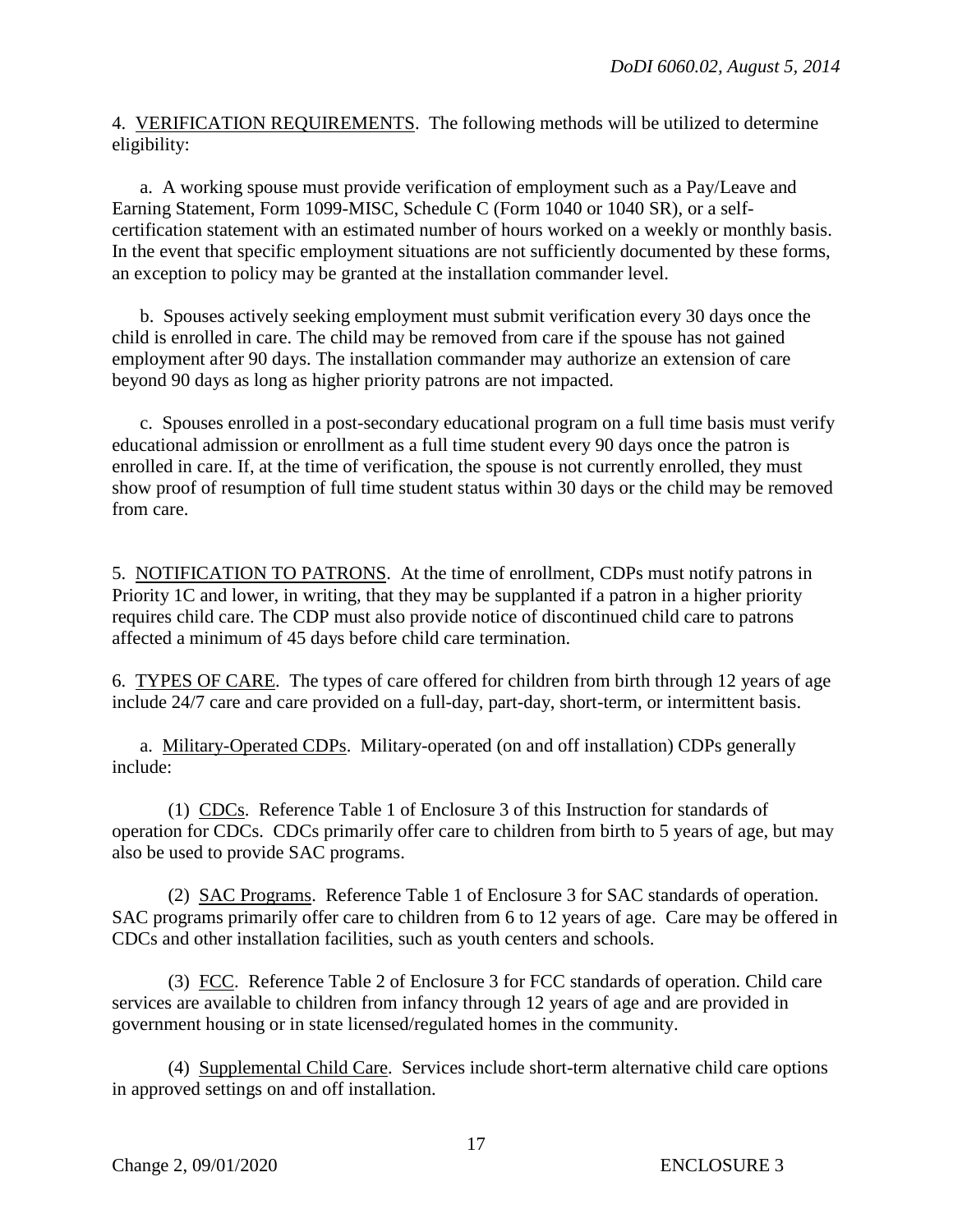4. VERIFICATION REQUIREMENTS. The following methods will be utilized to determine eligibility:

a. A working spouse must provide verification of employment such as a Pay/Leave and Earning Statement, Form 1099-MISC, Schedule C (Form 1040 or 1040 SR), or a self-certification statement with an estimated number of hours worked on a weekly or monthly basis. In the event that specific employment situations are not sufficiently documented by these forms, an exception to policy may be granted at the installation commander level.

b. Spouses actively seeking employment must submit verification every 30 days once the child is enrolled in care. The child may be removed from care if the spouse has not gained employment after 90 days. The installation commander may authorize an extension of care beyond 90 days as long as higher priority patrons are not impacted.

c. Spouses enrolled in a post-secondary educational program on a full time basis must verify educational admission or enrollment as a full time student every 90 days once the patron is enrolled in care. If, at the time of verification, the spouse is not currently enrolled, they must show proof of resumption of full time student status within 30 days or the child may be removed from care.

5. NOTIFICATION TO PATRONS. At the time of enrollment, CDPs must notify patrons in Priority 1C and lower, in writing, that they may be supplanted if a patron in a higher priority requires child care. The CDP must also provide notice of discontinued child care to patrons affected a minimum of 45 days before child care termination.

6. TYPES OF CARE. The types of care offered for children from birth through 12 years of age include 24/7 care and care provided on a full-day, part-day, short-term, or intermittent basis.

a. Military-Operated CDPs. Military-operated (on and off installation) CDPs generally include:

(1) CDCs. Reference Table 1 of Enclosure 3 of this Instruction for standards of operation for CDCs. CDCs primarily offer care to children from birth to 5 years of age, but may also be used to provide SAC programs.

(2) SAC Programs. Reference Table 1 of Enclosure 3 for SAC standards of operation. SAC programs primarily offer care to children from 6 to 12 years of age. Care may be offered in CDCs and other installation facilities, such as youth centers and schools.

(3) FCC. Reference Table 2 of Enclosure 3 for FCC standards of operation. Child care services are available to children from infancy through 12 years of age and are provided in government housing or in state licensed/regulated homes in the community.

(4) Supplemental Child Care. Services include short-term alternative child care options in approved settings on and off installation.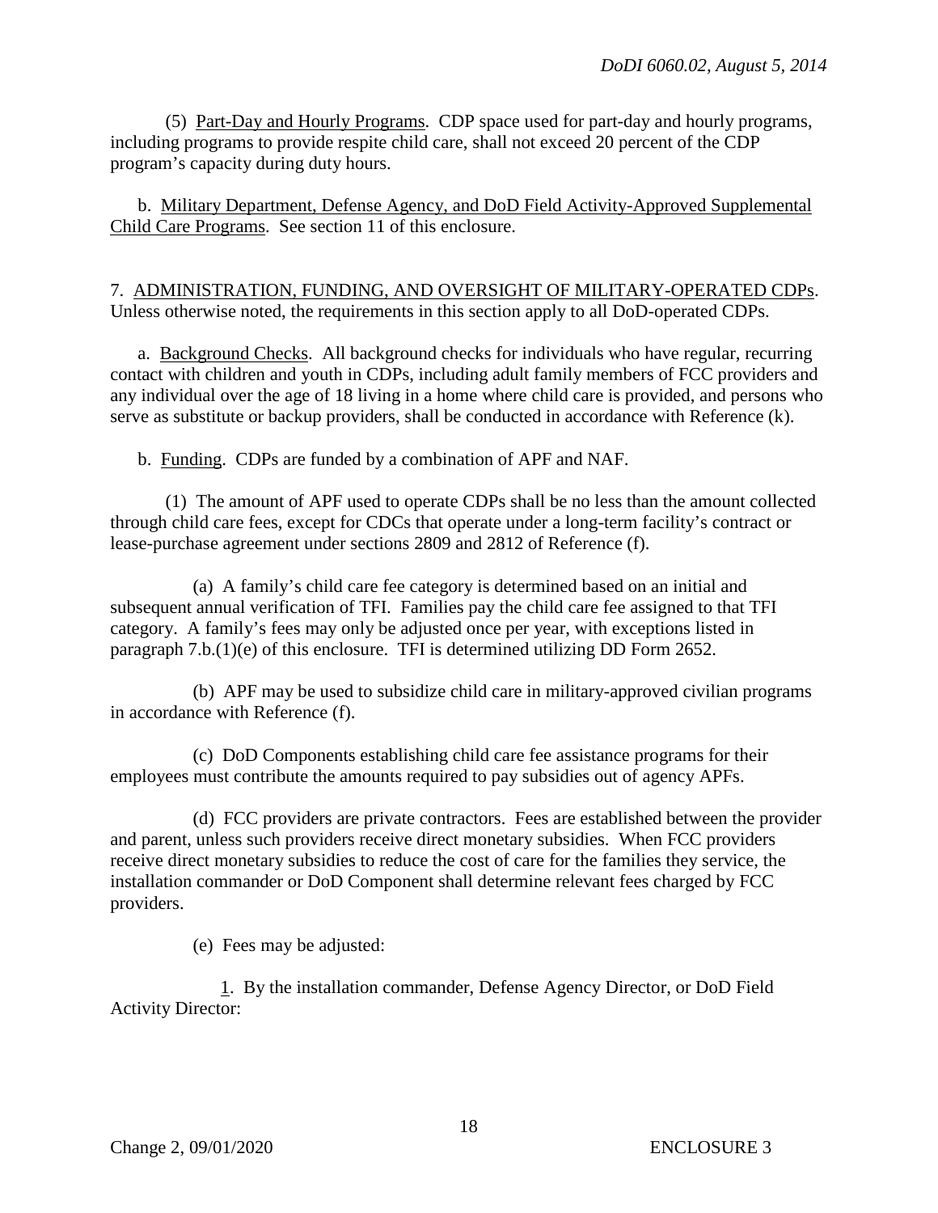(5) Part-Day and Hourly Programs. CDP space used for part-day and hourly programs, including programs to provide respite child care, shall not exceed 20 percent of the CDP program's capacity during duty hours.

b. Military Department, Defense Agency, and DoD Field Activity-Approved Supplemental Child Care Programs. See section 11 of this enclosure.

7. ADMINISTRATION, FUNDING, AND OVERSIGHT OF MILITARY-OPERATED CDPs. Unless otherwise noted, the requirements in this section apply to all DoD-operated CDPs.

a. Background Checks. All background checks for individuals who have regular, recurring contact with children and youth in CDPs, including adult family members of FCC providers and any individual over the age of 18 living in a home where child care is provided, and persons who serve as substitute or backup providers, shall be conducted in accordance with Reference (k).

b. Funding. CDPs are funded by a combination of APF and NAF.

(1) The amount of APF used to operate CDPs shall be no less than the amount collected through child care fees, except for CDCs that operate under a long-term facility's contract or lease-purchase agreement under sections 2809 and 2812 of Reference (f).

(a) A family's child care fee category is determined based on an initial and subsequent annual verification of TFI. Families pay the child care fee assigned to that TFI category. A family's fees may only be adjusted once per year, with exceptions listed in paragraph 7.b.(1)(e) of this enclosure. TFI is determined utilizing DD Form 2652.

(b) APF may be used to subsidize child care in military-approved civilian programs in accordance with Reference (f).

(c) DoD Components establishing child care fee assistance programs for their employees must contribute the amounts required to pay subsidies out of agency APFs.

(d) FCC providers are private contractors. Fees are established between the provider and parent, unless such providers receive direct monetary subsidies. When FCC providers receive direct monetary subsidies to reduce the cost of care for the families they service, the installation commander or DoD Component shall determine relevant fees charged by FCC providers.

(e) Fees may be adjusted:

1. By the installation commander, Defense Agency Director, or DoD Field Activity Director: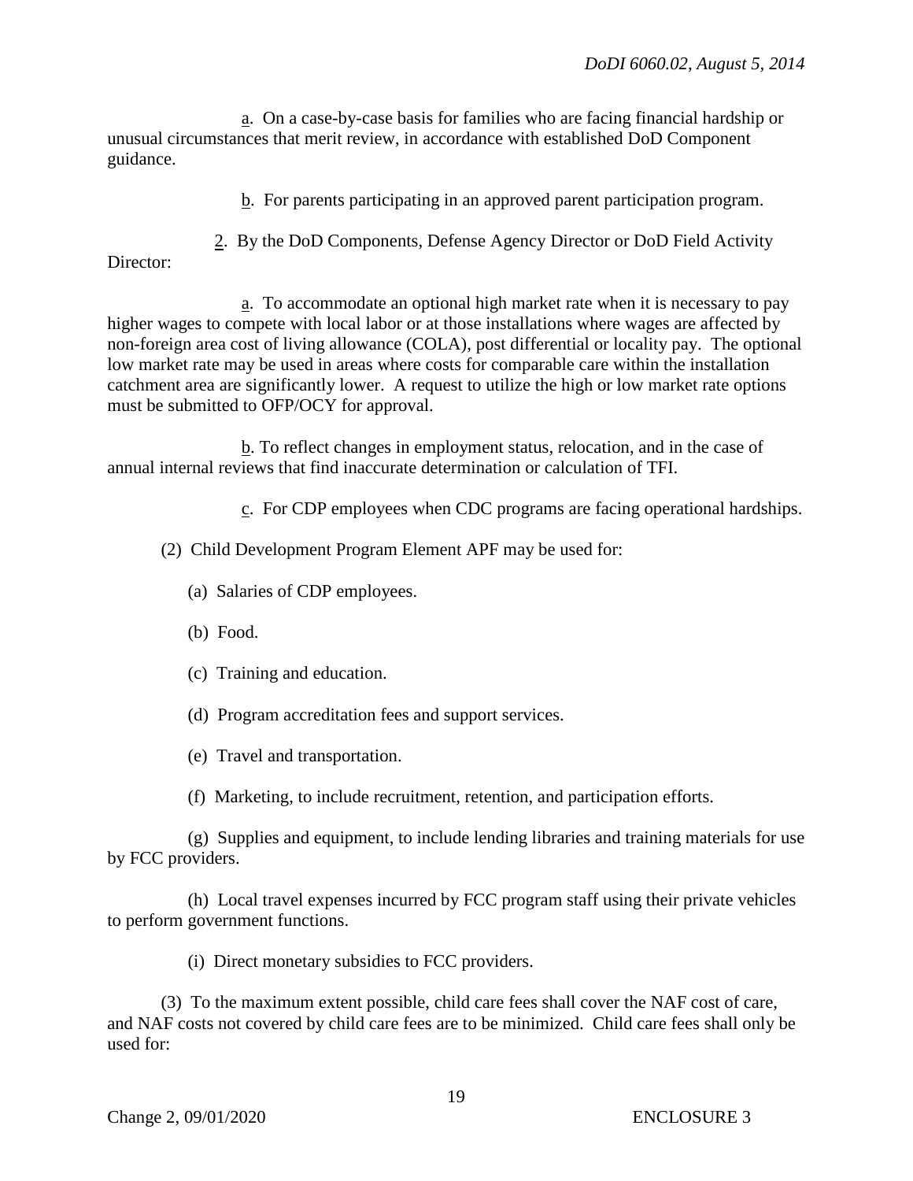a. On a case-by-case basis for families who are facing financial hardship or unusual circumstances that merit review, in accordance with established DoD Component guidance.

b. For parents participating in an approved parent participation program.

2. By the DoD Components, Defense Agency Director or DoD Field Activity Director:

a. To accommodate an optional high market rate when it is necessary to pay higher wages to compete with local labor or at those installations where wages are affected by non-foreign area cost of living allowance (COLA), post differential or locality pay. The optional low market rate may be used in areas where costs for comparable care within the installation catchment area are significantly lower. A request to utilize the high or low market rate options must be submitted to OFP/OCY for approval.

b. To reflect changes in employment status, relocation, and in the case of annual internal reviews that find inaccurate determination or calculation of TFI.

c. For CDP employees when CDC programs are facing operational hardships.

(2) Child Development Program Element APF may be used for:

(a) Salaries of CDP employees.

(b) Food.

(c) Training and education.

(d) Program accreditation fees and support services.

(e) Travel and transportation.

(f) Marketing, to include recruitment, retention, and participation efforts.

(g) Supplies and equipment, to include lending libraries and training materials for use by FCC providers.

(h) Local travel expenses incurred by FCC program staff using their private vehicles to perform government functions.

(i) Direct monetary subsidies to FCC providers.

(3) To the maximum extent possible, child care fees shall cover the NAF cost of care, and NAF costs not covered by child care fees are to be minimized. Child care fees shall only be used for: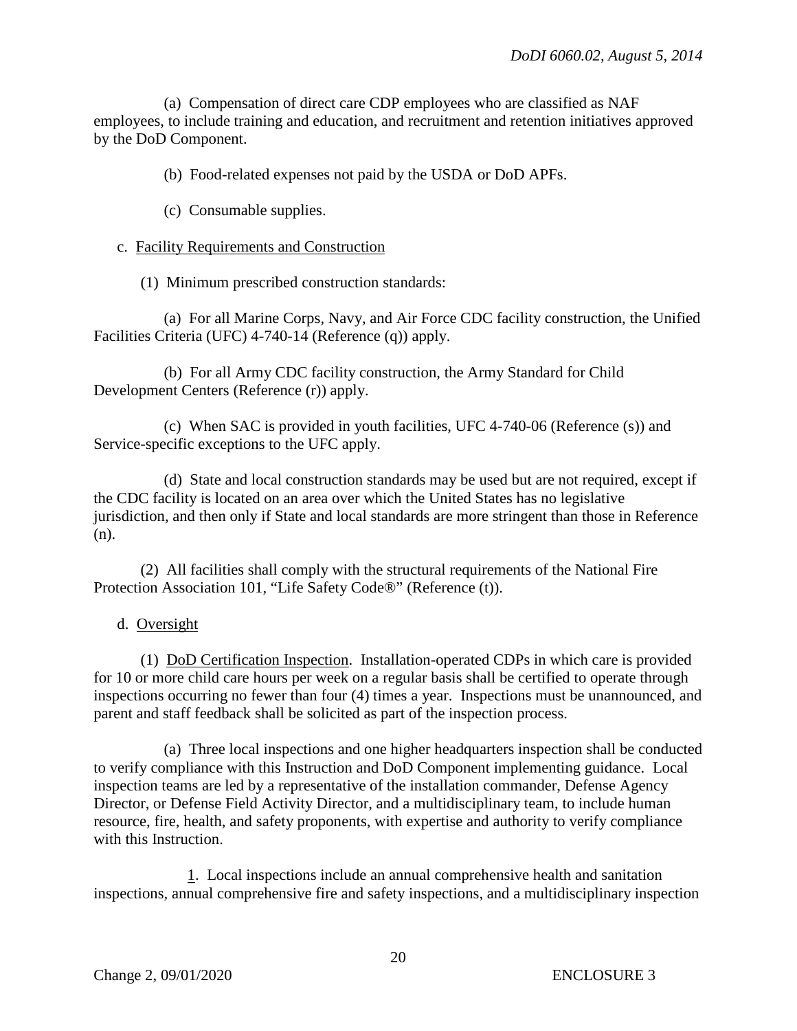(a) Compensation of direct care CDP employees who are classified as NAF employees, to include training and education, and recruitment and retention initiatives approved by the DoD Component.

(b) Food-related expenses not paid by the USDA or DoD APFs.

(c) Consumable supplies.

c. Facility Requirements and Construction

(1) Minimum prescribed construction standards:

(a) For all Marine Corps, Navy, and Air Force CDC facility construction, the Unified Facilities Criteria (UFC) 4-740-14 (Reference (q)) apply.

(b) For all Army CDC facility construction, the Army Standard for Child Development Centers (Reference (r)) apply.

(c) When SAC is provided in youth facilities, UFC 4-740-06 (Reference (s)) and Service-specific exceptions to the UFC apply.

(d) State and local construction standards may be used but are not required, except if the CDC facility is located on an area over which the United States has no legislative jurisdiction, and then only if State and local standards are more stringent than those in Reference (n).

(2) All facilities shall comply with the structural requirements of the National Fire Protection Association 101, "Life Safety Code®" (Reference (t)).

d. Oversight

(1) DoD Certification Inspection. Installation-operated CDPs in which care is provided for 10 or more child care hours per week on a regular basis shall be certified to operate through inspections occurring no fewer than four (4) times a year. Inspections must be unannounced, and parent and staff feedback shall be solicited as part of the inspection process.

(a) Three local inspections and one higher headquarters inspection shall be conducted to verify compliance with this Instruction and DoD Component implementing guidance. Local inspection teams are led by a representative of the installation commander, Defense Agency Director, or Defense Field Activity Director, and a multidisciplinary team, to include human resource, fire, health, and safety proponents, with expertise and authority to verify compliance with this Instruction.

1. Local inspections include an annual comprehensive health and sanitation inspections, annual comprehensive fire and safety inspections, and a multidisciplinary inspection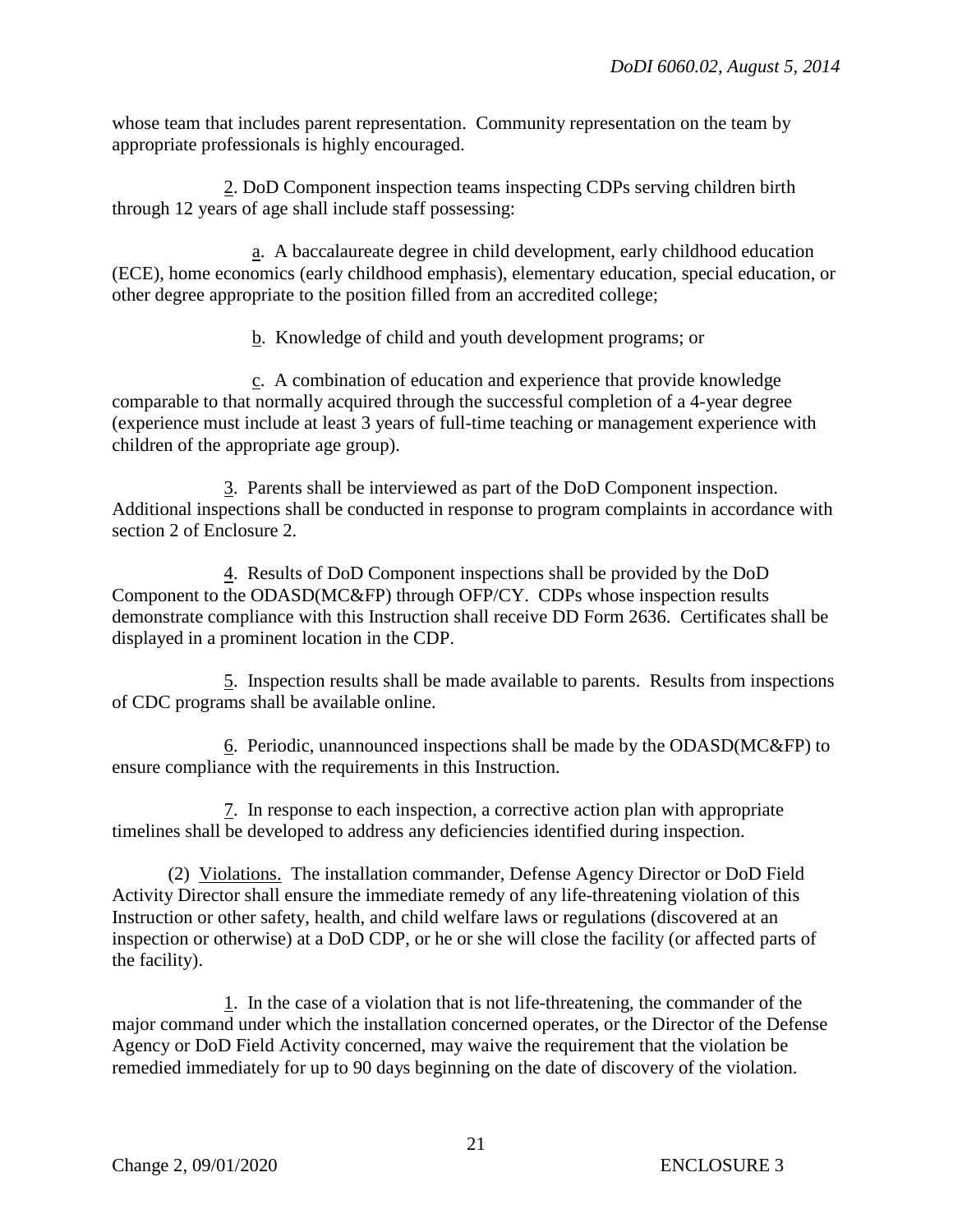whose team that includes parent representation. Community representation on the team by appropriate professionals is highly encouraged.

<u>2</u>. DoD Component inspection teams inspecting CDPs serving children birth through 12 years of age shall include staff possessing:

<u>a</u>. A baccalaureate degree in child development, early childhood education (ECE), home economics (early childhood emphasis), elementary education, special education, or other degree appropriate to the position filled from an accredited college;

<u>b</u>. Knowledge of child and youth development programs; or

<u>c</u>. A combination of education and experience that provide knowledge comparable to that normally acquired through the successful completion of a 4-year degree (experience must include at least 3 years of full-time teaching or management experience with children of the appropriate age group).

<u>3</u>. Parents shall be interviewed as part of the DoD Component inspection. Additional inspections shall be conducted in response to program complaints in accordance with section 2 of Enclosure 2.

<u>4</u>. Results of DoD Component inspections shall be provided by the DoD Component to the ODASD(MC&FP) through OFP/CY. CDPs whose inspection results demonstrate compliance with this Instruction shall receive DD Form 2636. Certificates shall be displayed in a prominent location in the CDP.

<u>5</u>. Inspection results shall be made available to parents. Results from inspections of CDC programs shall be available online.

<u>6</u>. Periodic, unannounced inspections shall be made by the ODASD(MC&FP) to ensure compliance with the requirements in this Instruction.

<u>7</u>. In response to each inspection, a corrective action plan with appropriate timelines shall be developed to address any deficiencies identified during inspection.

(2) <u>Violations.</u> The installation commander, Defense Agency Director or DoD Field Activity Director shall ensure the immediate remedy of any life-threatening violation of this Instruction or other safety, health, and child welfare laws or regulations (discovered at an inspection or otherwise) at a DoD CDP, or he or she will close the facility (or affected parts of the facility).

<u>1</u>. In the case of a violation that is not life-threatening, the commander of the major command under which the installation concerned operates, or the Director of the Defense Agency or DoD Field Activity concerned, may waive the requirement that the violation be remedied immediately for up to 90 days beginning on the date of discovery of the violation.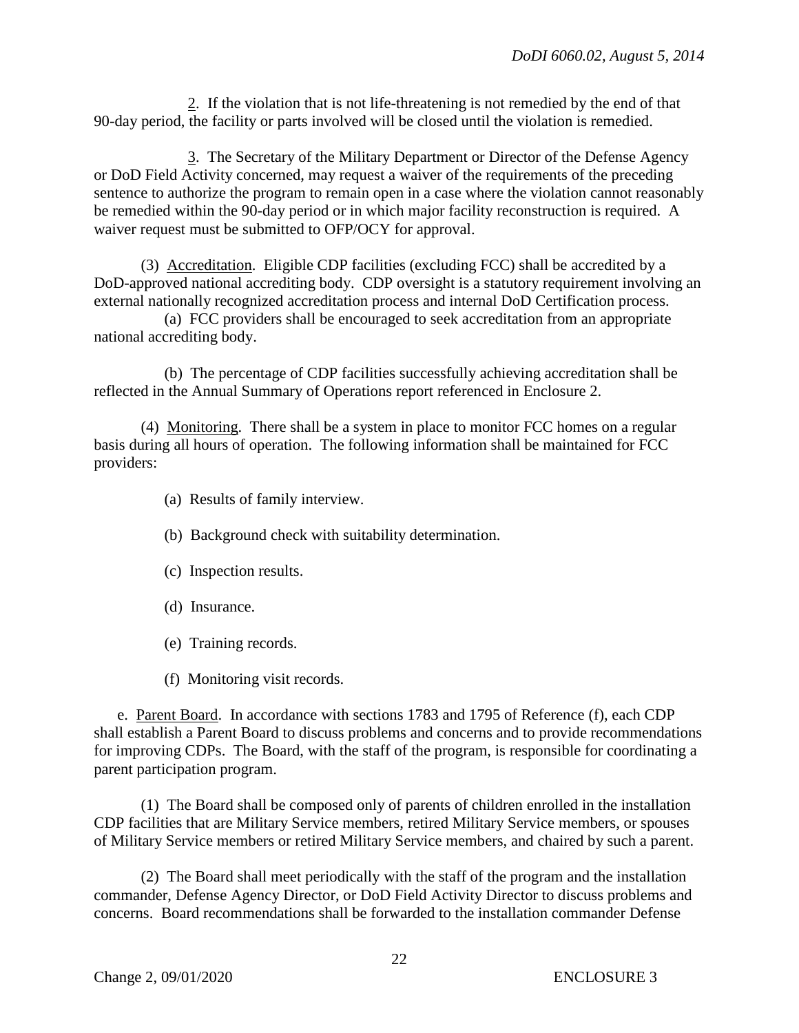2. If the violation that is not life-threatening is not remedied by the end of that 90-day period, the facility or parts involved will be closed until the violation is remedied.

3. The Secretary of the Military Department or Director of the Defense Agency or DoD Field Activity concerned, may request a waiver of the requirements of the preceding sentence to authorize the program to remain open in a case where the violation cannot reasonably be remedied within the 90-day period or in which major facility reconstruction is required. A waiver request must be submitted to OFP/OCY for approval.

(3) Accreditation. Eligible CDP facilities (excluding FCC) shall be accredited by a DoD-approved national accrediting body. CDP oversight is a statutory requirement involving an external nationally recognized accreditation process and internal DoD Certification process.

(a) FCC providers shall be encouraged to seek accreditation from an appropriate national accrediting body.

(b) The percentage of CDP facilities successfully achieving accreditation shall be reflected in the Annual Summary of Operations report referenced in Enclosure 2.

(4) Monitoring. There shall be a system in place to monitor FCC homes on a regular basis during all hours of operation. The following information shall be maintained for FCC providers:

(a) Results of family interview.

(b) Background check with suitability determination.

(c) Inspection results.

(d) Insurance.

(e) Training records.

(f) Monitoring visit records.

e. Parent Board. In accordance with sections 1783 and 1795 of Reference (f), each CDP shall establish a Parent Board to discuss problems and concerns and to provide recommendations for improving CDPs. The Board, with the staff of the program, is responsible for coordinating a parent participation program.

(1) The Board shall be composed only of parents of children enrolled in the installation CDP facilities that are Military Service members, retired Military Service members, or spouses of Military Service members or retired Military Service members, and chaired by such a parent.

(2) The Board shall meet periodically with the staff of the program and the installation commander, Defense Agency Director, or DoD Field Activity Director to discuss problems and concerns. Board recommendations shall be forwarded to the installation commander Defense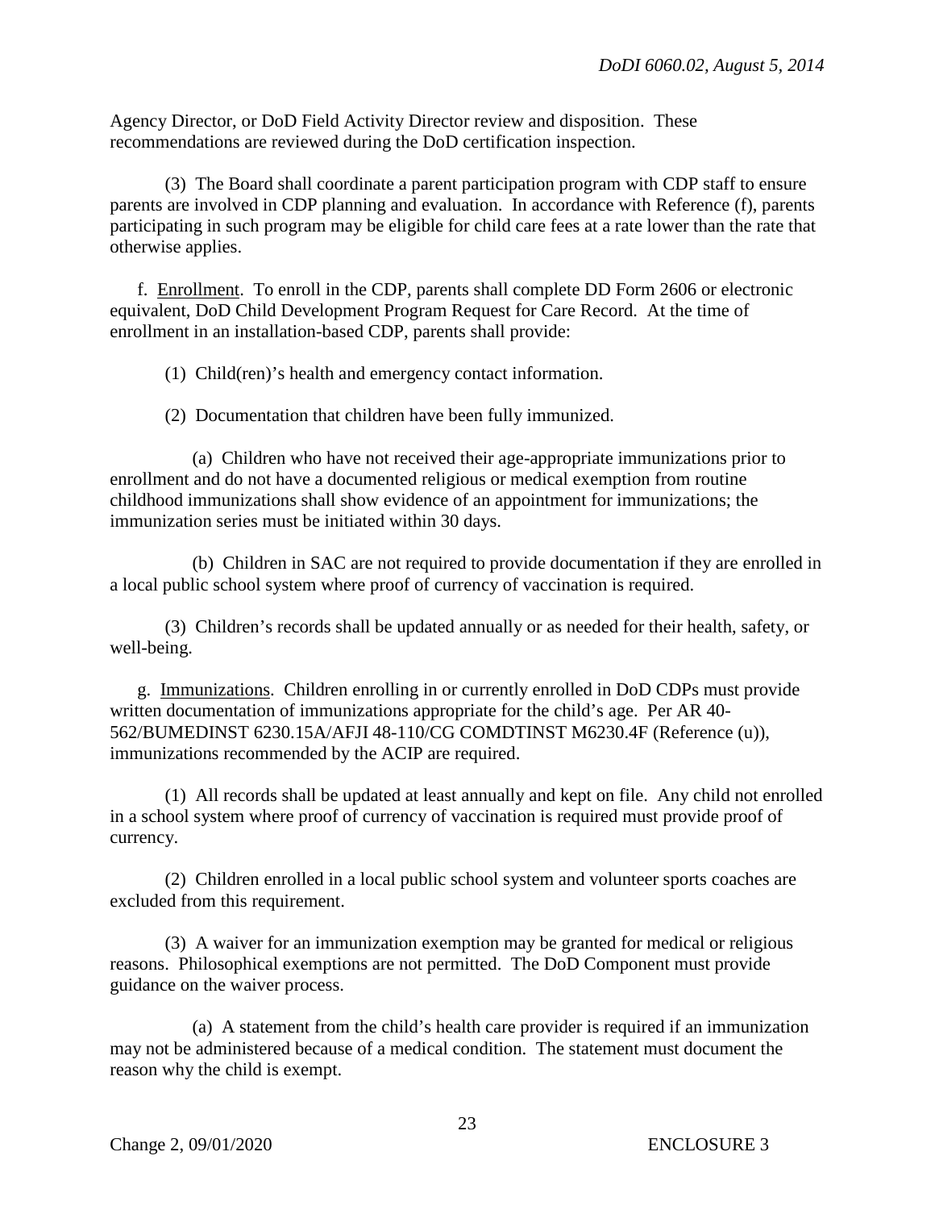Agency Director, or DoD Field Activity Director review and disposition. These recommendations are reviewed during the DoD certification inspection.

(3) The Board shall coordinate a parent participation program with CDP staff to ensure parents are involved in CDP planning and evaluation. In accordance with Reference (f), parents participating in such program may be eligible for child care fees at a rate lower than the rate that otherwise applies.

f. Enrollment. To enroll in the CDP, parents shall complete DD Form 2606 or electronic equivalent, DoD Child Development Program Request for Care Record. At the time of enrollment in an installation-based CDP, parents shall provide:

(1) Child(ren)'s health and emergency contact information.

(2) Documentation that children have been fully immunized.

(a) Children who have not received their age-appropriate immunizations prior to enrollment and do not have a documented religious or medical exemption from routine childhood immunizations shall show evidence of an appointment for immunizations; the immunization series must be initiated within 30 days.

(b) Children in SAC are not required to provide documentation if they are enrolled in a local public school system where proof of currency of vaccination is required.

(3) Children's records shall be updated annually or as needed for their health, safety, or well-being.

g. Immunizations. Children enrolling in or currently enrolled in DoD CDPs must provide written documentation of immunizations appropriate for the child's age. Per AR 40-562/BUMEDINST 6230.15A/AFJI 48-110/CG COMDTINST M6230.4F (Reference (u)), immunizations recommended by the ACIP are required.

(1) All records shall be updated at least annually and kept on file. Any child not enrolled in a school system where proof of currency of vaccination is required must provide proof of currency.

(2) Children enrolled in a local public school system and volunteer sports coaches are excluded from this requirement.

(3) A waiver for an immunization exemption may be granted for medical or religious reasons. Philosophical exemptions are not permitted. The DoD Component must provide guidance on the waiver process.

(a) A statement from the child's health care provider is required if an immunization may not be administered because of a medical condition. The statement must document the reason why the child is exempt.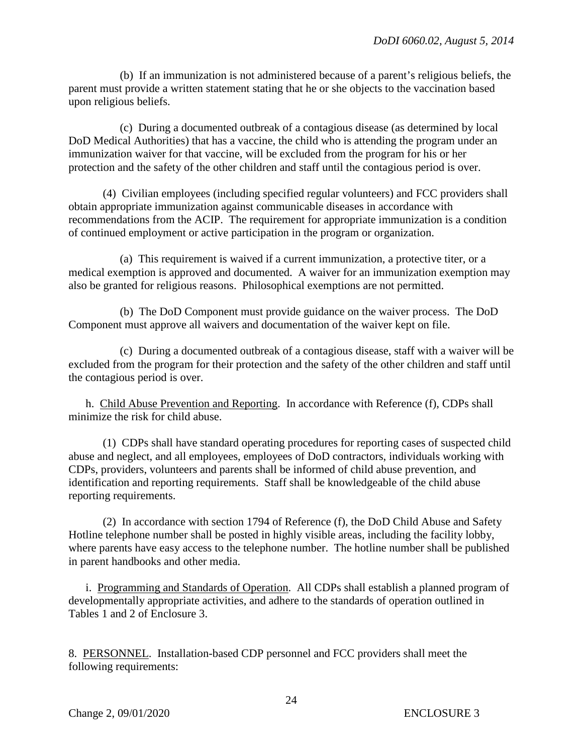(b) If an immunization is not administered because of a parent's religious beliefs, the parent must provide a written statement stating that he or she objects to the vaccination based upon religious beliefs.

(c) During a documented outbreak of a contagious disease (as determined by local DoD Medical Authorities) that has a vaccine, the child who is attending the program under an immunization waiver for that vaccine, will be excluded from the program for his or her protection and the safety of the other children and staff until the contagious period is over.

(4) Civilian employees (including specified regular volunteers) and FCC providers shall obtain appropriate immunization against communicable diseases in accordance with recommendations from the ACIP. The requirement for appropriate immunization is a condition of continued employment or active participation in the program or organization.

(a) This requirement is waived if a current immunization, a protective titer, or a medical exemption is approved and documented. A waiver for an immunization exemption may also be granted for religious reasons. Philosophical exemptions are not permitted.

(b) The DoD Component must provide guidance on the waiver process. The DoD Component must approve all waivers and documentation of the waiver kept on file.

(c) During a documented outbreak of a contagious disease, staff with a waiver will be excluded from the program for their protection and the safety of the other children and staff until the contagious period is over.

h. Child Abuse Prevention and Reporting. In accordance with Reference (f), CDPs shall minimize the risk for child abuse.

(1) CDPs shall have standard operating procedures for reporting cases of suspected child abuse and neglect, and all employees, employees of DoD contractors, individuals working with CDPs, providers, volunteers and parents shall be informed of child abuse prevention, and identification and reporting requirements. Staff shall be knowledgeable of the child abuse reporting requirements.

(2) In accordance with section 1794 of Reference (f), the DoD Child Abuse and Safety Hotline telephone number shall be posted in highly visible areas, including the facility lobby, where parents have easy access to the telephone number. The hotline number shall be published in parent handbooks and other media.

i. Programming and Standards of Operation. All CDPs shall establish a planned program of developmentally appropriate activities, and adhere to the standards of operation outlined in Tables 1 and 2 of Enclosure 3.

8. PERSONNEL. Installation-based CDP personnel and FCC providers shall meet the following requirements: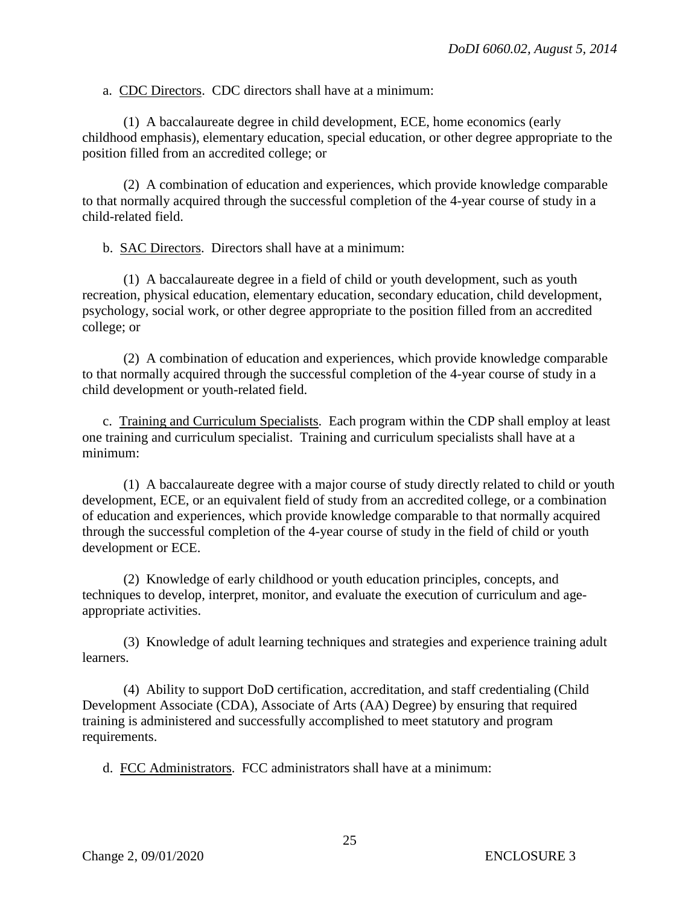a. <u>CDC Directors</u>. CDC directors shall have at a minimum:

(1) A baccalaureate degree in child development, ECE, home economics (early childhood emphasis), elementary education, special education, or other degree appropriate to the position filled from an accredited college; or

(2) A combination of education and experiences, which provide knowledge comparable to that normally acquired through the successful completion of the 4-year course of study in a child-related field.

b. <u>SAC Directors</u>. Directors shall have at a minimum:

(1) A baccalaureate degree in a field of child or youth development, such as youth recreation, physical education, elementary education, secondary education, child development, psychology, social work, or other degree appropriate to the position filled from an accredited college; or

(2) A combination of education and experiences, which provide knowledge comparable to that normally acquired through the successful completion of the 4-year course of study in a child development or youth-related field.

c. <u>Training and Curriculum Specialists</u>. Each program within the CDP shall employ at least one training and curriculum specialist. Training and curriculum specialists shall have at a minimum:

(1) A baccalaureate degree with a major course of study directly related to child or youth development, ECE, or an equivalent field of study from an accredited college, or a combination of education and experiences, which provide knowledge comparable to that normally acquired through the successful completion of the 4-year course of study in the field of child or youth development or ECE.

(2) Knowledge of early childhood or youth education principles, concepts, and techniques to develop, interpret, monitor, and evaluate the execution of curriculum and age-appropriate activities.

(3) Knowledge of adult learning techniques and strategies and experience training adult learners.

(4) Ability to support DoD certification, accreditation, and staff credentialing (Child Development Associate (CDA), Associate of Arts (AA) Degree) by ensuring that required training is administered and successfully accomplished to meet statutory and program requirements.

d. <u>FCC Administrators</u>. FCC administrators shall have at a minimum: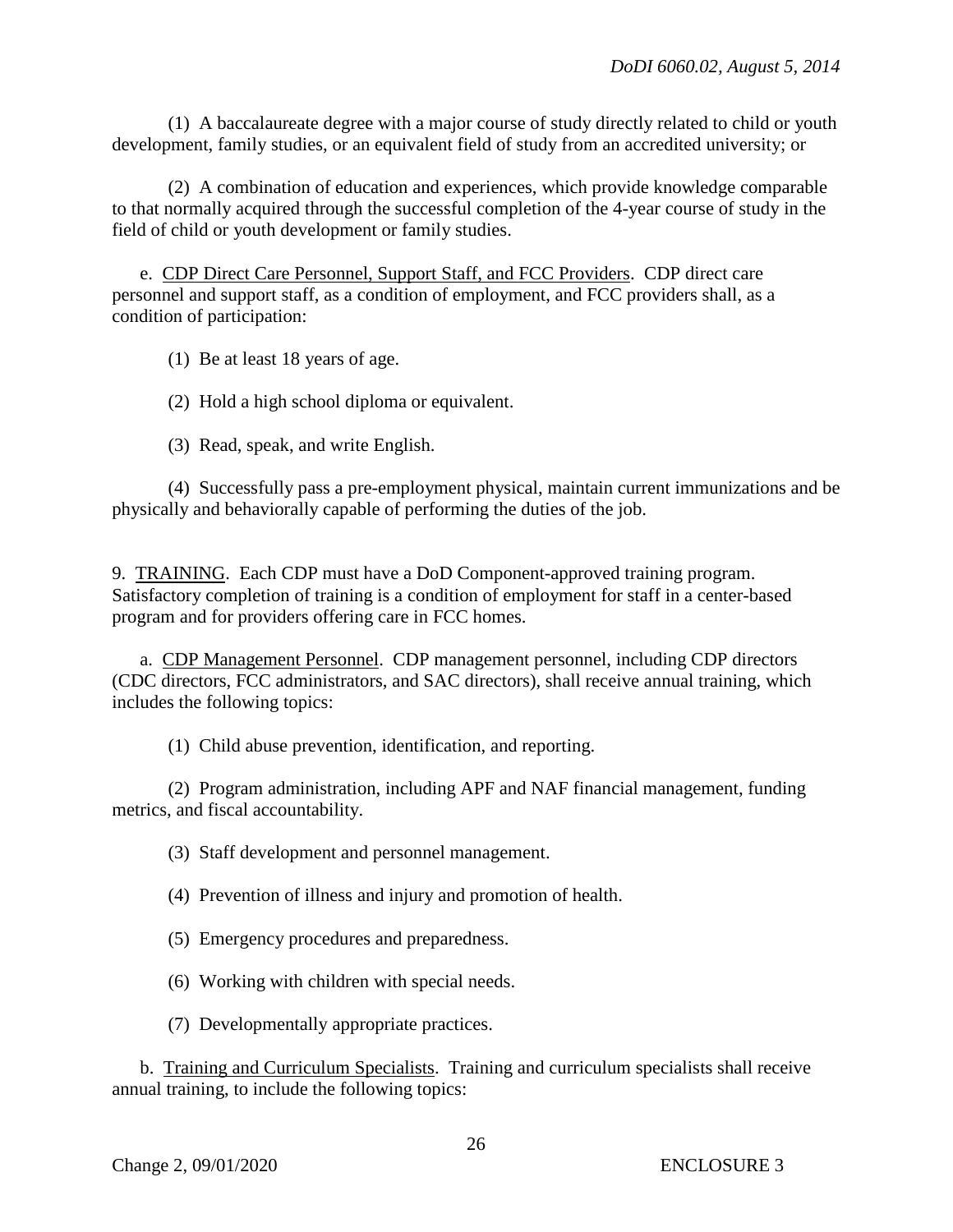(1) A baccalaureate degree with a major course of study directly related to child or youth development, family studies, or an equivalent field of study from an accredited university; or

(2) A combination of education and experiences, which provide knowledge comparable to that normally acquired through the successful completion of the 4-year course of study in the field of child or youth development or family studies.

e. CDP Direct Care Personnel, Support Staff, and FCC Providers. CDP direct care personnel and support staff, as a condition of employment, and FCC providers shall, as a condition of participation:

(1) Be at least 18 years of age.

(2) Hold a high school diploma or equivalent.

(3) Read, speak, and write English.

(4) Successfully pass a pre-employment physical, maintain current immunizations and be physically and behaviorally capable of performing the duties of the job.

9. TRAINING. Each CDP must have a DoD Component-approved training program. Satisfactory completion of training is a condition of employment for staff in a center-based program and for providers offering care in FCC homes.

a. CDP Management Personnel. CDP management personnel, including CDP directors (CDC directors, FCC administrators, and SAC directors), shall receive annual training, which includes the following topics:

(1) Child abuse prevention, identification, and reporting.

(2) Program administration, including APF and NAF financial management, funding metrics, and fiscal accountability.

(3) Staff development and personnel management.

(4) Prevention of illness and injury and promotion of health.

(5) Emergency procedures and preparedness.

(6) Working with children with special needs.

(7) Developmentally appropriate practices.

b. Training and Curriculum Specialists. Training and curriculum specialists shall receive annual training, to include the following topics: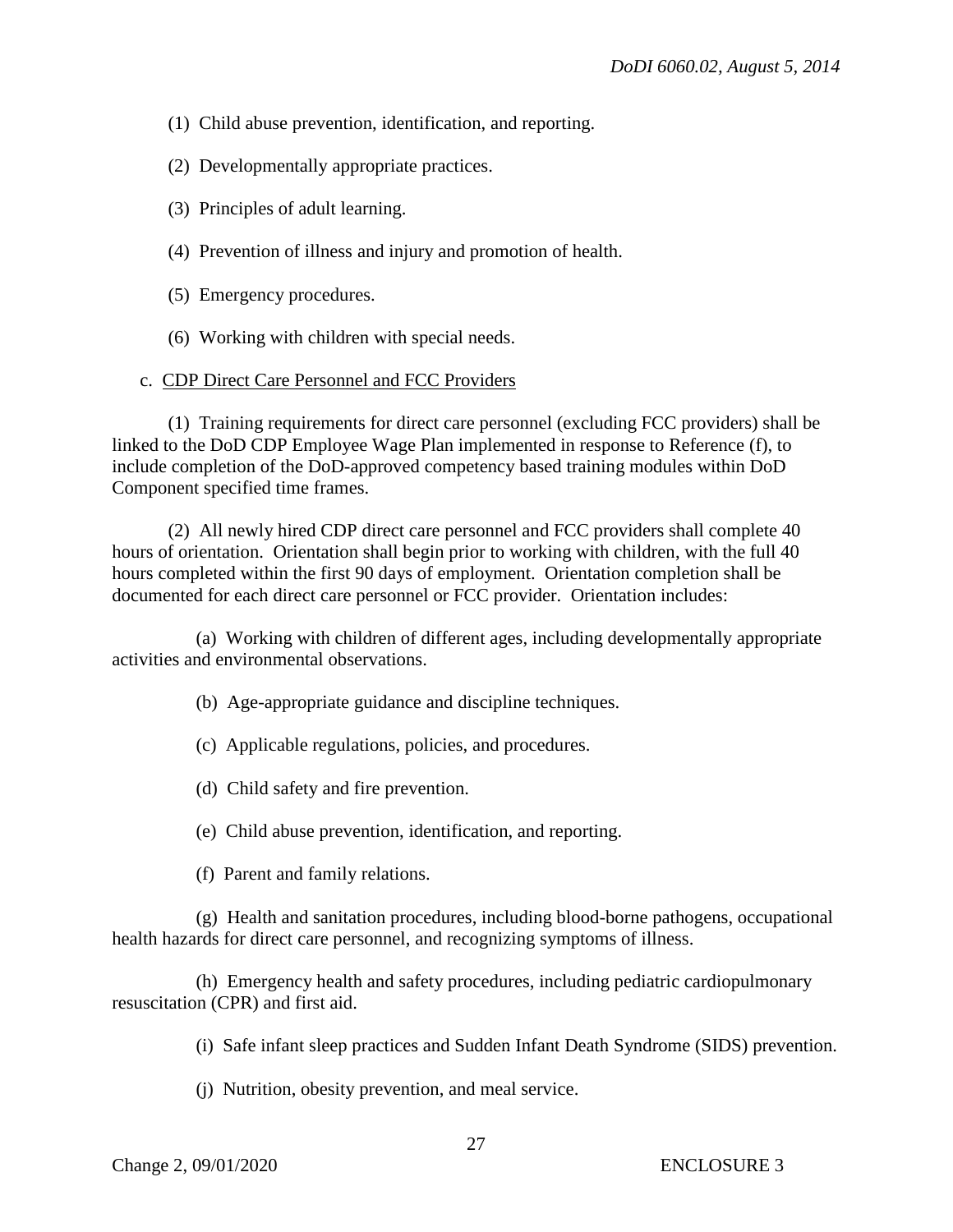(1) Child abuse prevention, identification, and reporting.

(2) Developmentally appropriate practices.

(3) Principles of adult learning.

(4) Prevention of illness and injury and promotion of health.

(5) Emergency procedures.

(6) Working with children with special needs.

c. <u>CDP Direct Care Personnel and FCC Providers</u>

(1) Training requirements for direct care personnel (excluding FCC providers) shall be linked to the DoD CDP Employee Wage Plan implemented in response to Reference (f), to include completion of the DoD-approved competency based training modules within DoD Component specified time frames.

(2) All newly hired CDP direct care personnel and FCC providers shall complete 40 hours of orientation. Orientation shall begin prior to working with children, with the full 40 hours completed within the first 90 days of employment. Orientation completion shall be documented for each direct care personnel or FCC provider. Orientation includes:

(a) Working with children of different ages, including developmentally appropriate activities and environmental observations.

(b) Age-appropriate guidance and discipline techniques.

(c) Applicable regulations, policies, and procedures.

(d) Child safety and fire prevention.

(e) Child abuse prevention, identification, and reporting.

(f) Parent and family relations.

(g) Health and sanitation procedures, including blood-borne pathogens, occupational health hazards for direct care personnel, and recognizing symptoms of illness.

(h) Emergency health and safety procedures, including pediatric cardiopulmonary resuscitation (CPR) and first aid.

(i) Safe infant sleep practices and Sudden Infant Death Syndrome (SIDS) prevention.

(j) Nutrition, obesity prevention, and meal service.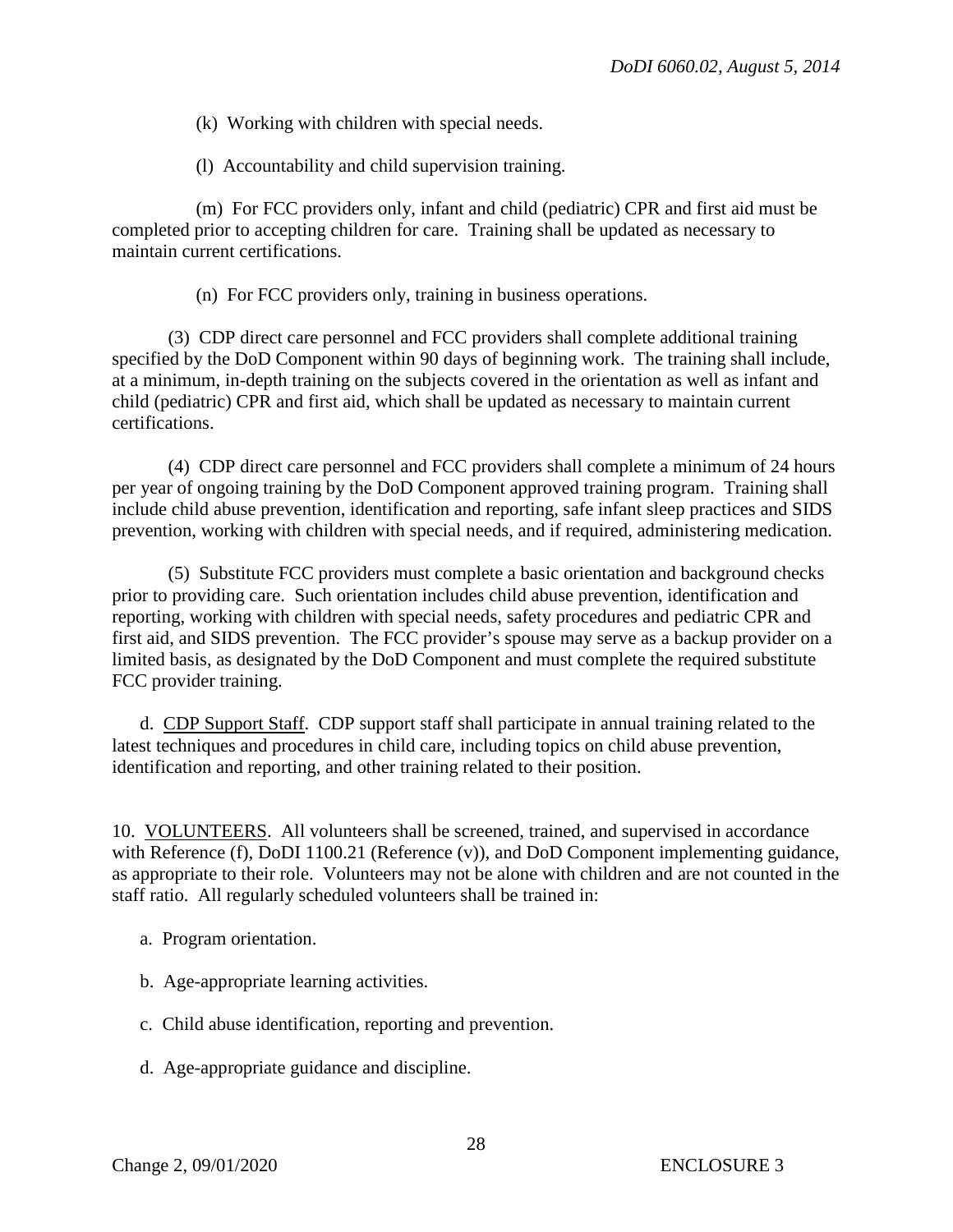(k) Working with children with special needs.

(l) Accountability and child supervision training.

(m) For FCC providers only, infant and child (pediatric) CPR and first aid must be completed prior to accepting children for care. Training shall be updated as necessary to maintain current certifications.

(n) For FCC providers only, training in business operations.

(3) CDP direct care personnel and FCC providers shall complete additional training specified by the DoD Component within 90 days of beginning work. The training shall include, at a minimum, in-depth training on the subjects covered in the orientation as well as infant and child (pediatric) CPR and first aid, which shall be updated as necessary to maintain current certifications.

(4) CDP direct care personnel and FCC providers shall complete a minimum of 24 hours per year of ongoing training by the DoD Component approved training program. Training shall include child abuse prevention, identification and reporting, safe infant sleep practices and SIDS prevention, working with children with special needs, and if required, administering medication.

(5) Substitute FCC providers must complete a basic orientation and background checks prior to providing care. Such orientation includes child abuse prevention, identification and reporting, working with children with special needs, safety procedures and pediatric CPR and first aid, and SIDS prevention. The FCC provider's spouse may serve as a backup provider on a limited basis, as designated by the DoD Component and must complete the required substitute FCC provider training.

d. CDP Support Staff. CDP support staff shall participate in annual training related to the latest techniques and procedures in child care, including topics on child abuse prevention, identification and reporting, and other training related to their position.

10. VOLUNTEERS. All volunteers shall be screened, trained, and supervised in accordance with Reference (f), DoDI 1100.21 (Reference (v)), and DoD Component implementing guidance, as appropriate to their role. Volunteers may not be alone with children and are not counted in the staff ratio. All regularly scheduled volunteers shall be trained in:

a. Program orientation.

b. Age-appropriate learning activities.

c. Child abuse identification, reporting and prevention.

d. Age-appropriate guidance and discipline.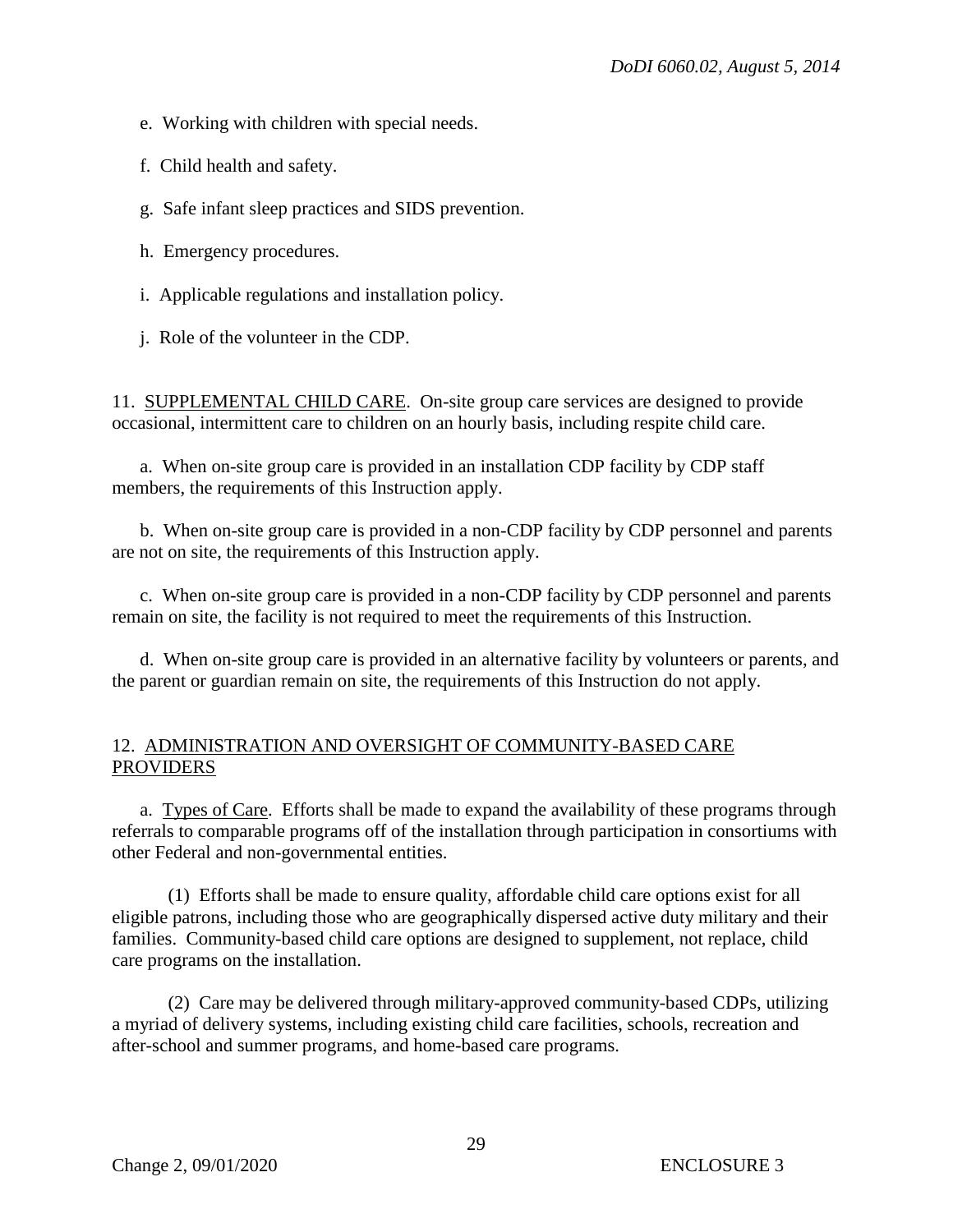e. Working with children with special needs.

f. Child health and safety.

g. Safe infant sleep practices and SIDS prevention.

h. Emergency procedures.

i. Applicable regulations and installation policy.

j. Role of the volunteer in the CDP.

11. SUPPLEMENTAL CHILD CARE. On-site group care services are designed to provide occasional, intermittent care to children on an hourly basis, including respite child care.

a. When on-site group care is provided in an installation CDP facility by CDP staff members, the requirements of this Instruction apply.

b. When on-site group care is provided in a non-CDP facility by CDP personnel and parents are not on site, the requirements of this Instruction apply.

c. When on-site group care is provided in a non-CDP facility by CDP personnel and parents remain on site, the facility is not required to meet the requirements of this Instruction.

d. When on-site group care is provided in an alternative facility by volunteers or parents, and the parent or guardian remain on site, the requirements of this Instruction do not apply.

12. ADMINISTRATION AND OVERSIGHT OF COMMUNITY-BASED CARE PROVIDERS

a. Types of Care. Efforts shall be made to expand the availability of these programs through referrals to comparable programs off of the installation through participation in consortiums with other Federal and non-governmental entities.

(1) Efforts shall be made to ensure quality, affordable child care options exist for all eligible patrons, including those who are geographically dispersed active duty military and their families. Community-based child care options are designed to supplement, not replace, child care programs on the installation.

(2) Care may be delivered through military-approved community-based CDPs, utilizing a myriad of delivery systems, including existing child care facilities, schools, recreation and after-school and summer programs, and home-based care programs.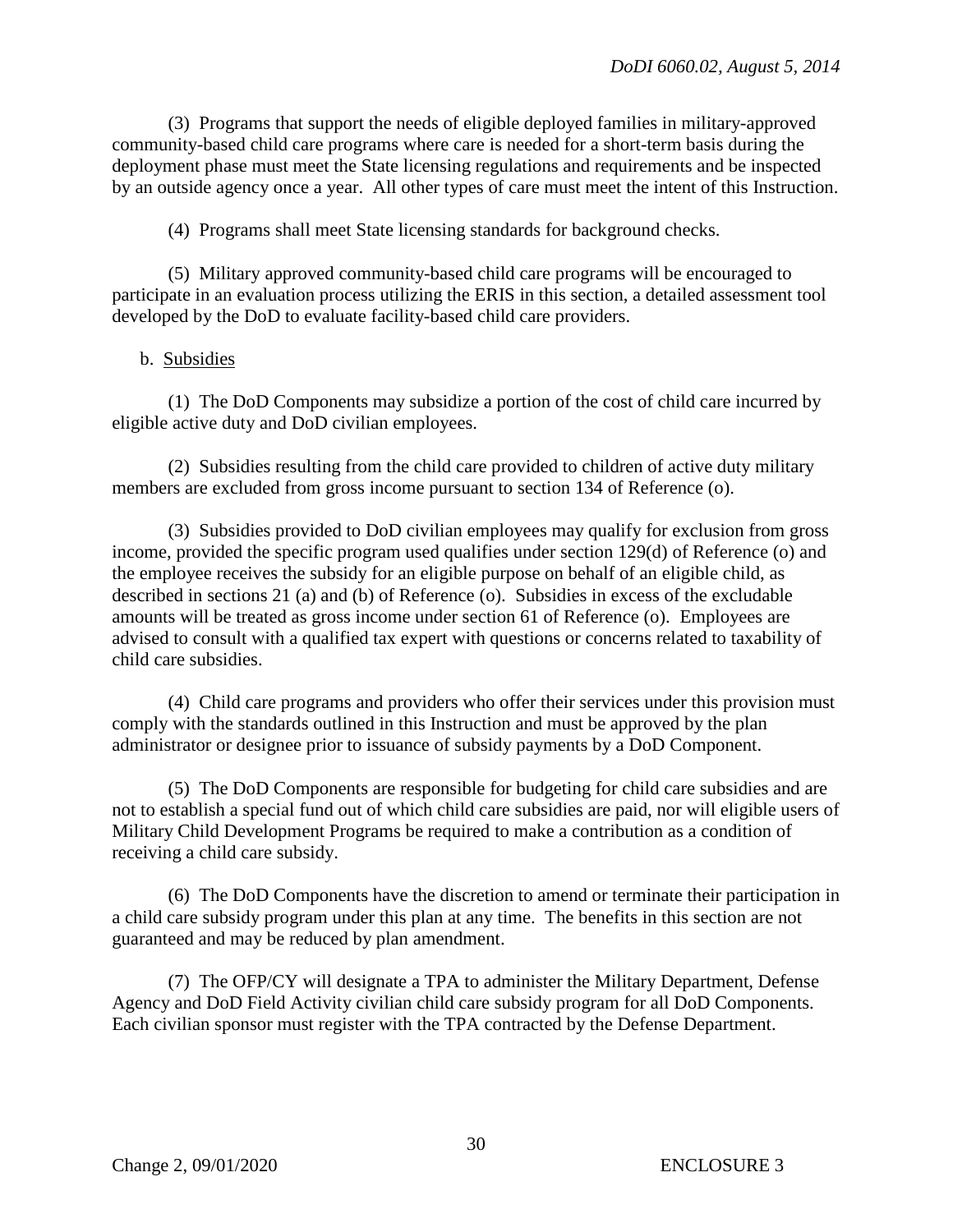(3) Programs that support the needs of eligible deployed families in military-approved community-based child care programs where care is needed for a short-term basis during the deployment phase must meet the State licensing regulations and requirements and be inspected by an outside agency once a year. All other types of care must meet the intent of this Instruction.

(4) Programs shall meet State licensing standards for background checks.

(5) Military approved community-based child care programs will be encouraged to participate in an evaluation process utilizing the ERIS in this section, a detailed assessment tool developed by the DoD to evaluate facility-based child care providers.

b. <u>Subsidies</u>

(1) The DoD Components may subsidize a portion of the cost of child care incurred by eligible active duty and DoD civilian employees.

(2) Subsidies resulting from the child care provided to children of active duty military members are excluded from gross income pursuant to section 134 of Reference (o).

(3) Subsidies provided to DoD civilian employees may qualify for exclusion from gross income, provided the specific program used qualifies under section 129(d) of Reference (o) and the employee receives the subsidy for an eligible purpose on behalf of an eligible child, as described in sections 21 (a) and (b) of Reference (o). Subsidies in excess of the excludable amounts will be treated as gross income under section 61 of Reference (o). Employees are advised to consult with a qualified tax expert with questions or concerns related to taxability of child care subsidies.

(4) Child care programs and providers who offer their services under this provision must comply with the standards outlined in this Instruction and must be approved by the plan administrator or designee prior to issuance of subsidy payments by a DoD Component.

(5) The DoD Components are responsible for budgeting for child care subsidies and are not to establish a special fund out of which child care subsidies are paid, nor will eligible users of Military Child Development Programs be required to make a contribution as a condition of receiving a child care subsidy.

(6) The DoD Components have the discretion to amend or terminate their participation in a child care subsidy program under this plan at any time. The benefits in this section are not guaranteed and may be reduced by plan amendment.

(7) The OFP/CY will designate a TPA to administer the Military Department, Defense Agency and DoD Field Activity civilian child care subsidy program for all DoD Components. Each civilian sponsor must register with the TPA contracted by the Defense Department.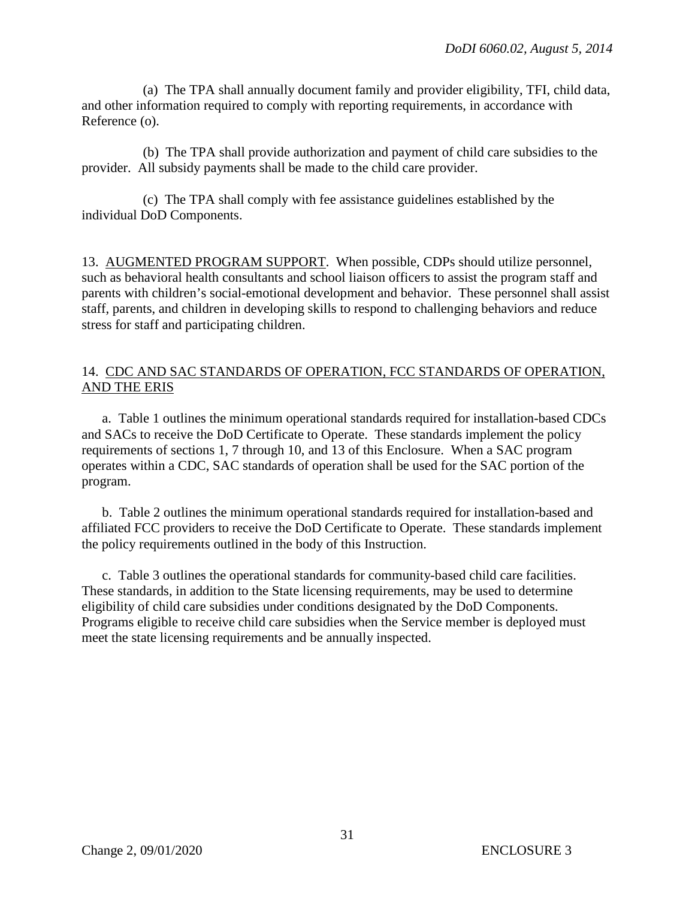(a) The TPA shall annually document family and provider eligibility, TFI, child data, and other information required to comply with reporting requirements, in accordance with Reference (o).

(b) The TPA shall provide authorization and payment of child care subsidies to the provider. All subsidy payments shall be made to the child care provider.

(c) The TPA shall comply with fee assistance guidelines established by the individual DoD Components.

13. AUGMENTED PROGRAM SUPPORT. When possible, CDPs should utilize personnel, such as behavioral health consultants and school liaison officers to assist the program staff and parents with children's social-emotional development and behavior. These personnel shall assist staff, parents, and children in developing skills to respond to challenging behaviors and reduce stress for staff and participating children.

14. CDC AND SAC STANDARDS OF OPERATION, FCC STANDARDS OF OPERATION, AND THE ERIS

a. Table 1 outlines the minimum operational standards required for installation-based CDCs and SACs to receive the DoD Certificate to Operate. These standards implement the policy requirements of sections 1, 7 through 10, and 13 of this Enclosure. When a SAC program operates within a CDC, SAC standards of operation shall be used for the SAC portion of the program.

b. Table 2 outlines the minimum operational standards required for installation-based and affiliated FCC providers to receive the DoD Certificate to Operate. These standards implement the policy requirements outlined in the body of this Instruction.

c. Table 3 outlines the operational standards for community-based child care facilities. These standards, in addition to the State licensing requirements, may be used to determine eligibility of child care subsidies under conditions designated by the DoD Components. Programs eligible to receive child care subsidies when the Service member is deployed must meet the state licensing requirements and be annually inspected.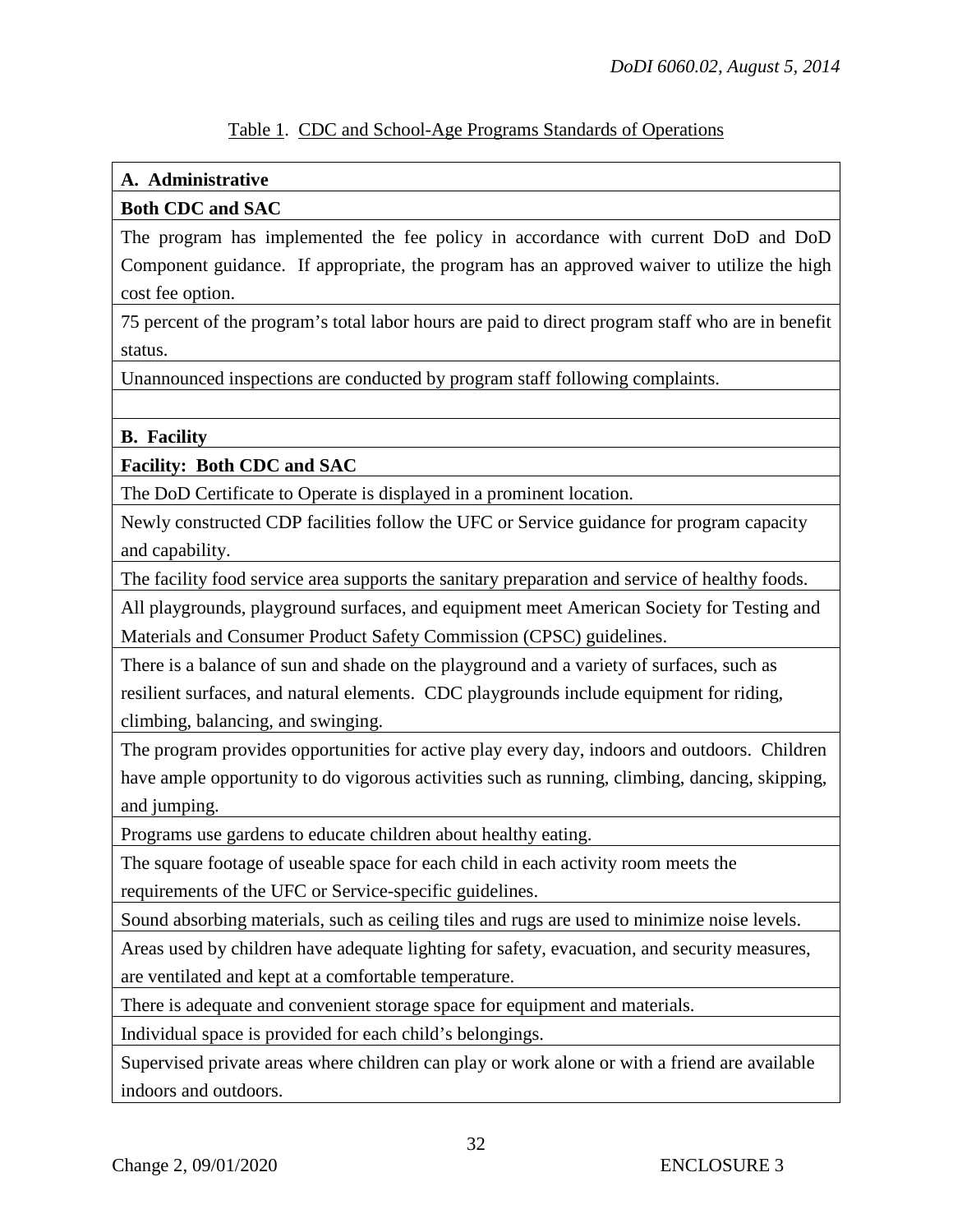Table 1. CDC and School-Age Programs Standards of Operations

| **A. Administrative** |
|---|
| **Both CDC and SAC** |
| The program has implemented the fee policy in accordance with current DoD and DoD Component guidance. If appropriate, the program has an approved waiver to utilize the high cost fee option. |
| 75 percent of the program's total labor hours are paid to direct program staff who are in benefit status. |
| Unannounced inspections are conducted by program staff following complaints. |
| |
| **B. Facility** |
| **Facility: Both CDC and SAC** |
| The DoD Certificate to Operate is displayed in a prominent location. |
| Newly constructed CDP facilities follow the UFC or Service guidance for program capacity and capability. |
| The facility food service area supports the sanitary preparation and service of healthy foods. |
| All playgrounds, playground surfaces, and equipment meet American Society for Testing and Materials and Consumer Product Safety Commission (CPSC) guidelines. |
| There is a balance of sun and shade on the playground and a variety of surfaces, such as resilient surfaces, and natural elements. CDC playgrounds include equipment for riding, climbing, balancing, and swinging. |
| The program provides opportunities for active play every day, indoors and outdoors. Children have ample opportunity to do vigorous activities such as running, climbing, dancing, skipping, and jumping. |
| Programs use gardens to educate children about healthy eating. |
| The square footage of useable space for each child in each activity room meets the requirements of the UFC or Service-specific guidelines. |
| Sound absorbing materials, such as ceiling tiles and rugs are used to minimize noise levels. |
| Areas used by children have adequate lighting for safety, evacuation, and security measures, are ventilated and kept at a comfortable temperature. |
| There is adequate and convenient storage space for equipment and materials. |
| Individual space is provided for each child's belongings. |
| Supervised private areas where children can play or work alone or with a friend are available indoors and outdoors. |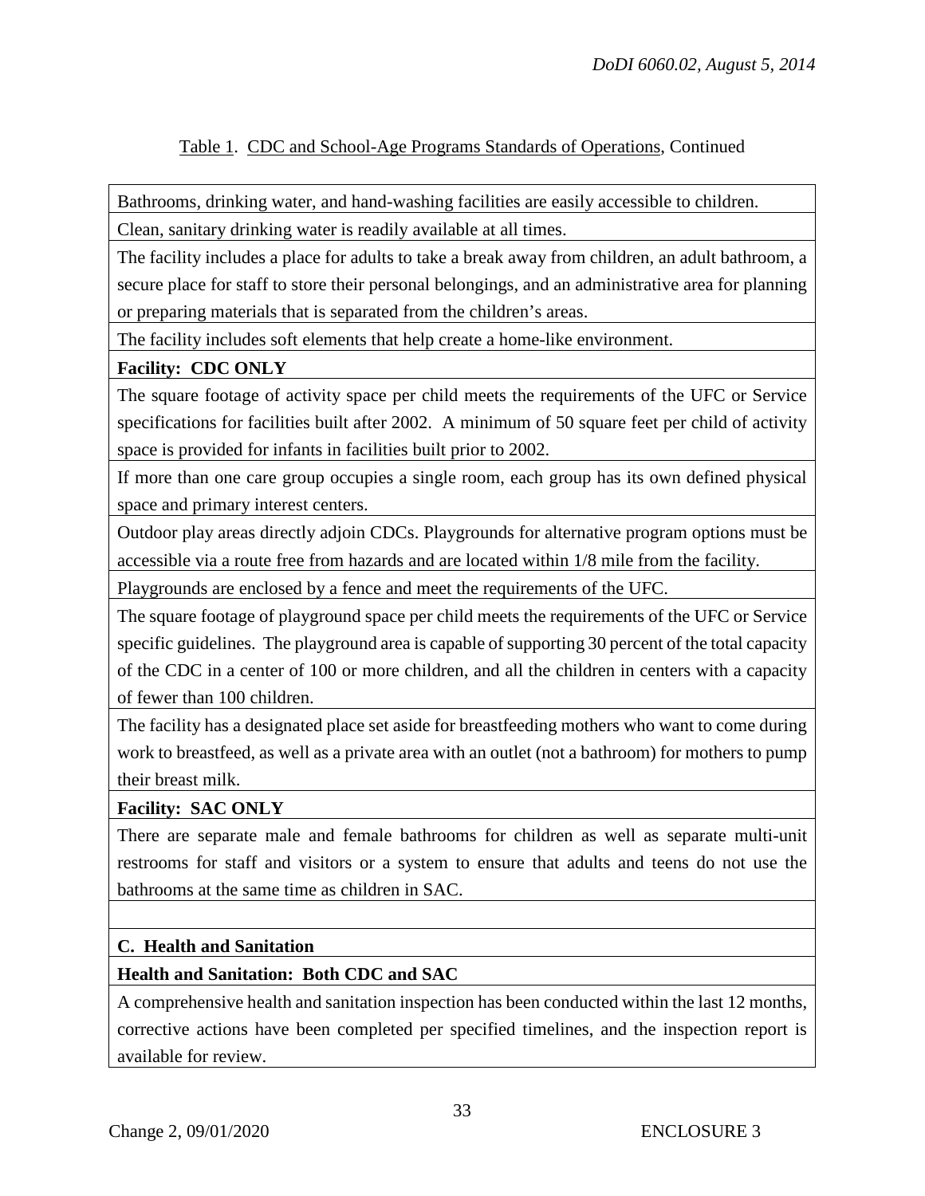Table 1. CDC and School-Age Programs Standards of Operations, Continued

| |
|---|
| Bathrooms, drinking water, and hand-washing facilities are easily accessible to children. |
| Clean, sanitary drinking water is readily available at all times. |
| The facility includes a place for adults to take a break away from children, an adult bathroom, a secure place for staff to store their personal belongings, and an administrative area for planning or preparing materials that is separated from the children's areas. |
| The facility includes soft elements that help create a home-like environment. |
| **Facility: CDC ONLY** |
| The square footage of activity space per child meets the requirements of the UFC or Service specifications for facilities built after 2002. A minimum of 50 square feet per child of activity space is provided for infants in facilities built prior to 2002. |
| If more than one care group occupies a single room, each group has its own defined physical space and primary interest centers. |
| Outdoor play areas directly adjoin CDCs. Playgrounds for alternative program options must be accessible via a route free from hazards and are located within 1/8 mile from the facility. |
| Playgrounds are enclosed by a fence and meet the requirements of the UFC. |
| The square footage of playground space per child meets the requirements of the UFC or Service specific guidelines. The playground area is capable of supporting 30 percent of the total capacity of the CDC in a center of 100 or more children, and all the children in centers with a capacity of fewer than 100 children. |
| The facility has a designated place set aside for breastfeeding mothers who want to come during work to breastfeed, as well as a private area with an outlet (not a bathroom) for mothers to pump their breast milk. |
| **Facility: SAC ONLY** |
| There are separate male and female bathrooms for children as well as separate multi-unit restrooms for staff and visitors or a system to ensure that adults and teens do not use the bathrooms at the same time as children in SAC. |
| |
| **C. Health and Sanitation** |
| **Health and Sanitation: Both CDC and SAC** |
| A comprehensive health and sanitation inspection has been conducted within the last 12 months, corrective actions have been completed per specified timelines, and the inspection report is available for review. |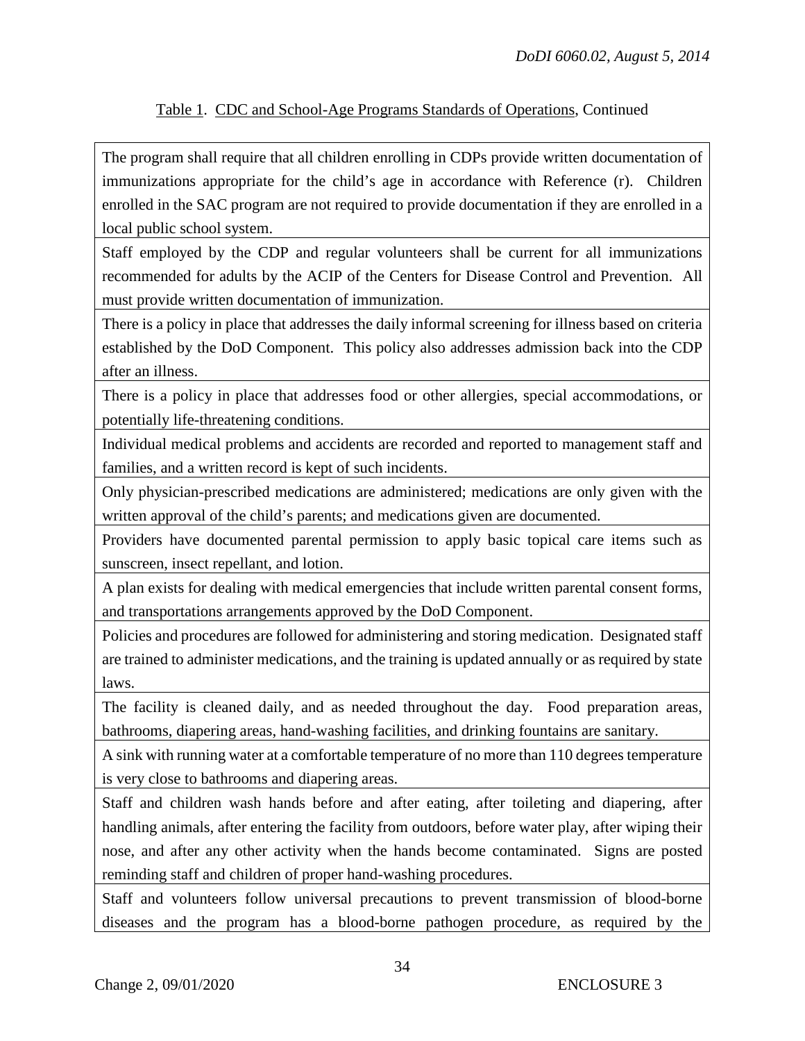Table 1. CDC and School-Age Programs Standards of Operations, Continued

| |
|---|
| The program shall require that all children enrolling in CDPs provide written documentation of immunizations appropriate for the child's age in accordance with Reference (r). Children enrolled in the SAC program are not required to provide documentation if they are enrolled in a local public school system. |
| Staff employed by the CDP and regular volunteers shall be current for all immunizations recommended for adults by the ACIP of the Centers for Disease Control and Prevention. All must provide written documentation of immunization. |
| There is a policy in place that addresses the daily informal screening for illness based on criteria established by the DoD Component. This policy also addresses admission back into the CDP after an illness. |
| There is a policy in place that addresses food or other allergies, special accommodations, or potentially life-threatening conditions. |
| Individual medical problems and accidents are recorded and reported to management staff and families, and a written record is kept of such incidents. |
| Only physician-prescribed medications are administered; medications are only given with the written approval of the child's parents; and medications given are documented. |
| Providers have documented parental permission to apply basic topical care items such as sunscreen, insect repellant, and lotion. |
| A plan exists for dealing with medical emergencies that include written parental consent forms, and transportations arrangements approved by the DoD Component. |
| Policies and procedures are followed for administering and storing medication. Designated staff are trained to administer medications, and the training is updated annually or as required by state laws. |
| The facility is cleaned daily, and as needed throughout the day. Food preparation areas, bathrooms, diapering areas, hand-washing facilities, and drinking fountains are sanitary. |
| A sink with running water at a comfortable temperature of no more than 110 degrees temperature is very close to bathrooms and diapering areas. |
| Staff and children wash hands before and after eating, after toileting and diapering, after handling animals, after entering the facility from outdoors, before water play, after wiping their nose, and after any other activity when the hands become contaminated. Signs are posted reminding staff and children of proper hand-washing procedures. |
| Staff and volunteers follow universal precautions to prevent transmission of blood-borne diseases and the program has a blood-borne pathogen procedure, as required by the |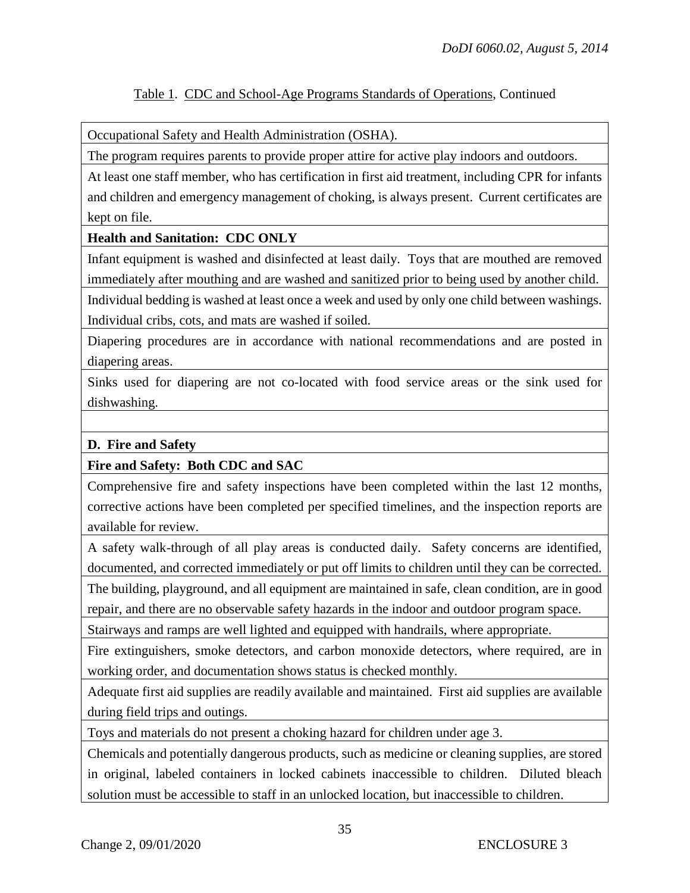Table 1. CDC and School-Age Programs Standards of Operations, Continued

| |
|---|
| Occupational Safety and Health Administration (OSHA). |
| The program requires parents to provide proper attire for active play indoors and outdoors. |
| At least one staff member, who has certification in first aid treatment, including CPR for infants and children and emergency management of choking, is always present. Current certificates are kept on file. |
| **Health and Sanitation: CDC ONLY** |
| Infant equipment is washed and disinfected at least daily. Toys that are mouthed are removed immediately after mouthing and are washed and sanitized prior to being used by another child. |
| Individual bedding is washed at least once a week and used by only one child between washings. Individual cribs, cots, and mats are washed if soiled. |
| Diapering procedures are in accordance with national recommendations and are posted in diapering areas. |
| Sinks used for diapering are not co-located with food service areas or the sink used for dishwashing. |
| |
| **D. Fire and Safety** |
| **Fire and Safety: Both CDC and SAC** |
| Comprehensive fire and safety inspections have been completed within the last 12 months, corrective actions have been completed per specified timelines, and the inspection reports are available for review. |
| A safety walk-through of all play areas is conducted daily. Safety concerns are identified, documented, and corrected immediately or put off limits to children until they can be corrected. |
| The building, playground, and all equipment are maintained in safe, clean condition, are in good repair, and there are no observable safety hazards in the indoor and outdoor program space. |
| Stairways and ramps are well lighted and equipped with handrails, where appropriate. |
| Fire extinguishers, smoke detectors, and carbon monoxide detectors, where required, are in working order, and documentation shows status is checked monthly. |
| Adequate first aid supplies are readily available and maintained. First aid supplies are available during field trips and outings. |
| Toys and materials do not present a choking hazard for children under age 3. |
| Chemicals and potentially dangerous products, such as medicine or cleaning supplies, are stored in original, labeled containers in locked cabinets inaccessible to children. Diluted bleach solution must be accessible to staff in an unlocked location, but inaccessible to children. |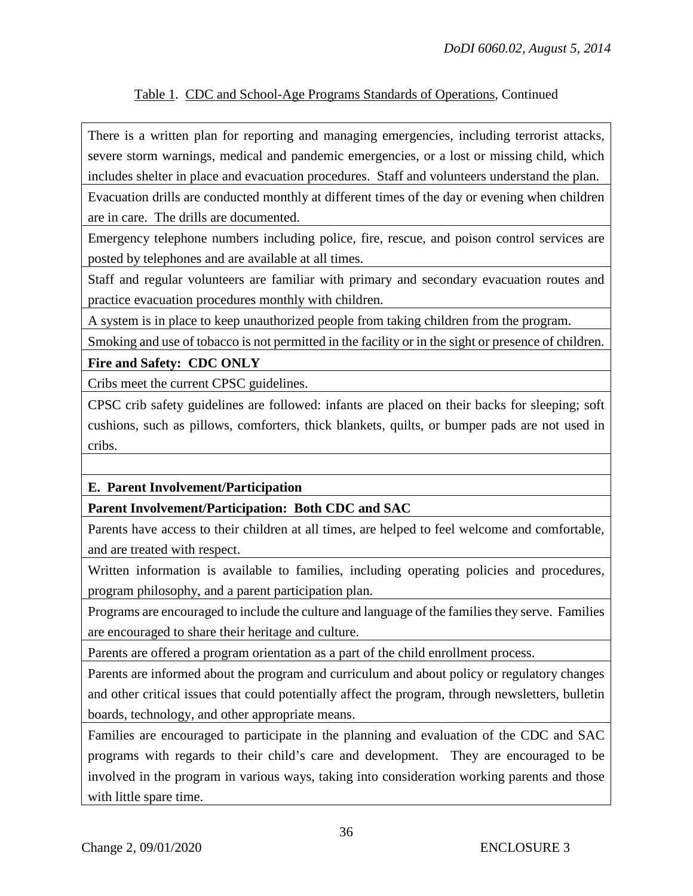Table 1. CDC and School-Age Programs Standards of Operations, Continued

| |
|---|
| There is a written plan for reporting and managing emergencies, including terrorist attacks, severe storm warnings, medical and pandemic emergencies, or a lost or missing child, which includes shelter in place and evacuation procedures. Staff and volunteers understand the plan. |
| Evacuation drills are conducted monthly at different times of the day or evening when children are in care. The drills are documented. |
| Emergency telephone numbers including police, fire, rescue, and poison control services are posted by telephones and are available at all times. |
| Staff and regular volunteers are familiar with primary and secondary evacuation routes and practice evacuation procedures monthly with children. |
| A system is in place to keep unauthorized people from taking children from the program. |
| Smoking and use of tobacco is not permitted in the facility or in the sight or presence of children. |
| **Fire and Safety: CDC ONLY** |
| Cribs meet the current CPSC guidelines. |
| CPSC crib safety guidelines are followed: infants are placed on their backs for sleeping; soft cushions, such as pillows, comforters, thick blankets, quilts, or bumper pads are not used in cribs. |
| |
| **E. Parent Involvement/Participation** |
| **Parent Involvement/Participation: Both CDC and SAC** |
| Parents have access to their children at all times, are helped to feel welcome and comfortable, and are treated with respect. |
| Written information is available to families, including operating policies and procedures, program philosophy, and a parent participation plan. |
| Programs are encouraged to include the culture and language of the families they serve. Families are encouraged to share their heritage and culture. |
| Parents are offered a program orientation as a part of the child enrollment process. |
| Parents are informed about the program and curriculum and about policy or regulatory changes and other critical issues that could potentially affect the program, through newsletters, bulletin boards, technology, and other appropriate means. |
| Families are encouraged to participate in the planning and evaluation of the CDC and SAC programs with regards to their child's care and development. They are encouraged to be involved in the program in various ways, taking into consideration working parents and those with little spare time. |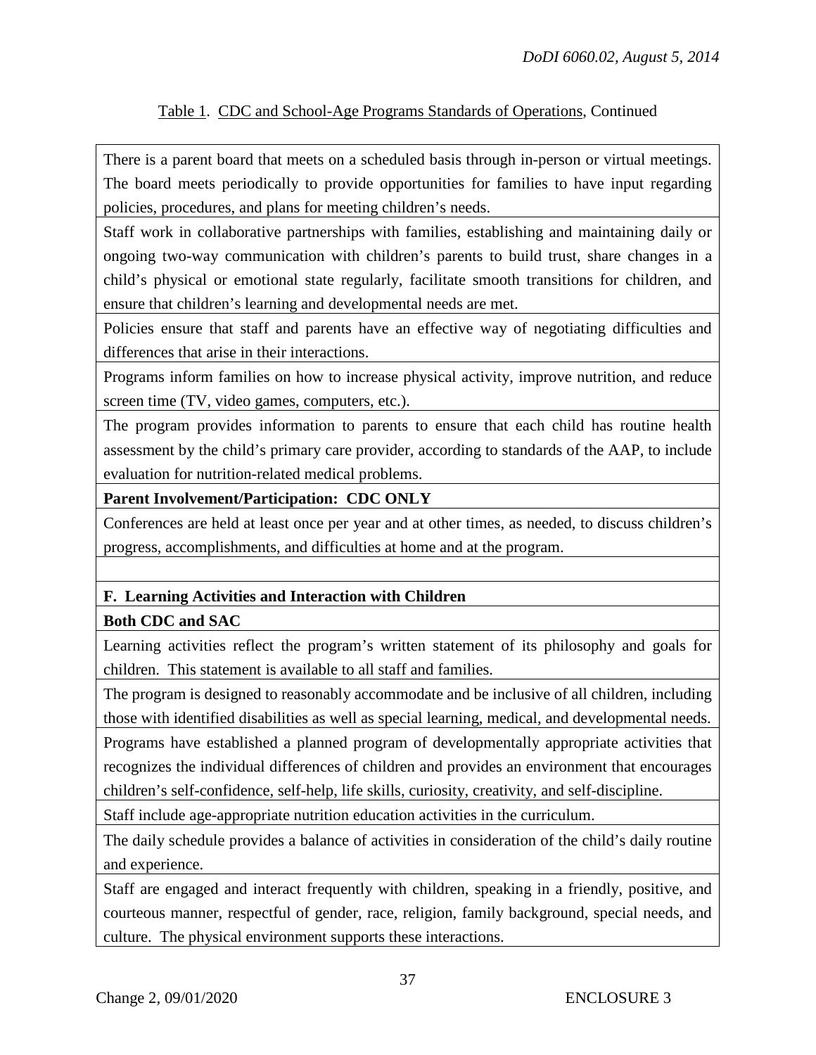Table 1. CDC and School-Age Programs Standards of Operations, Continued

| |
|---|
| There is a parent board that meets on a scheduled basis through in-person or virtual meetings. The board meets periodically to provide opportunities for families to have input regarding policies, procedures, and plans for meeting children's needs. |
| Staff work in collaborative partnerships with families, establishing and maintaining daily or ongoing two-way communication with children's parents to build trust, share changes in a child's physical or emotional state regularly, facilitate smooth transitions for children, and ensure that children's learning and developmental needs are met. |
| Policies ensure that staff and parents have an effective way of negotiating difficulties and differences that arise in their interactions. |
| Programs inform families on how to increase physical activity, improve nutrition, and reduce screen time (TV, video games, computers, etc.). |
| The program provides information to parents to ensure that each child has routine health assessment by the child's primary care provider, according to standards of the AAP, to include evaluation for nutrition-related medical problems. |
| **Parent Involvement/Participation: CDC ONLY** |
| Conferences are held at least once per year and at other times, as needed, to discuss children's progress, accomplishments, and difficulties at home and at the program. |
| |
| **F. Learning Activities and Interaction with Children** |
| **Both CDC and SAC** |
| Learning activities reflect the program's written statement of its philosophy and goals for children. This statement is available to all staff and families. |
| The program is designed to reasonably accommodate and be inclusive of all children, including those with identified disabilities as well as special learning, medical, and developmental needs. |
| Programs have established a planned program of developmentally appropriate activities that recognizes the individual differences of children and provides an environment that encourages children's self-confidence, self-help, life skills, curiosity, creativity, and self-discipline. |
| Staff include age-appropriate nutrition education activities in the curriculum. |
| The daily schedule provides a balance of activities in consideration of the child's daily routine and experience. |
| Staff are engaged and interact frequently with children, speaking in a friendly, positive, and courteous manner, respectful of gender, race, religion, family background, special needs, and culture. The physical environment supports these interactions. |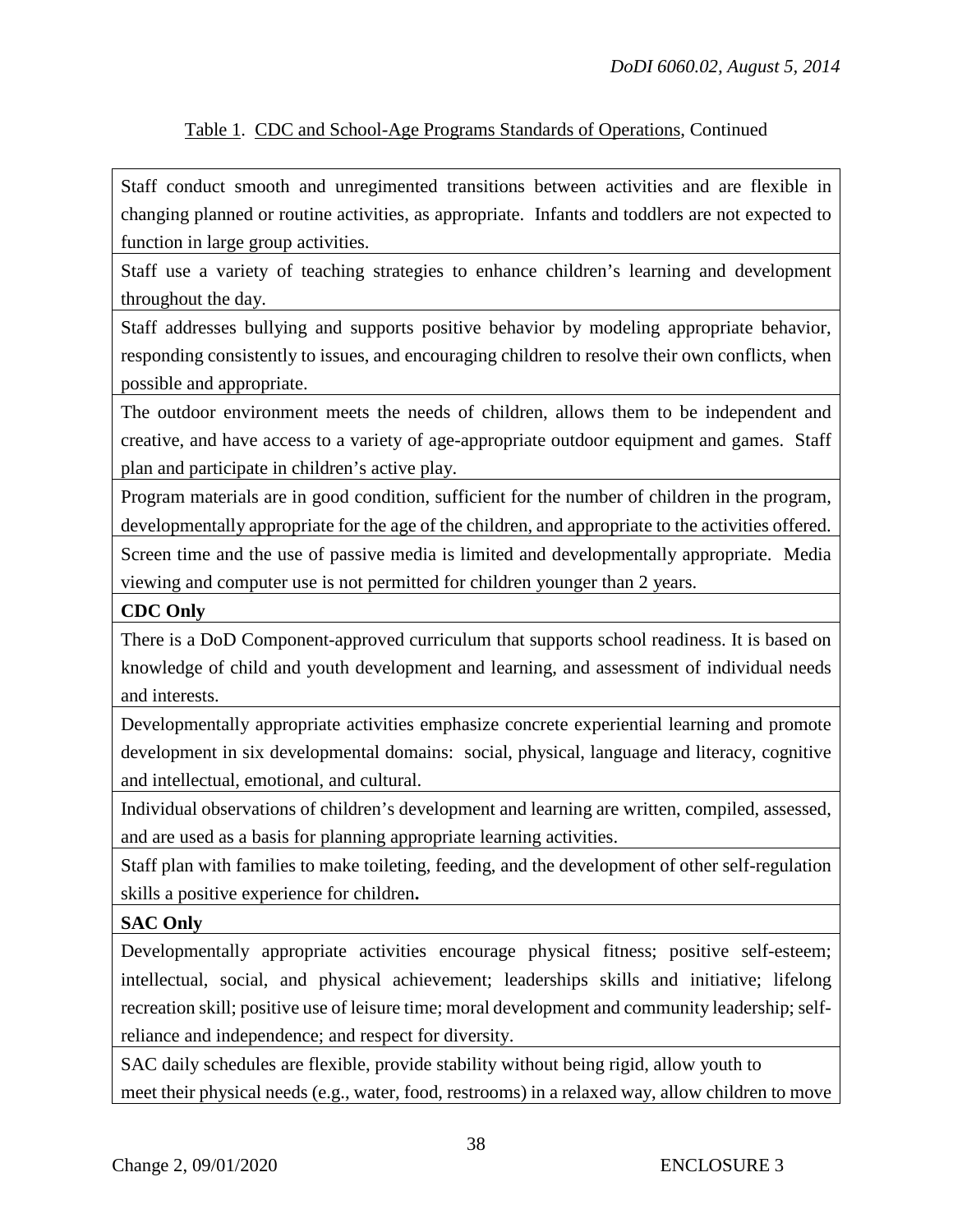Table 1. CDC and School-Age Programs Standards of Operations, Continued

| |
|---|
| Staff conduct smooth and unregimented transitions between activities and are flexible in changing planned or routine activities, as appropriate. Infants and toddlers are not expected to function in large group activities. |
| Staff use a variety of teaching strategies to enhance children's learning and development throughout the day. |
| Staff addresses bullying and supports positive behavior by modeling appropriate behavior, responding consistently to issues, and encouraging children to resolve their own conflicts, when possible and appropriate. |
| The outdoor environment meets the needs of children, allows them to be independent and creative, and have access to a variety of age-appropriate outdoor equipment and games. Staff plan and participate in children's active play. |
| Program materials are in good condition, sufficient for the number of children in the program, developmentally appropriate for the age of the children, and appropriate to the activities offered. |
| Screen time and the use of passive media is limited and developmentally appropriate. Media viewing and computer use is not permitted for children younger than 2 years. |
| **CDC Only** |
| There is a DoD Component-approved curriculum that supports school readiness. It is based on knowledge of child and youth development and learning, and assessment of individual needs and interests. |
| Developmentally appropriate activities emphasize concrete experiential learning and promote development in six developmental domains: social, physical, language and literacy, cognitive and intellectual, emotional, and cultural. |
| Individual observations of children's development and learning are written, compiled, assessed, and are used as a basis for planning appropriate learning activities. |
| Staff plan with families to make toileting, feeding, and the development of other self-regulation skills a positive experience for children. |
| **SAC Only** |
| Developmentally appropriate activities encourage physical fitness; positive self-esteem; intellectual, social, and physical achievement; leaderships skills and initiative; lifelong recreation skill; positive use of leisure time; moral development and community leadership; self-reliance and independence; and respect for diversity. |
| SAC daily schedules are flexible, provide stability without being rigid, allow youth to meet their physical needs (e.g., water, food, restrooms) in a relaxed way, allow children to move |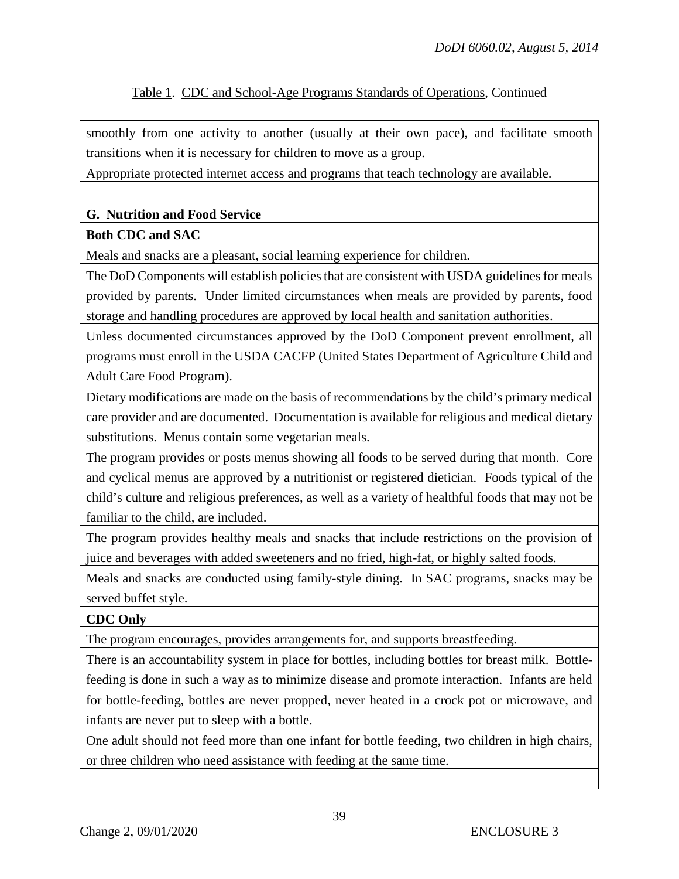Table 1. CDC and School-Age Programs Standards of Operations, Continued

| |
|---|
| smoothly from one activity to another (usually at their own pace), and facilitate smooth transitions when it is necessary for children to move as a group. |
| Appropriate protected internet access and programs that teach technology are available. |
| |
| **G. Nutrition and Food Service** |
| **Both CDC and SAC** |
| Meals and snacks are a pleasant, social learning experience for children. |
| The DoD Components will establish policies that are consistent with USDA guidelines for meals provided by parents. Under limited circumstances when meals are provided by parents, food storage and handling procedures are approved by local health and sanitation authorities. |
| Unless documented circumstances approved by the DoD Component prevent enrollment, all programs must enroll in the USDA CACFP (United States Department of Agriculture Child and Adult Care Food Program). |
| Dietary modifications are made on the basis of recommendations by the child's primary medical care provider and are documented. Documentation is available for religious and medical dietary substitutions. Menus contain some vegetarian meals. |
| The program provides or posts menus showing all foods to be served during that month. Core and cyclical menus are approved by a nutritionist or registered dietician. Foods typical of the child's culture and religious preferences, as well as a variety of healthful foods that may not be familiar to the child, are included. |
| The program provides healthy meals and snacks that include restrictions on the provision of juice and beverages with added sweeteners and no fried, high-fat, or highly salted foods. |
| Meals and snacks are conducted using family-style dining. In SAC programs, snacks may be served buffet style. |
| **CDC Only** |
| The program encourages, provides arrangements for, and supports breastfeeding. |
| There is an accountability system in place for bottles, including bottles for breast milk. Bottle-feeding is done in such a way as to minimize disease and promote interaction. Infants are held for bottle-feeding, bottles are never propped, never heated in a crock pot or microwave, and infants are never put to sleep with a bottle. |
| One adult should not feed more than one infant for bottle feeding, two children in high chairs, or three children who need assistance with feeding at the same time. |
| |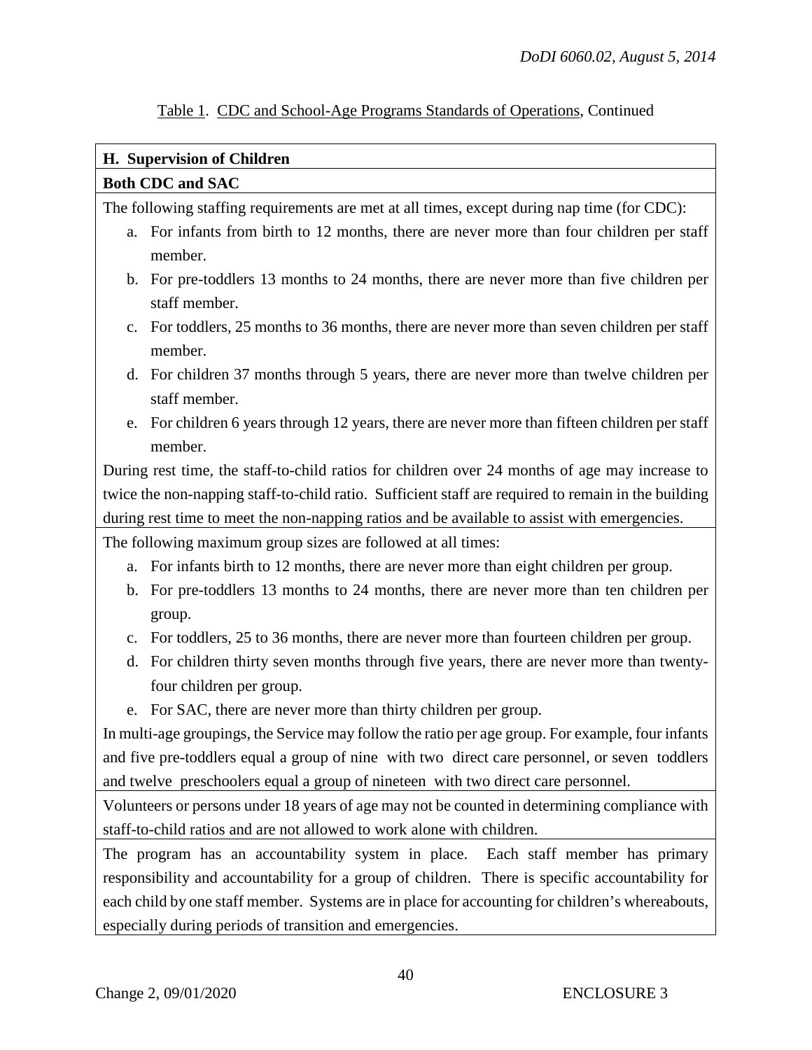Table 1. CDC and School-Age Programs Standards of Operations, Continued

| **H. Supervision of Children** |
|---|
| **Both CDC and SAC** |
| The following staffing requirements are met at all times, except during nap time (for CDC):<br>a. For infants from birth to 12 months, there are never more than four children per staff member.<br>b. For pre-toddlers 13 months to 24 months, there are never more than five children per staff member.<br>c. For toddlers, 25 months to 36 months, there are never more than seven children per staff member.<br>d. For children 37 months through 5 years, there are never more than twelve children per staff member.<br>e. For children 6 years through 12 years, there are never more than fifteen children per staff member.<br>During rest time, the staff-to-child ratios for children over 24 months of age may increase to twice the non-napping staff-to-child ratio. Sufficient staff are required to remain in the building during rest time to meet the non-napping ratios and be available to assist with emergencies. |
| The following maximum group sizes are followed at all times:<br>a. For infants birth to 12 months, there are never more than eight children per group.<br>b. For pre-toddlers 13 months to 24 months, there are never more than ten children per group.<br>c. For toddlers, 25 to 36 months, there are never more than fourteen children per group.<br>d. For children thirty seven months through five years, there are never more than twenty-four children per group.<br>e. For SAC, there are never more than thirty children per group.<br>In multi-age groupings, the Service may follow the ratio per age group. For example, four infants and five pre-toddlers equal a group of nine with two direct care personnel, or seven toddlers and twelve preschoolers equal a group of nineteen with two direct care personnel. |
| Volunteers or persons under 18 years of age may not be counted in determining compliance with staff-to-child ratios and are not allowed to work alone with children. |
| The program has an accountability system in place. Each staff member has primary responsibility and accountability for a group of children. There is specific accountability for each child by one staff member. Systems are in place for accounting for children's whereabouts, especially during periods of transition and emergencies. |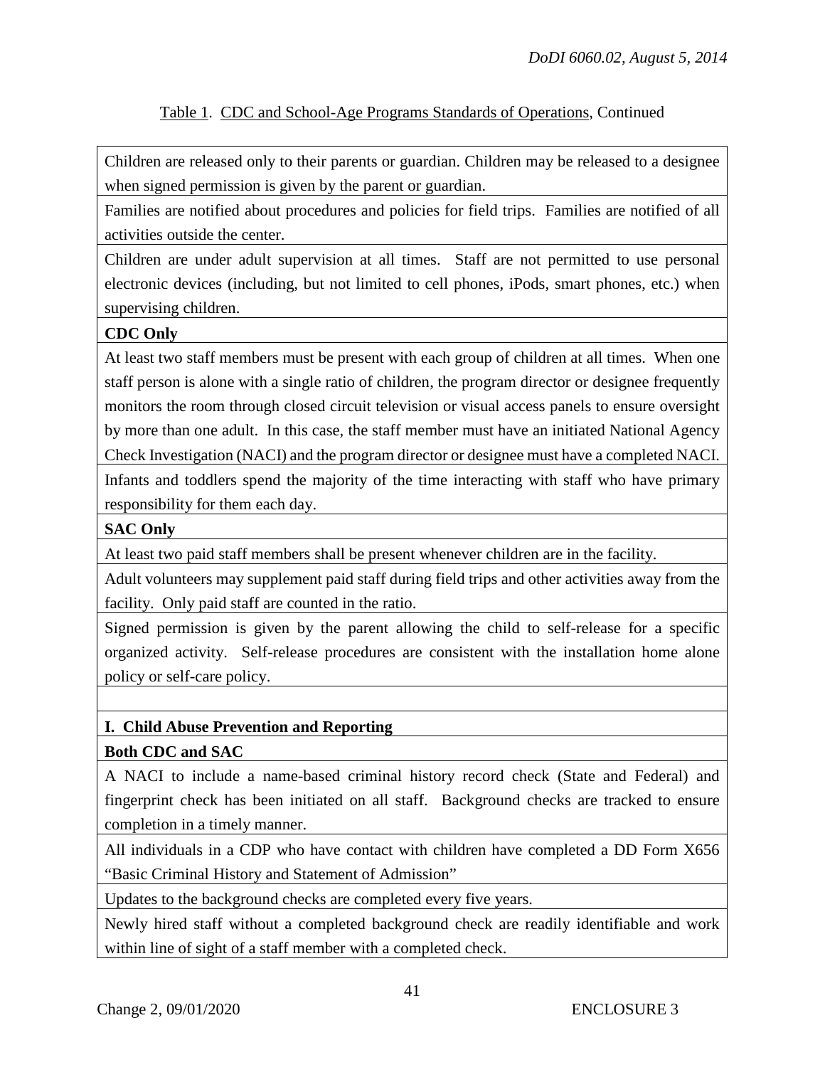Table 1. CDC and School-Age Programs Standards of Operations, Continued

| Children are released only to their parents or guardian. Children may be released to a designee when signed permission is given by the parent or guardian. |
|---|
| Families are notified about procedures and policies for field trips. Families are notified of all activities outside the center. |
| Children are under adult supervision at all times. Staff are not permitted to use personal electronic devices (including, but not limited to cell phones, iPods, smart phones, etc.) when supervising children. |
| **CDC Only** |
| At least two staff members must be present with each group of children at all times. When one staff person is alone with a single ratio of children, the program director or designee frequently monitors the room through closed circuit television or visual access panels to ensure oversight by more than one adult. In this case, the staff member must have an initiated National Agency Check Investigation (NACI) and the program director or designee must have a completed NACI. |
| Infants and toddlers spend the majority of the time interacting with staff who have primary responsibility for them each day. |
| **SAC Only** |
| At least two paid staff members shall be present whenever children are in the facility. |
| Adult volunteers may supplement paid staff during field trips and other activities away from the facility. Only paid staff are counted in the ratio. |
| Signed permission is given by the parent allowing the child to self-release for a specific organized activity. Self-release procedures are consistent with the installation home alone policy or self-care policy. |
| |
| **I. Child Abuse Prevention and Reporting** |
| **Both CDC and SAC** |
| A NACI to include a name-based criminal history record check (State and Federal) and fingerprint check has been initiated on all staff. Background checks are tracked to ensure completion in a timely manner. |
| All individuals in a CDP who have contact with children have completed a DD Form X656 "Basic Criminal History and Statement of Admission" |
| Updates to the background checks are completed every five years. |
| Newly hired staff without a completed background check are readily identifiable and work within line of sight of a staff member with a completed check. |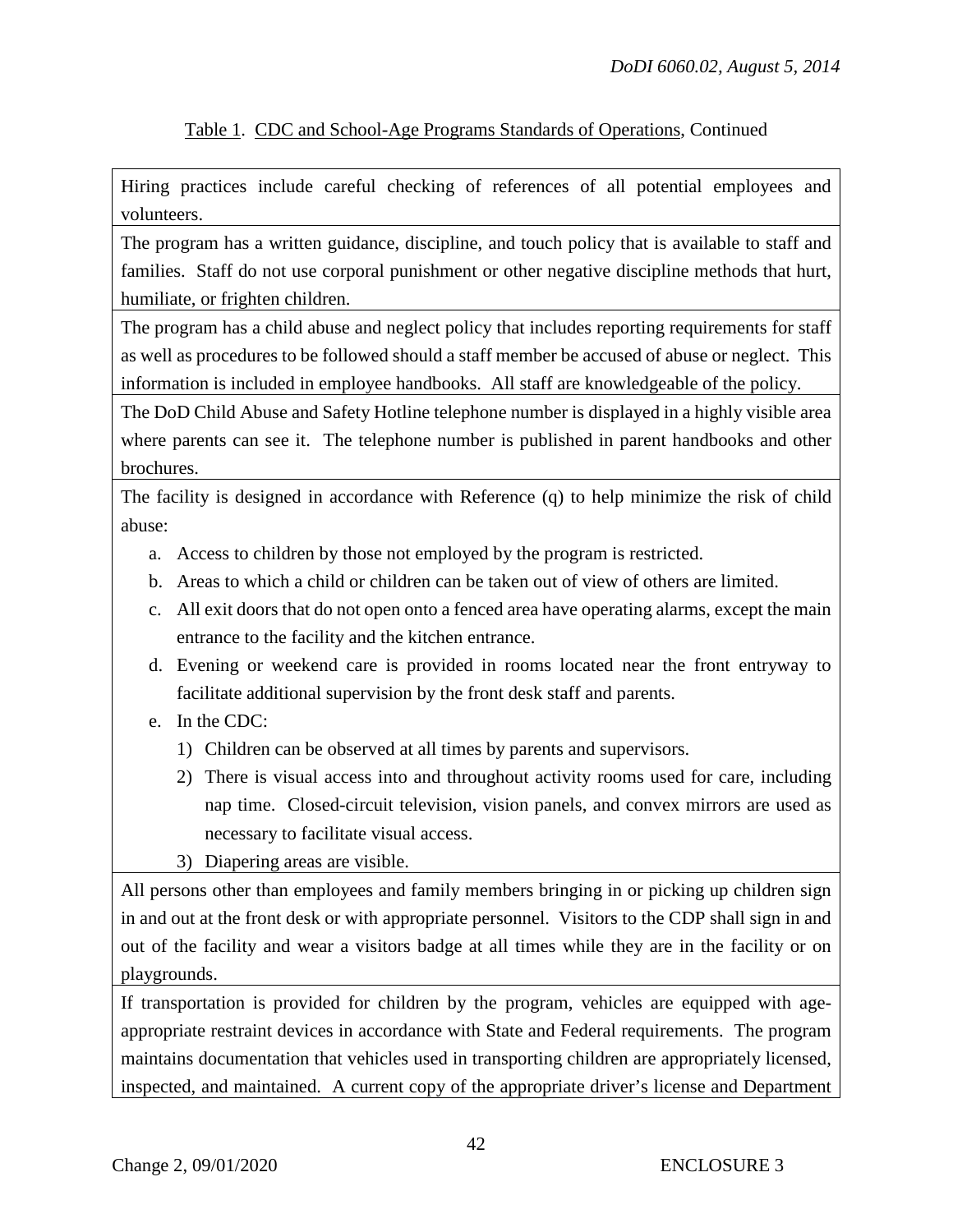Table 1. CDC and School-Age Programs Standards of Operations, Continued

| |
|---|
| Hiring practices include careful checking of references of all potential employees and volunteers. |
| The program has a written guidance, discipline, and touch policy that is available to staff and families. Staff do not use corporal punishment or other negative discipline methods that hurt, humiliate, or frighten children. |
| The program has a child abuse and neglect policy that includes reporting requirements for staff as well as procedures to be followed should a staff member be accused of abuse or neglect. This information is included in employee handbooks. All staff are knowledgeable of the policy. |
| The DoD Child Abuse and Safety Hotline telephone number is displayed in a highly visible area where parents can see it. The telephone number is published in parent handbooks and other brochures. |
| The facility is designed in accordance with Reference (q) to help minimize the risk of child abuse:<br>a. Access to children by those not employed by the program is restricted.<br>b. Areas to which a child or children can be taken out of view of others are limited.<br>c. All exit doors that do not open onto a fenced area have operating alarms, except the main entrance to the facility and the kitchen entrance.<br>d. Evening or weekend care is provided in rooms located near the front entryway to facilitate additional supervision by the front desk staff and parents.<br>e. In the CDC:<br>1) Children can be observed at all times by parents and supervisors.<br>2) There is visual access into and throughout activity rooms used for care, including nap time. Closed-circuit television, vision panels, and convex mirrors are used as necessary to facilitate visual access.<br>3) Diapering areas are visible. |
| All persons other than employees and family members bringing in or picking up children sign in and out at the front desk or with appropriate personnel. Visitors to the CDP shall sign in and out of the facility and wear a visitors badge at all times while they are in the facility or on playgrounds. |
| If transportation is provided for children by the program, vehicles are equipped with age-appropriate restraint devices in accordance with State and Federal requirements. The program maintains documentation that vehicles used in transporting children are appropriately licensed, inspected, and maintained. A current copy of the appropriate driver's license and Department |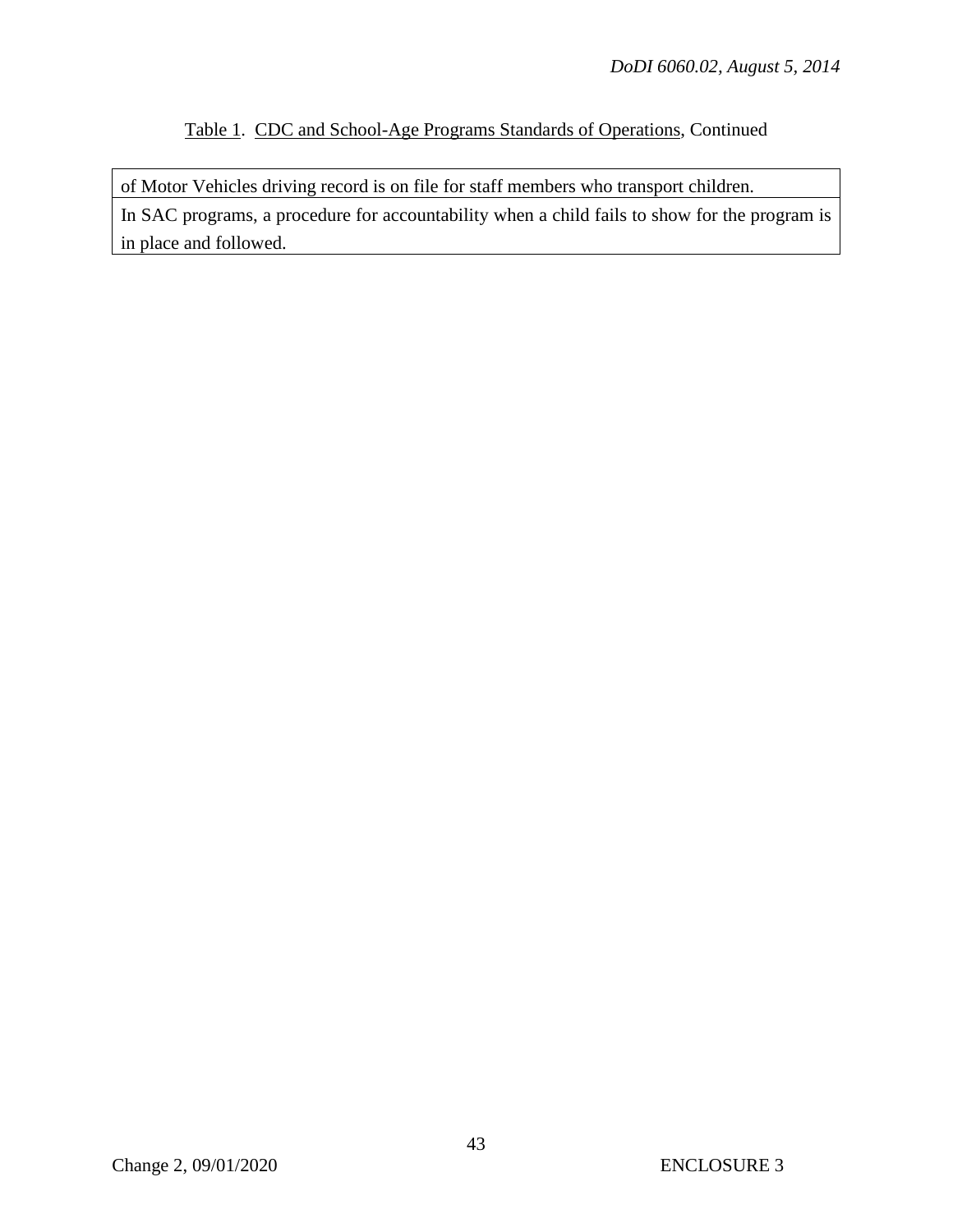Table 1. CDC and School-Age Programs Standards of Operations, Continued

| |
|---|
| of Motor Vehicles driving record is on file for staff members who transport children. |
| In SAC programs, a procedure for accountability when a child fails to show for the program is in place and followed. |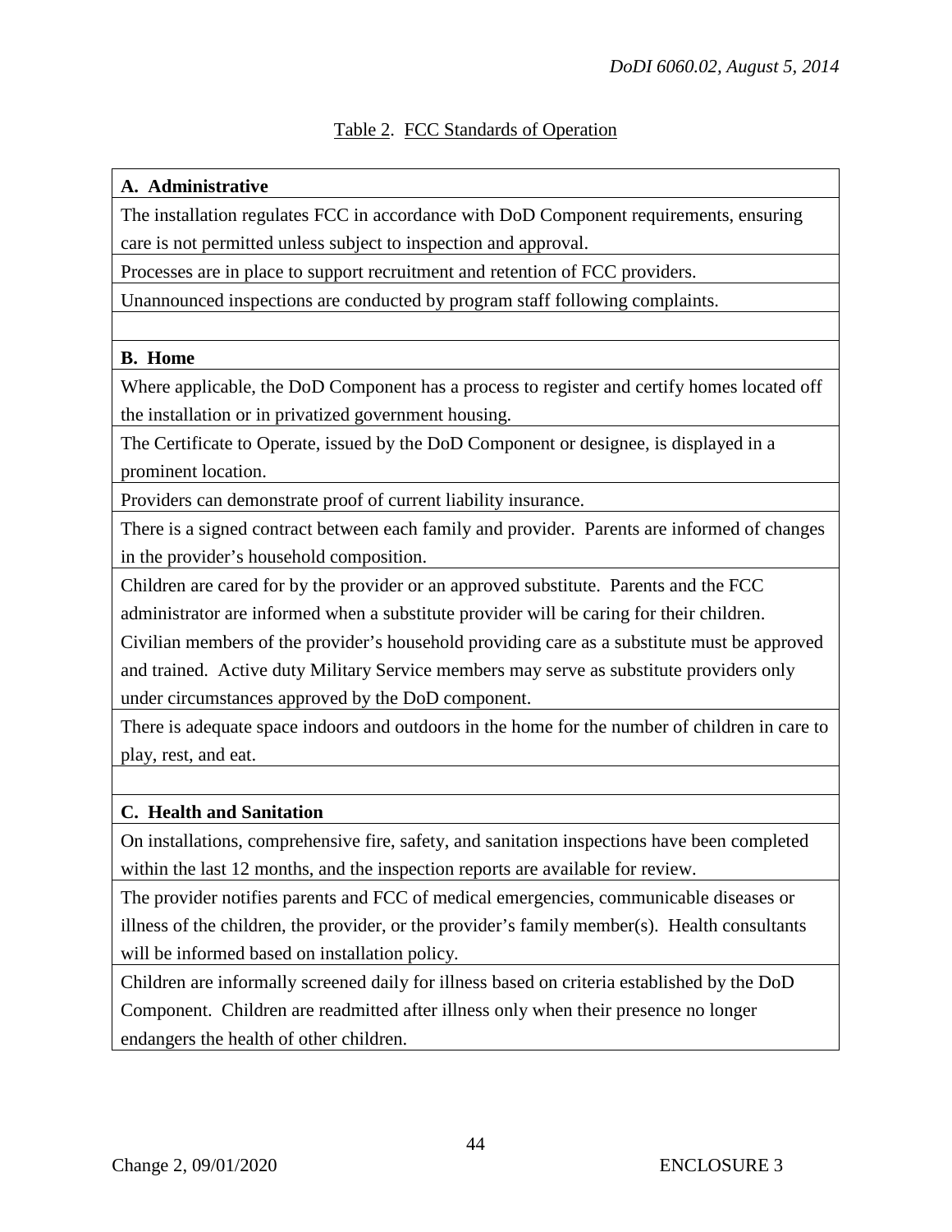Table 2. FCC Standards of Operation

| **A. Administrative** |
|---|
| The installation regulates FCC in accordance with DoD Component requirements, ensuring care is not permitted unless subject to inspection and approval. |
| Processes are in place to support recruitment and retention of FCC providers. |
| Unannounced inspections are conducted by program staff following complaints. |
| |
| **B. Home** |
| Where applicable, the DoD Component has a process to register and certify homes located off the installation or in privatized government housing. |
| The Certificate to Operate, issued by the DoD Component or designee, is displayed in a prominent location. |
| Providers can demonstrate proof of current liability insurance. |
| There is a signed contract between each family and provider. Parents are informed of changes in the provider's household composition. |
| Children are cared for by the provider or an approved substitute. Parents and the FCC administrator are informed when a substitute provider will be caring for their children. Civilian members of the provider's household providing care as a substitute must be approved and trained. Active duty Military Service members may serve as substitute providers only under circumstances approved by the DoD component. |
| There is adequate space indoors and outdoors in the home for the number of children in care to play, rest, and eat. |
| |
| **C. Health and Sanitation** |
| On installations, comprehensive fire, safety, and sanitation inspections have been completed within the last 12 months, and the inspection reports are available for review. |
| The provider notifies parents and FCC of medical emergencies, communicable diseases or illness of the children, the provider, or the provider's family member(s). Health consultants will be informed based on installation policy. |
| Children are informally screened daily for illness based on criteria established by the DoD Component. Children are readmitted after illness only when their presence no longer endangers the health of other children. |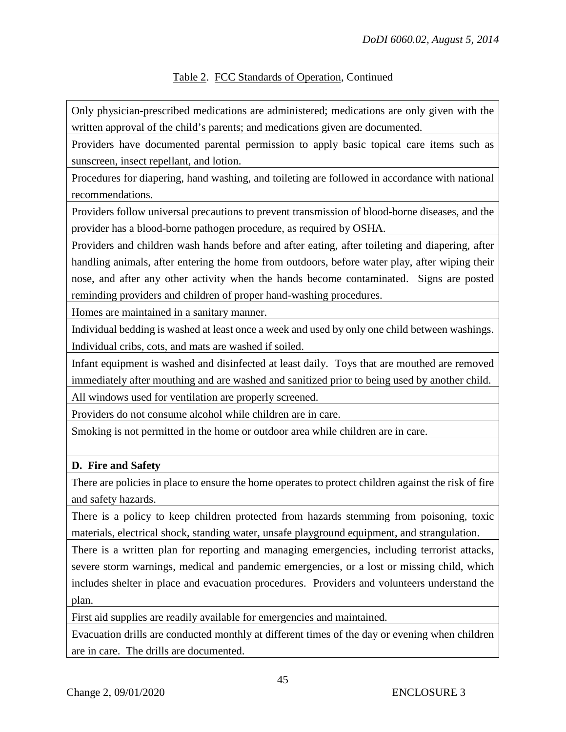Table 2. FCC Standards of Operation, Continued

| |
|---|
| Only physician-prescribed medications are administered; medications are only given with the written approval of the child's parents; and medications given are documented. |
| Providers have documented parental permission to apply basic topical care items such as sunscreen, insect repellant, and lotion. |
| Procedures for diapering, hand washing, and toileting are followed in accordance with national recommendations. |
| Providers follow universal precautions to prevent transmission of blood-borne diseases, and the provider has a blood-borne pathogen procedure, as required by OSHA. |
| Providers and children wash hands before and after eating, after toileting and diapering, after handling animals, after entering the home from outdoors, before water play, after wiping their nose, and after any other activity when the hands become contaminated. Signs are posted reminding providers and children of proper hand-washing procedures. |
| Homes are maintained in a sanitary manner. |
| Individual bedding is washed at least once a week and used by only one child between washings. Individual cribs, cots, and mats are washed if soiled. |
| Infant equipment is washed and disinfected at least daily. Toys that are mouthed are removed immediately after mouthing and are washed and sanitized prior to being used by another child. |
| All windows used for ventilation are properly screened. |
| Providers do not consume alcohol while children are in care. |
| Smoking is not permitted in the home or outdoor area while children are in care. |
| |
| **D. Fire and Safety** |
| There are policies in place to ensure the home operates to protect children against the risk of fire and safety hazards. |
| There is a policy to keep children protected from hazards stemming from poisoning, toxic materials, electrical shock, standing water, unsafe playground equipment, and strangulation. |
| There is a written plan for reporting and managing emergencies, including terrorist attacks, severe storm warnings, medical and pandemic emergencies, or a lost or missing child, which includes shelter in place and evacuation procedures. Providers and volunteers understand the plan. |
| First aid supplies are readily available for emergencies and maintained. |
| Evacuation drills are conducted monthly at different times of the day or evening when children are in care. The drills are documented. |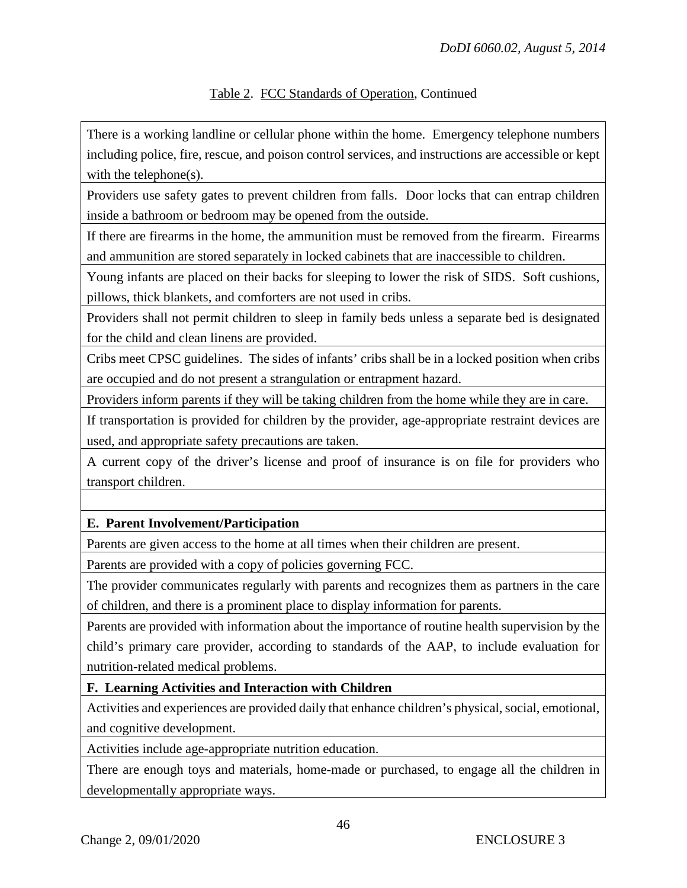Table 2. FCC Standards of Operation, Continued

| |
|---|
| There is a working landline or cellular phone within the home. Emergency telephone numbers including police, fire, rescue, and poison control services, and instructions are accessible or kept with the telephone(s). |
| Providers use safety gates to prevent children from falls. Door locks that can entrap children inside a bathroom or bedroom may be opened from the outside. |
| If there are firearms in the home, the ammunition must be removed from the firearm. Firearms and ammunition are stored separately in locked cabinets that are inaccessible to children. |
| Young infants are placed on their backs for sleeping to lower the risk of SIDS. Soft cushions, pillows, thick blankets, and comforters are not used in cribs. |
| Providers shall not permit children to sleep in family beds unless a separate bed is designated for the child and clean linens are provided. |
| Cribs meet CPSC guidelines. The sides of infants' cribs shall be in a locked position when cribs are occupied and do not present a strangulation or entrapment hazard. |
| Providers inform parents if they will be taking children from the home while they are in care. |
| If transportation is provided for children by the provider, age-appropriate restraint devices are used, and appropriate safety precautions are taken. |
| A current copy of the driver's license and proof of insurance is on file for providers who transport children. |
| |
| **E. Parent Involvement/Participation** |
| Parents are given access to the home at all times when their children are present. |
| Parents are provided with a copy of policies governing FCC. |
| The provider communicates regularly with parents and recognizes them as partners in the care of children, and there is a prominent place to display information for parents. |
| Parents are provided with information about the importance of routine health supervision by the child's primary care provider, according to standards of the AAP, to include evaluation for nutrition-related medical problems. |
| **F. Learning Activities and Interaction with Children** |
| Activities and experiences are provided daily that enhance children's physical, social, emotional, and cognitive development. |
| Activities include age-appropriate nutrition education. |
| There are enough toys and materials, home-made or purchased, to engage all the children in developmentally appropriate ways. |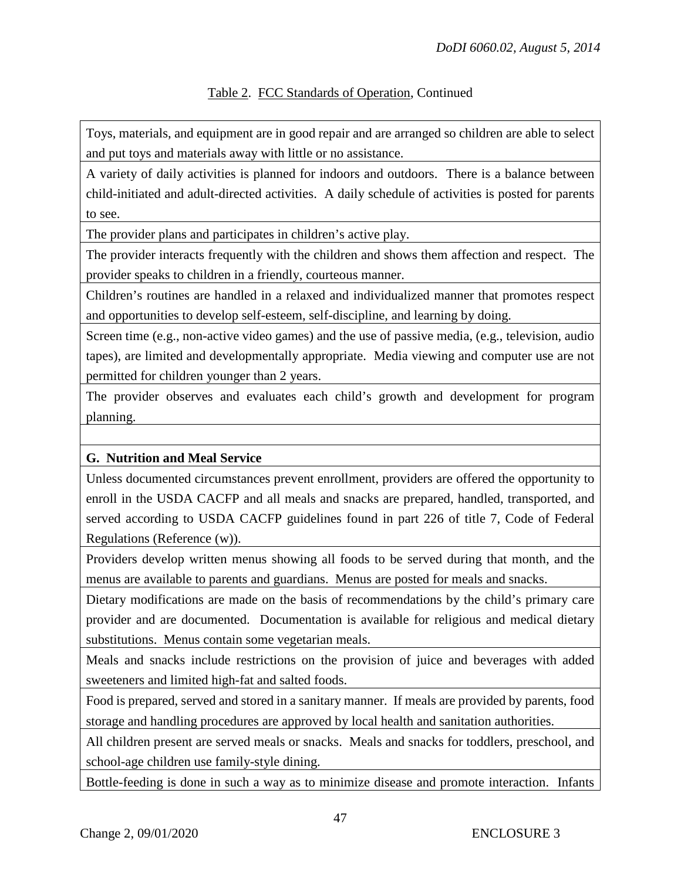Table 2. FCC Standards of Operation, Continued

| |
|---|
| Toys, materials, and equipment are in good repair and are arranged so children are able to select and put toys and materials away with little or no assistance. |
| A variety of daily activities is planned for indoors and outdoors. There is a balance between child-initiated and adult-directed activities. A daily schedule of activities is posted for parents to see. |
| The provider plans and participates in children's active play. |
| The provider interacts frequently with the children and shows them affection and respect. The provider speaks to children in a friendly, courteous manner. |
| Children's routines are handled in a relaxed and individualized manner that promotes respect and opportunities to develop self-esteem, self-discipline, and learning by doing. |
| Screen time (e.g., non-active video games) and the use of passive media, (e.g., television, audio tapes), are limited and developmentally appropriate. Media viewing and computer use are not permitted for children younger than 2 years. |
| The provider observes and evaluates each child's growth and development for program planning. |
| |
| **G. Nutrition and Meal Service** |
| Unless documented circumstances prevent enrollment, providers are offered the opportunity to enroll in the USDA CACFP and all meals and snacks are prepared, handled, transported, and served according to USDA CACFP guidelines found in part 226 of title 7, Code of Federal Regulations (Reference (w)). |
| Providers develop written menus showing all foods to be served during that month, and the menus are available to parents and guardians. Menus are posted for meals and snacks. |
| Dietary modifications are made on the basis of recommendations by the child's primary care provider and are documented. Documentation is available for religious and medical dietary substitutions. Menus contain some vegetarian meals. |
| Meals and snacks include restrictions on the provision of juice and beverages with added sweeteners and limited high-fat and salted foods. |
| Food is prepared, served and stored in a sanitary manner. If meals are provided by parents, food storage and handling procedures are approved by local health and sanitation authorities. |
| All children present are served meals or snacks. Meals and snacks for toddlers, preschool, and school-age children use family-style dining. |
| Bottle-feeding is done in such a way as to minimize disease and promote interaction. Infants |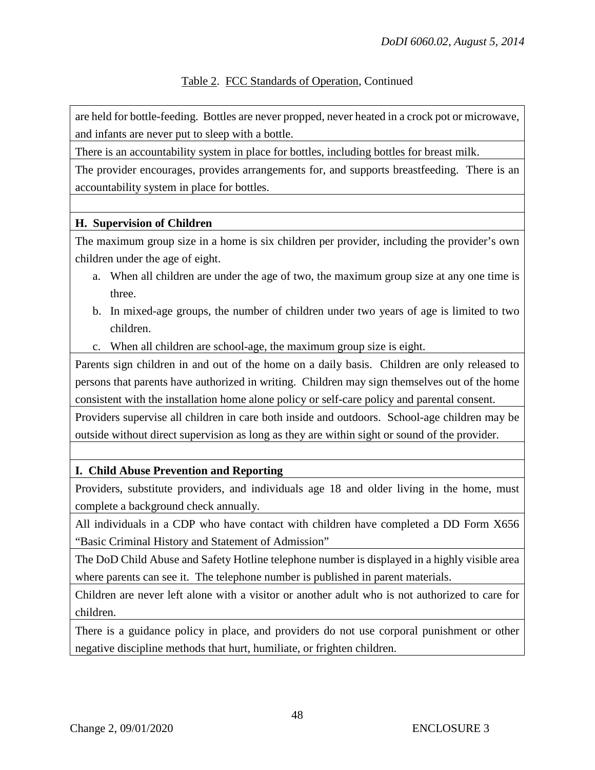Table 2. FCC Standards of Operation, Continued

| |
|---|
| are held for bottle-feeding. Bottles are never propped, never heated in a crock pot or microwave, and infants are never put to sleep with a bottle. |
| There is an accountability system in place for bottles, including bottles for breast milk. |
| The provider encourages, provides arrangements for, and supports breastfeeding. There is an accountability system in place for bottles. |
| |
| **H. Supervision of Children** |
| The maximum group size in a home is six children per provider, including the provider's own children under the age of eight.<br>a. When all children are under the age of two, the maximum group size at any one time is three.<br>b. In mixed-age groups, the number of children under two years of age is limited to two children.<br>c. When all children are school-age, the maximum group size is eight. |
| Parents sign children in and out of the home on a daily basis. Children are only released to persons that parents have authorized in writing. Children may sign themselves out of the home consistent with the installation home alone policy or self-care policy and parental consent. |
| Providers supervise all children in care both inside and outdoors. School-age children may be outside without direct supervision as long as they are within sight or sound of the provider. |
| |
| **I. Child Abuse Prevention and Reporting** |
| Providers, substitute providers, and individuals age 18 and older living in the home, must complete a background check annually. |
| All individuals in a CDP who have contact with children have completed a DD Form X656 "Basic Criminal History and Statement of Admission" |
| The DoD Child Abuse and Safety Hotline telephone number is displayed in a highly visible area where parents can see it. The telephone number is published in parent materials. |
| Children are never left alone with a visitor or another adult who is not authorized to care for children. |
| There is a guidance policy in place, and providers do not use corporal punishment or other negative discipline methods that hurt, humiliate, or frighten children. |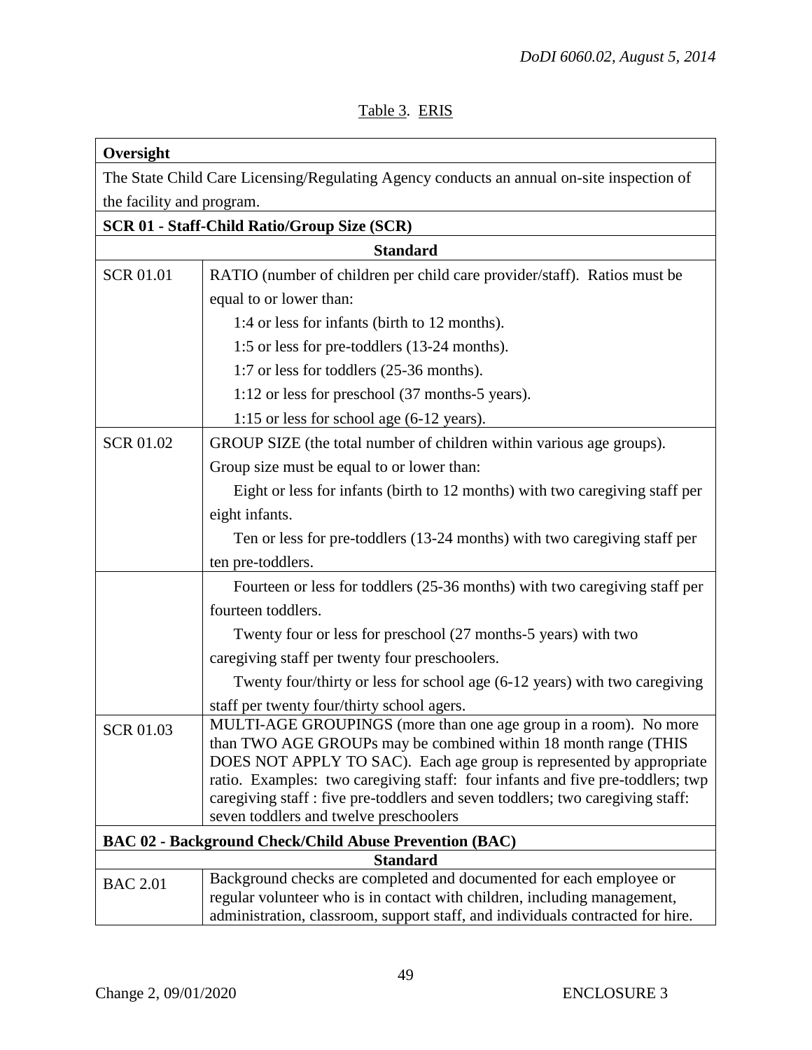Table 3. ERIS

| **Oversight** | |
|---|---|
| The State Child Care Licensing/Regulating Agency conducts an annual on-site inspection of the facility and program. | |
| **SCR 01 - Staff-Child Ratio/Group Size (SCR)** | |
| **Standard** | |
| SCR 01.01 | RATIO (number of children per child care provider/staff). Ratios must be equal to or lower than: 1:4 or less for infants (birth to 12 months). 1:5 or less for pre-toddlers (13-24 months). 1:7 or less for toddlers (25-36 months). 1:12 or less for preschool (37 months-5 years). 1:15 or less for school age (6-12 years). |
| SCR 01.02 | GROUP SIZE (the total number of children within various age groups). Group size must be equal to or lower than: Eight or less for infants (birth to 12 months) with two caregiving staff per eight infants. Ten or less for pre-toddlers (13-24 months) with two caregiving staff per ten pre-toddlers. |
| | Fourteen or less for toddlers (25-36 months) with two caregiving staff per fourteen toddlers. Twenty four or less for preschool (27 months-5 years) with two caregiving staff per twenty four preschoolers. Twenty four/thirty or less for school age (6-12 years) with two caregiving staff per twenty four/thirty school agers. |
| SCR 01.03 | MULTI-AGE GROUPINGS (more than one age group in a room). No more than TWO AGE GROUPs may be combined within 18 month range (THIS DOES NOT APPLY TO SAC). Each age group is represented by appropriate ratio. Examples: two caregiving staff: four infants and five pre-toddlers; twp caregiving staff : five pre-toddlers and seven toddlers; two caregiving staff: seven toddlers and twelve preschoolers |
| **BAC 02 - Background Check/Child Abuse Prevention (BAC)** | |
| **Standard** | |
| BAC 2.01 | Background checks are completed and documented for each employee or regular volunteer who is in contact with children, including management, administration, classroom, support staff, and individuals contracted for hire. |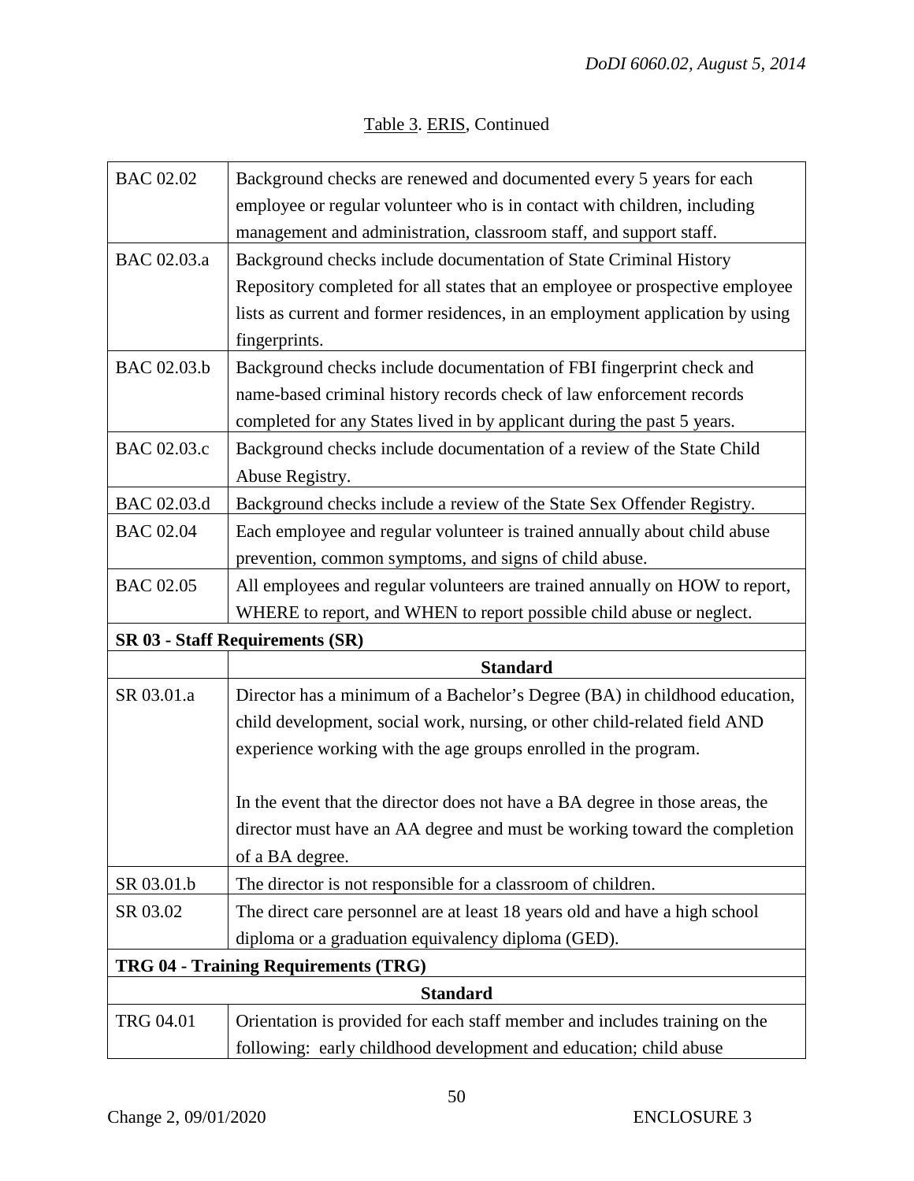Table 3. ERIS, Continued

| | |
|---|---|
| BAC 02.02 | Background checks are renewed and documented every 5 years for each employee or regular volunteer who is in contact with children, including management and administration, classroom staff, and support staff. |
| BAC 02.03.a | Background checks include documentation of State Criminal History Repository completed for all states that an employee or prospective employee lists as current and former residences, in an employment application by using fingerprints. |
| BAC 02.03.b | Background checks include documentation of FBI fingerprint check and name-based criminal history records check of law enforcement records completed for any States lived in by applicant during the past 5 years. |
| BAC 02.03.c | Background checks include documentation of a review of the State Child Abuse Registry. |
| BAC 02.03.d | Background checks include a review of the State Sex Offender Registry. |
| BAC 02.04 | Each employee and regular volunteer is trained annually about child abuse prevention, common symptoms, and signs of child abuse. |
| BAC 02.05 | All employees and regular volunteers are trained annually on HOW to report, WHERE to report, and WHEN to report possible child abuse or neglect. |
| **SR 03 - Staff Requirements (SR)** | |
| | **Standard** |
| SR 03.01.a | Director has a minimum of a Bachelor's Degree (BA) in childhood education, child development, social work, nursing, or other child-related field AND experience working with the age groups enrolled in the program.<br><br>In the event that the director does not have a BA degree in those areas, the director must have an AA degree and must be working toward the completion of a BA degree. |
| SR 03.01.b | The director is not responsible for a classroom of children. |
| SR 03.02 | The direct care personnel are at least 18 years old and have a high school diploma or a graduation equivalency diploma (GED). |
| **TRG 04 - Training Requirements (TRG)** | |
| **Standard** | |
| TRG 04.01 | Orientation is provided for each staff member and includes training on the following: early childhood development and education; child abuse |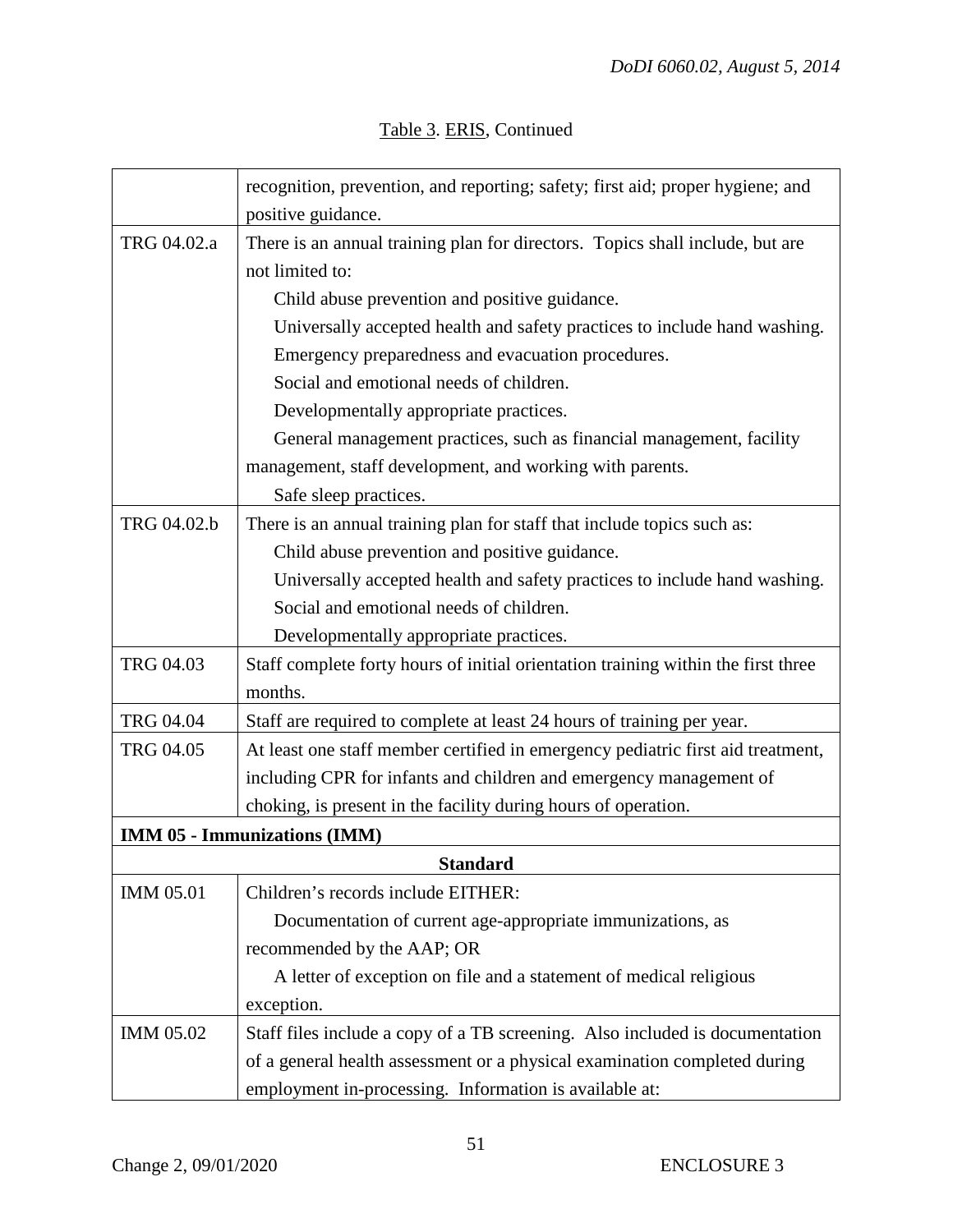Table 3. ERIS, Continued

| | |
|---|---|
| | recognition, prevention, and reporting; safety; first aid; proper hygiene; and positive guidance. |
| TRG 04.02.a | There is an annual training plan for directors. Topics shall include, but are not limited to:<br>Child abuse prevention and positive guidance.<br>Universally accepted health and safety practices to include hand washing.<br>Emergency preparedness and evacuation procedures.<br>Social and emotional needs of children.<br>Developmentally appropriate practices.<br>General management practices, such as financial management, facility management, staff development, and working with parents.<br>Safe sleep practices. |
| TRG 04.02.b | There is an annual training plan for staff that include topics such as:<br>Child abuse prevention and positive guidance.<br>Universally accepted health and safety practices to include hand washing.<br>Social and emotional needs of children.<br>Developmentally appropriate practices. |
| TRG 04.03 | Staff complete forty hours of initial orientation training within the first three months. |
| TRG 04.04 | Staff are required to complete at least 24 hours of training per year. |
| TRG 04.05 | At least one staff member certified in emergency pediatric first aid treatment, including CPR for infants and children and emergency management of choking, is present in the facility during hours of operation. |
| **IMM 05 - Immunizations (IMM)** | |
| **Standard** | |
| IMM 05.01 | Children's records include EITHER:<br>Documentation of current age-appropriate immunizations, as recommended by the AAP; OR<br>A letter of exception on file and a statement of medical religious exception. |
| IMM 05.02 | Staff files include a copy of a TB screening. Also included is documentation of a general health assessment or a physical examination completed during employment in-processing. Information is available at: |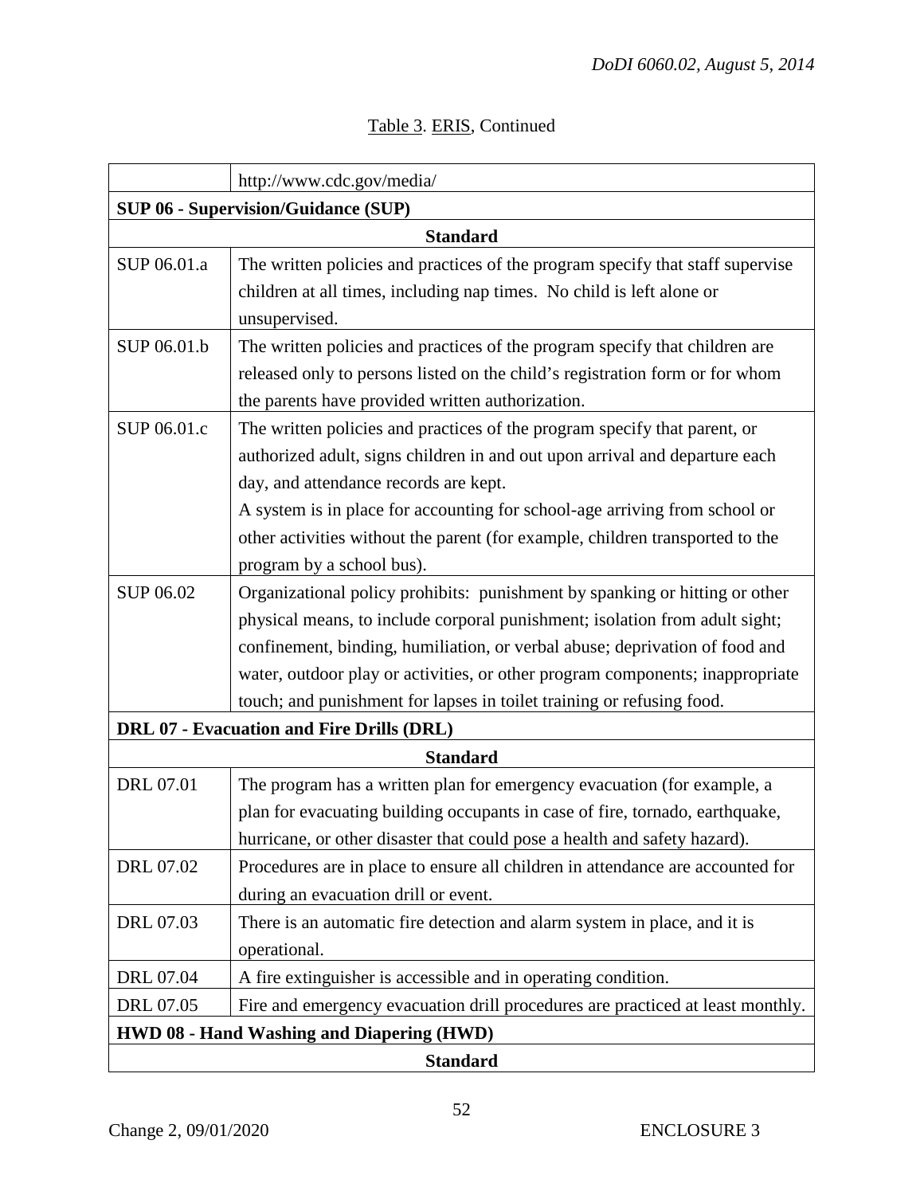Table 3. ERIS, Continued

| | |
|---|---|
| | http://www.cdc.gov/media/ |
| **SUP 06 - Supervision/Guidance (SUP)** | |
| **Standard** | |
| SUP 06.01.a | The written policies and practices of the program specify that staff supervise children at all times, including nap times. No child is left alone or unsupervised. |
| SUP 06.01.b | The written policies and practices of the program specify that children are released only to persons listed on the child's registration form or for whom the parents have provided written authorization. |
| SUP 06.01.c | The written policies and practices of the program specify that parent, or authorized adult, signs children in and out upon arrival and departure each day, and attendance records are kept.<br>A system is in place for accounting for school-age arriving from school or other activities without the parent (for example, children transported to the program by a school bus). |
| SUP 06.02 | Organizational policy prohibits: punishment by spanking or hitting or other physical means, to include corporal punishment; isolation from adult sight; confinement, binding, humiliation, or verbal abuse; deprivation of food and water, outdoor play or activities, or other program components; inappropriate touch; and punishment for lapses in toilet training or refusing food. |
| **DRL 07 - Evacuation and Fire Drills (DRL)** | |
| **Standard** | |
| DRL 07.01 | The program has a written plan for emergency evacuation (for example, a plan for evacuating building occupants in case of fire, tornado, earthquake, hurricane, or other disaster that could pose a health and safety hazard). |
| DRL 07.02 | Procedures are in place to ensure all children in attendance are accounted for during an evacuation drill or event. |
| DRL 07.03 | There is an automatic fire detection and alarm system in place, and it is operational. |
| DRL 07.04 | A fire extinguisher is accessible and in operating condition. |
| DRL 07.05 | Fire and emergency evacuation drill procedures are practiced at least monthly. |
| **HWD 08 - Hand Washing and Diapering (HWD)** | |
| **Standard** | |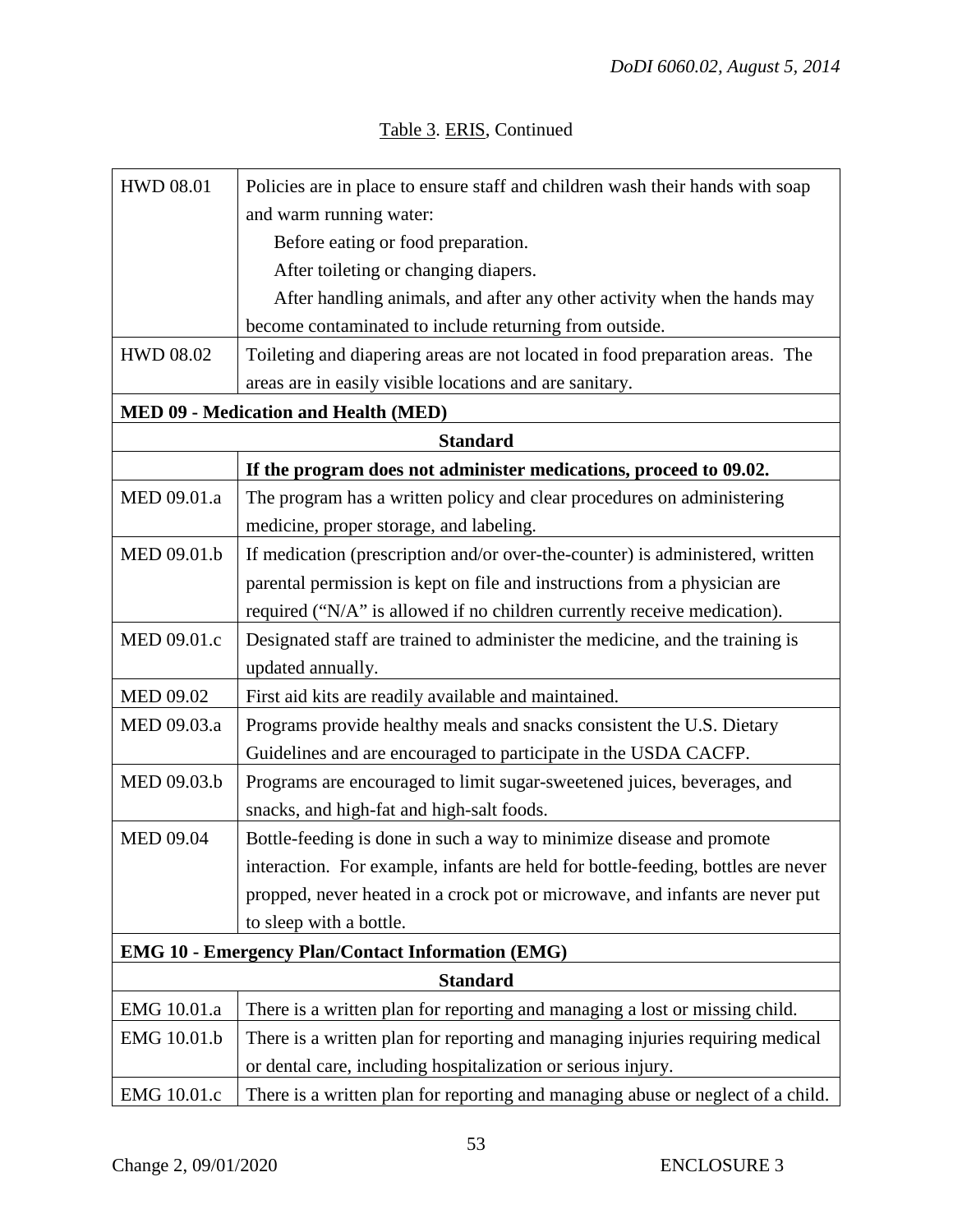Table 3. ERIS, Continued

| | |
|---|---|
| HWD 08.01 | Policies are in place to ensure staff and children wash their hands with soap and warm running water:<br>Before eating or food preparation.<br>After toileting or changing diapers.<br>After handling animals, and after any other activity when the hands may become contaminated to include returning from outside. |
| HWD 08.02 | Toileting and diapering areas are not located in food preparation areas. The areas are in easily visible locations and are sanitary. |
| **MED 09 - Medication and Health (MED)** | |
| **Standard** | |
| | **If the program does not administer medications, proceed to 09.02.** |
| MED 09.01.a | The program has a written policy and clear procedures on administering medicine, proper storage, and labeling. |
| MED 09.01.b | If medication (prescription and/or over-the-counter) is administered, written parental permission is kept on file and instructions from a physician are required ("N/A" is allowed if no children currently receive medication). |
| MED 09.01.c | Designated staff are trained to administer the medicine, and the training is updated annually. |
| MED 09.02 | First aid kits are readily available and maintained. |
| MED 09.03.a | Programs provide healthy meals and snacks consistent the U.S. Dietary Guidelines and are encouraged to participate in the USDA CACFP. |
| MED 09.03.b | Programs are encouraged to limit sugar-sweetened juices, beverages, and snacks, and high-fat and high-salt foods. |
| MED 09.04 | Bottle-feeding is done in such a way to minimize disease and promote interaction. For example, infants are held for bottle-feeding, bottles are never propped, never heated in a crock pot or microwave, and infants are never put to sleep with a bottle. |
| **EMG 10 - Emergency Plan/Contact Information (EMG)** | |
| **Standard** | |
| EMG 10.01.a | There is a written plan for reporting and managing a lost or missing child. |
| EMG 10.01.b | There is a written plan for reporting and managing injuries requiring medical or dental care, including hospitalization or serious injury. |
| EMG 10.01.c | There is a written plan for reporting and managing abuse or neglect of a child. |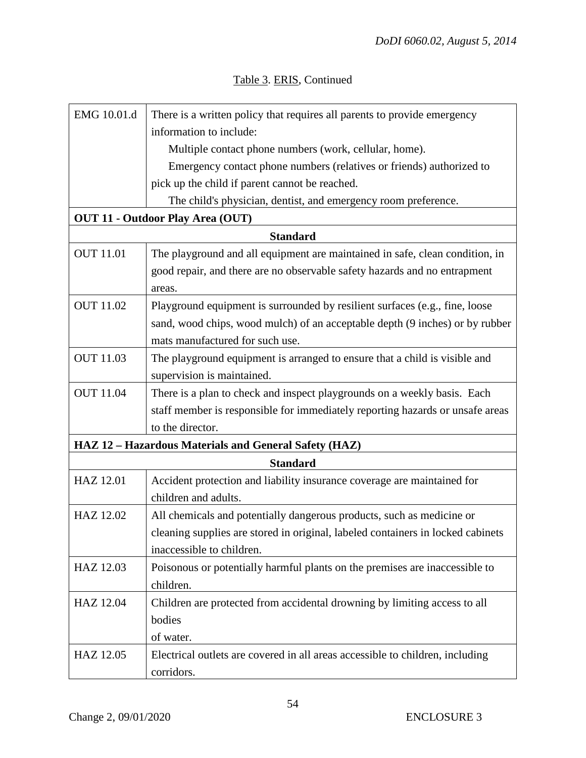Table 3. ERIS, Continued

| | |
|---|---|
| EMG 10.01.d | There is a written policy that requires all parents to provide emergency information to include:<br>Multiple contact phone numbers (work, cellular, home).<br>Emergency contact phone numbers (relatives or friends) authorized to pick up the child if parent cannot be reached.<br>The child's physician, dentist, and emergency room preference. |
| **OUT 11 - Outdoor Play Area (OUT)** | |
| **Standard** | |
| OUT 11.01 | The playground and all equipment are maintained in safe, clean condition, in good repair, and there are no observable safety hazards and no entrapment areas. |
| OUT 11.02 | Playground equipment is surrounded by resilient surfaces (e.g., fine, loose sand, wood chips, wood mulch) of an acceptable depth (9 inches) or by rubber mats manufactured for such use. |
| OUT 11.03 | The playground equipment is arranged to ensure that a child is visible and supervision is maintained. |
| OUT 11.04 | There is a plan to check and inspect playgrounds on a weekly basis. Each staff member is responsible for immediately reporting hazards or unsafe areas to the director. |
| **HAZ 12 – Hazardous Materials and General Safety (HAZ)** | |
| **Standard** | |
| HAZ 12.01 | Accident protection and liability insurance coverage are maintained for children and adults. |
| HAZ 12.02 | All chemicals and potentially dangerous products, such as medicine or cleaning supplies are stored in original, labeled containers in locked cabinets inaccessible to children. |
| HAZ 12.03 | Poisonous or potentially harmful plants on the premises are inaccessible to children. |
| HAZ 12.04 | Children are protected from accidental drowning by limiting access to all bodies of water. |
| HAZ 12.05 | Electrical outlets are covered in all areas accessible to children, including corridors. |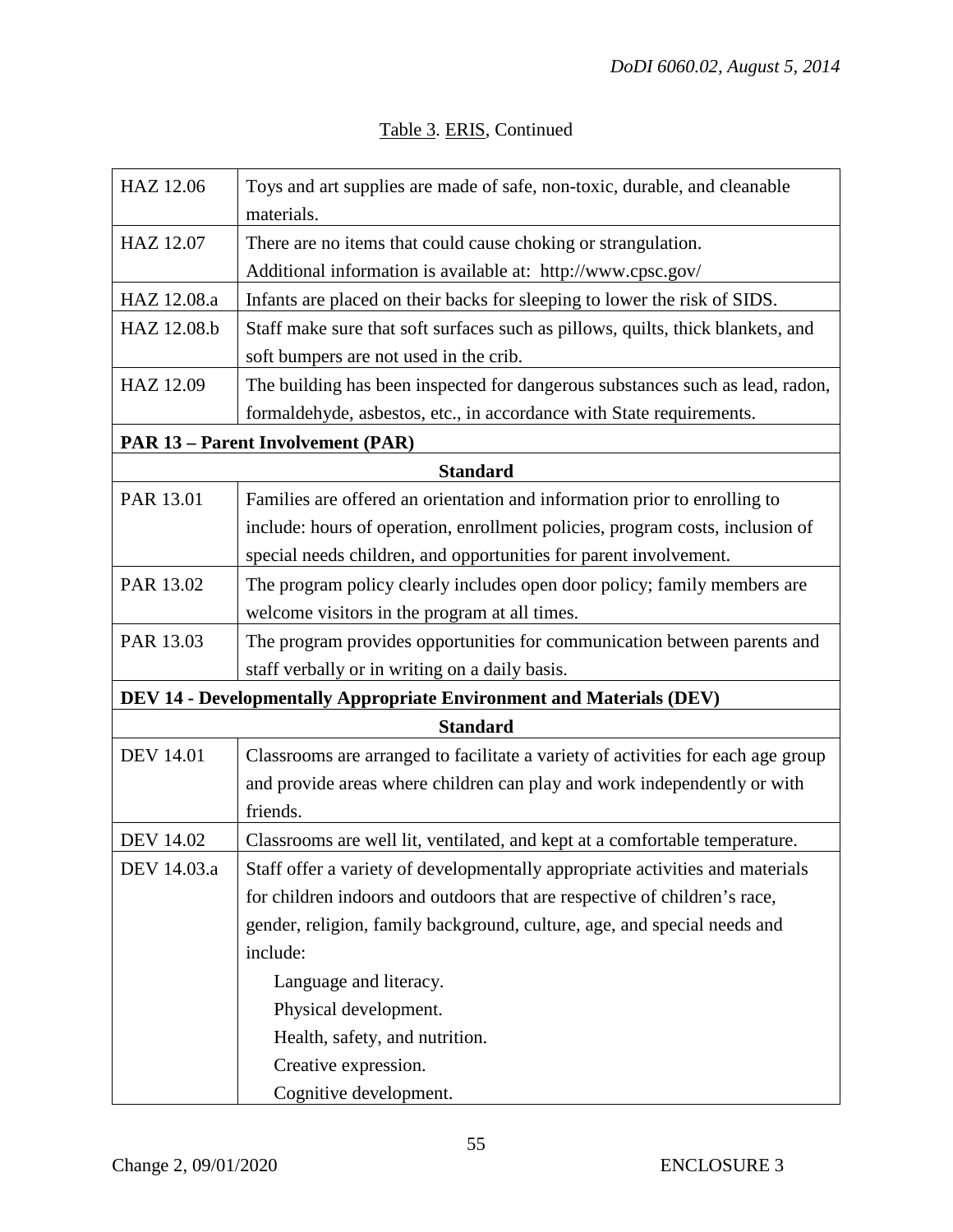Table 3. ERIS, Continued

| | |
|---|---|
| HAZ 12.06 | Toys and art supplies are made of safe, non-toxic, durable, and cleanable materials. |
| HAZ 12.07 | There are no items that could cause choking or strangulation. Additional information is available at: http://www.cpsc.gov/ |
| HAZ 12.08.a | Infants are placed on their backs for sleeping to lower the risk of SIDS. |
| HAZ 12.08.b | Staff make sure that soft surfaces such as pillows, quilts, thick blankets, and soft bumpers are not used in the crib. |
| HAZ 12.09 | The building has been inspected for dangerous substances such as lead, radon, formaldehyde, asbestos, etc., in accordance with State requirements. |
| **PAR 13 – Parent Involvement (PAR)** | |
| **Standard** | |
| PAR 13.01 | Families are offered an orientation and information prior to enrolling to include: hours of operation, enrollment policies, program costs, inclusion of special needs children, and opportunities for parent involvement. |
| PAR 13.02 | The program policy clearly includes open door policy; family members are welcome visitors in the program at all times. |
| PAR 13.03 | The program provides opportunities for communication between parents and staff verbally or in writing on a daily basis. |
| **DEV 14 - Developmentally Appropriate Environment and Materials (DEV)** | |
| **Standard** | |
| DEV 14.01 | Classrooms are arranged to facilitate a variety of activities for each age group and provide areas where children can play and work independently or with friends. |
| DEV 14.02 | Classrooms are well lit, ventilated, and kept at a comfortable temperature. |
| DEV 14.03.a | Staff offer a variety of developmentally appropriate activities and materials for children indoors and outdoors that are respective of children's race, gender, religion, family background, culture, age, and special needs and include:<br>Language and literacy.<br>Physical development.<br>Health, safety, and nutrition.<br>Creative expression.<br>Cognitive development. |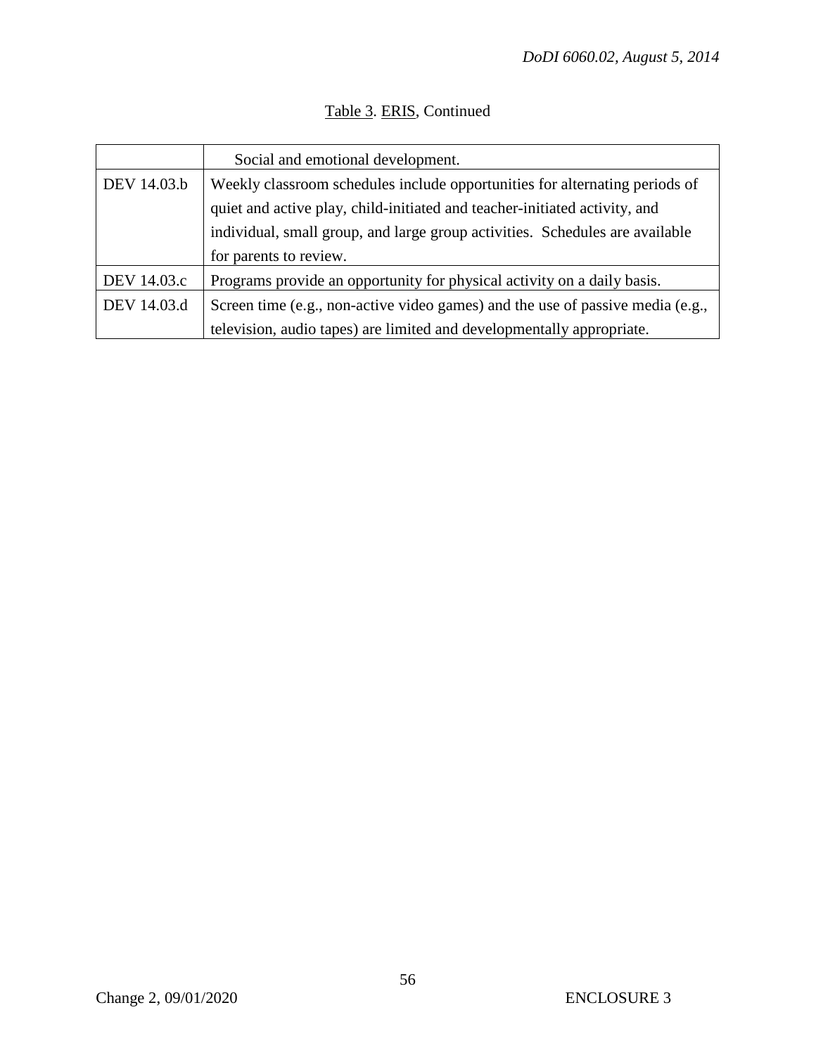Table 3. ERIS, Continued

| | |
|---|---|
| | Social and emotional development. |
| DEV 14.03.b | Weekly classroom schedules include opportunities for alternating periods of quiet and active play, child-initiated and teacher-initiated activity, and individual, small group, and large group activities. Schedules are available for parents to review. |
| DEV 14.03.c | Programs provide an opportunity for physical activity on a daily basis. |
| DEV 14.03.d | Screen time (e.g., non-active video games) and the use of passive media (e.g., television, audio tapes) are limited and developmentally appropriate. |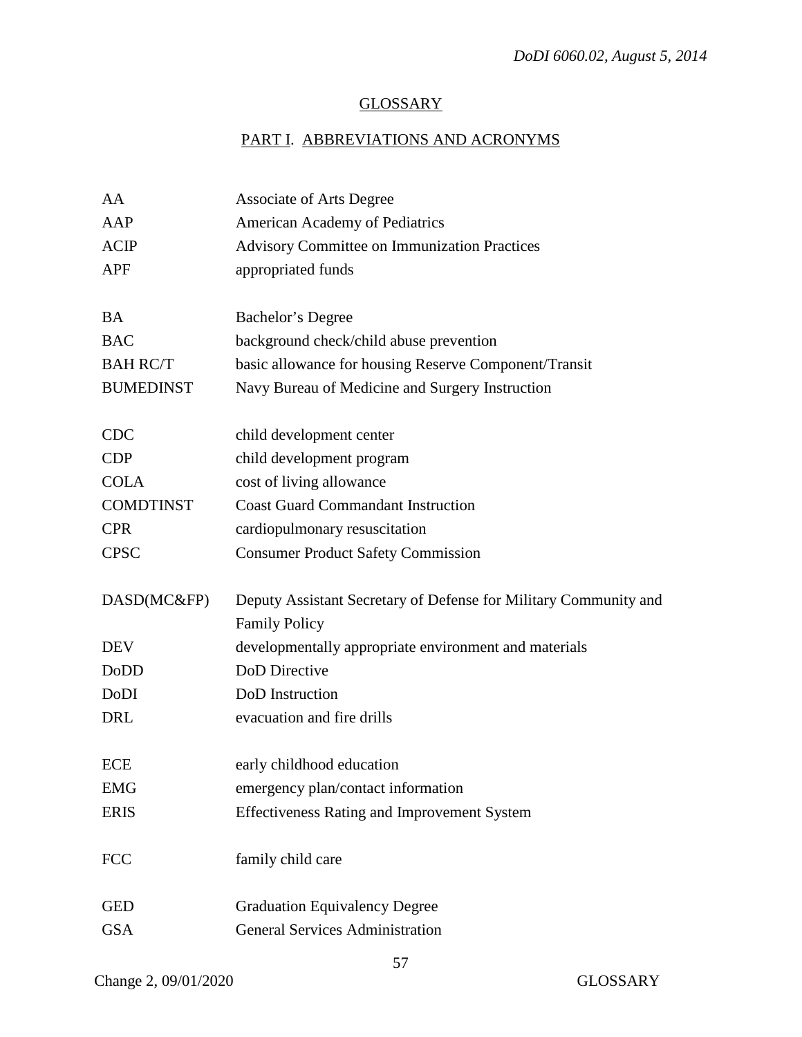## GLOSSARY

### PART I. ABBREVIATIONS AND ACRONYMS

| | |
|---|---|
| AA | Associate of Arts Degree |
| AAP | American Academy of Pediatrics |
| ACIP | Advisory Committee on Immunization Practices |
| APF | appropriated funds |
| BA | Bachelor's Degree |
| BAC | background check/child abuse prevention |
| BAH RC/T | basic allowance for housing Reserve Component/Transit |
| BUMEDINST | Navy Bureau of Medicine and Surgery Instruction |
| CDC | child development center |
| CDP | child development program |
| COLA | cost of living allowance |
| COMDTINST | Coast Guard Commandant Instruction |
| CPR | cardiopulmonary resuscitation |
| CPSC | Consumer Product Safety Commission |
| DASD(MC&FP) | Deputy Assistant Secretary of Defense for Military Community and Family Policy |
| DEV | developmentally appropriate environment and materials |
| DoDD | DoD Directive |
| DoDI | DoD Instruction |
| DRL | evacuation and fire drills |
| ECE | early childhood education |
| EMG | emergency plan/contact information |
| ERIS | Effectiveness Rating and Improvement System |
| FCC | family child care |
| GED | Graduation Equivalency Degree |
| GSA | General Services Administration |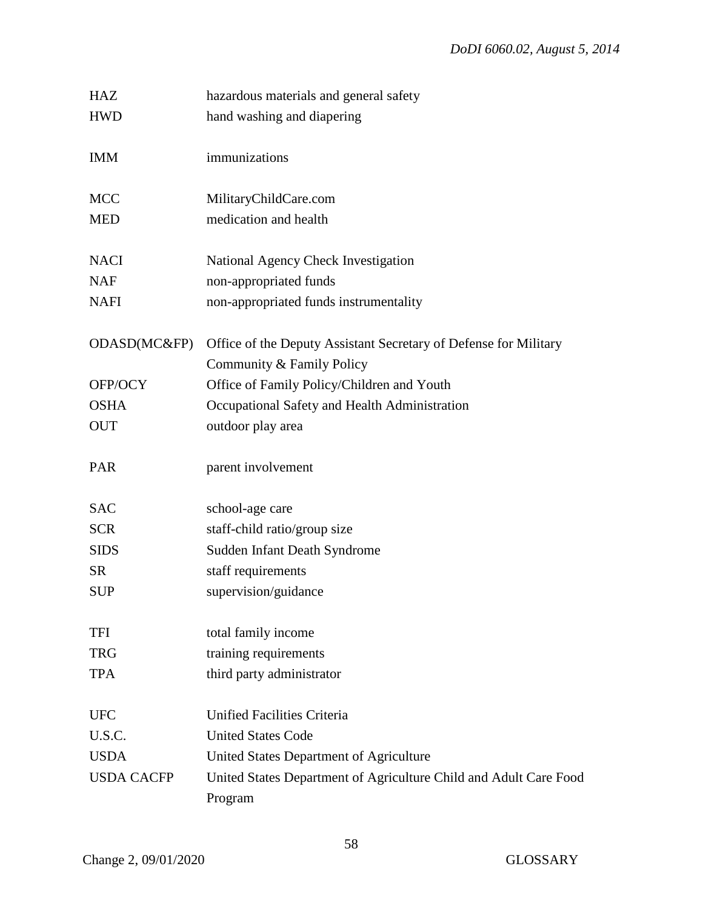| | |
|---|---|
| HAZ | hazardous materials and general safety |
| HWD | hand washing and diapering |
| IMM | immunizations |
| MCC | MilitaryChildCare.com |
| MED | medication and health |
| NACI | National Agency Check Investigation |
| NAF | non-appropriated funds |
| NAFI | non-appropriated funds instrumentality |
| ODASD(MC&FP) | Office of the Deputy Assistant Secretary of Defense for Military Community & Family Policy |
| OFP/OCY | Office of Family Policy/Children and Youth |
| OSHA | Occupational Safety and Health Administration |
| OUT | outdoor play area |
| PAR | parent involvement |
| SAC | school-age care |
| SCR | staff-child ratio/group size |
| SIDS | Sudden Infant Death Syndrome |
| SR | staff requirements |
| SUP | supervision/guidance |
| TFI | total family income |
| TRG | training requirements |
| TPA | third party administrator |
| UFC | Unified Facilities Criteria |
| U.S.C. | United States Code |
| USDA | United States Department of Agriculture |
| USDA CACFP | United States Department of Agriculture Child and Adult Care Food Program |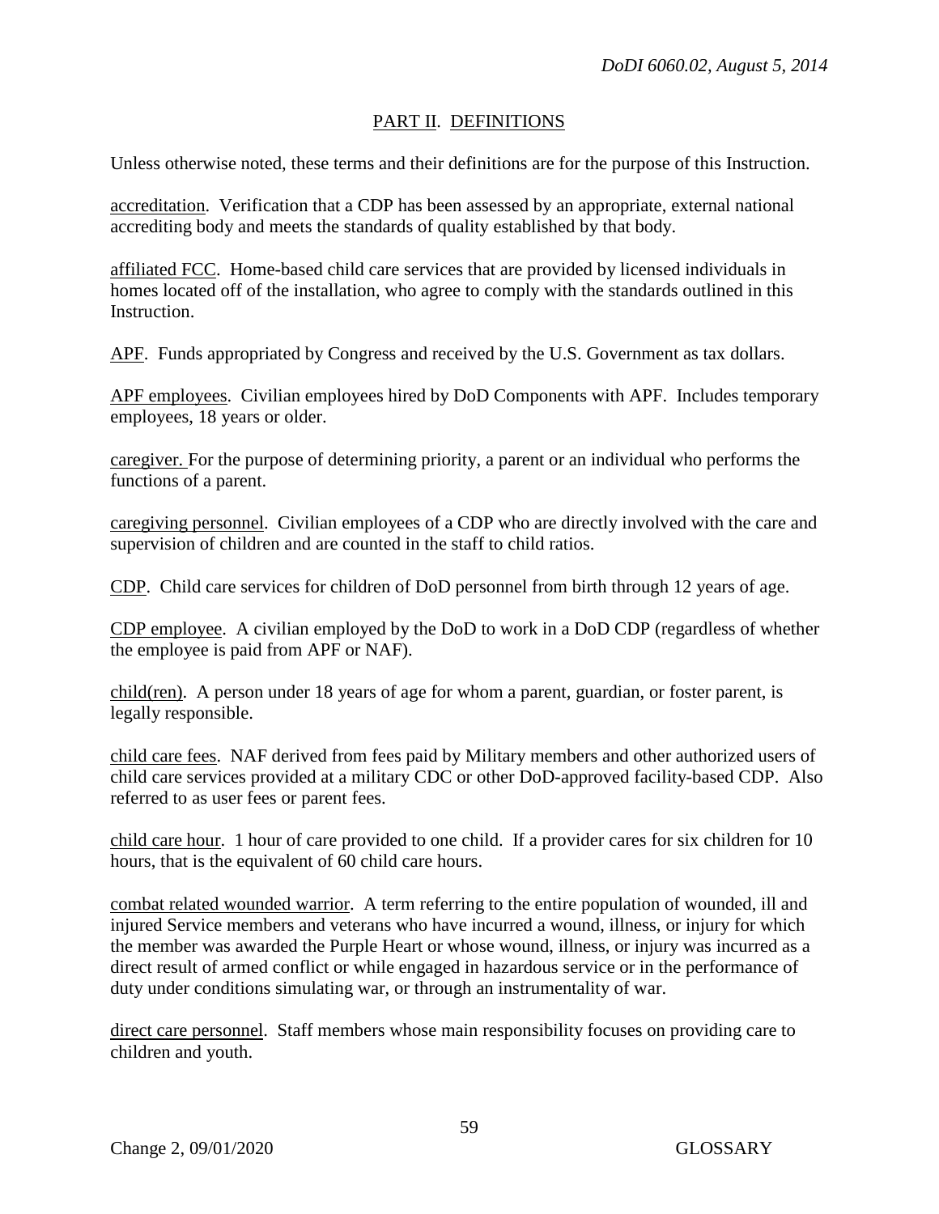## PART II. DEFINITIONS

Unless otherwise noted, these terms and their definitions are for the purpose of this Instruction.

accreditation. Verification that a CDP has been assessed by an appropriate, external national accrediting body and meets the standards of quality established by that body.

affiliated FCC. Home-based child care services that are provided by licensed individuals in homes located off of the installation, who agree to comply with the standards outlined in this Instruction.

APF. Funds appropriated by Congress and received by the U.S. Government as tax dollars.

APF employees. Civilian employees hired by DoD Components with APF. Includes temporary employees, 18 years or older.

caregiver. For the purpose of determining priority, a parent or an individual who performs the functions of a parent.

caregiving personnel. Civilian employees of a CDP who are directly involved with the care and supervision of children and are counted in the staff to child ratios.

CDP. Child care services for children of DoD personnel from birth through 12 years of age.

CDP employee. A civilian employed by the DoD to work in a DoD CDP (regardless of whether the employee is paid from APF or NAF).

child(ren). A person under 18 years of age for whom a parent, guardian, or foster parent, is legally responsible.

child care fees. NAF derived from fees paid by Military members and other authorized users of child care services provided at a military CDC or other DoD-approved facility-based CDP. Also referred to as user fees or parent fees.

child care hour. 1 hour of care provided to one child. If a provider cares for six children for 10 hours, that is the equivalent of 60 child care hours.

combat related wounded warrior. A term referring to the entire population of wounded, ill and injured Service members and veterans who have incurred a wound, illness, or injury for which the member was awarded the Purple Heart or whose wound, illness, or injury was incurred as a direct result of armed conflict or while engaged in hazardous service or in the performance of duty under conditions simulating war, or through an instrumentality of war.

direct care personnel. Staff members whose main responsibility focuses on providing care to children and youth.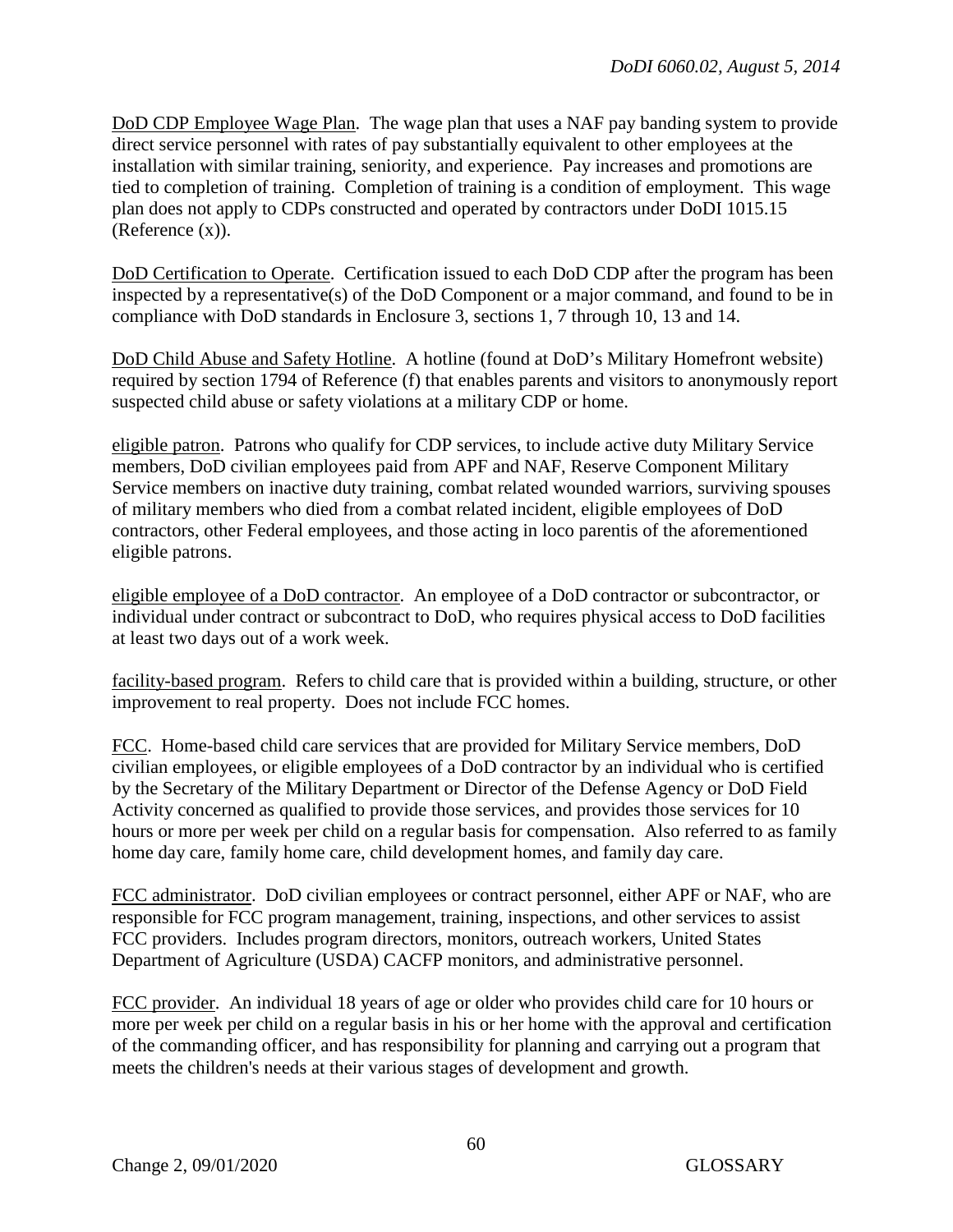DoD CDP Employee Wage Plan. The wage plan that uses a NAF pay banding system to provide direct service personnel with rates of pay substantially equivalent to other employees at the installation with similar training, seniority, and experience. Pay increases and promotions are tied to completion of training. Completion of training is a condition of employment. This wage plan does not apply to CDPs constructed and operated by contractors under DoDI 1015.15 (Reference (x)).

DoD Certification to Operate. Certification issued to each DoD CDP after the program has been inspected by a representative(s) of the DoD Component or a major command, and found to be in compliance with DoD standards in Enclosure 3, sections 1, 7 through 10, 13 and 14.

DoD Child Abuse and Safety Hotline. A hotline (found at DoD's Military Homefront website) required by section 1794 of Reference (f) that enables parents and visitors to anonymously report suspected child abuse or safety violations at a military CDP or home.

eligible patron. Patrons who qualify for CDP services, to include active duty Military Service members, DoD civilian employees paid from APF and NAF, Reserve Component Military Service members on inactive duty training, combat related wounded warriors, surviving spouses of military members who died from a combat related incident, eligible employees of DoD contractors, other Federal employees, and those acting in loco parentis of the aforementioned eligible patrons.

eligible employee of a DoD contractor. An employee of a DoD contractor or subcontractor, or individual under contract or subcontract to DoD, who requires physical access to DoD facilities at least two days out of a work week.

facility-based program. Refers to child care that is provided within a building, structure, or other improvement to real property. Does not include FCC homes.

FCC. Home-based child care services that are provided for Military Service members, DoD civilian employees, or eligible employees of a DoD contractor by an individual who is certified by the Secretary of the Military Department or Director of the Defense Agency or DoD Field Activity concerned as qualified to provide those services, and provides those services for 10 hours or more per week per child on a regular basis for compensation. Also referred to as family home day care, family home care, child development homes, and family day care.

FCC administrator. DoD civilian employees or contract personnel, either APF or NAF, who are responsible for FCC program management, training, inspections, and other services to assist FCC providers. Includes program directors, monitors, outreach workers, United States Department of Agriculture (USDA) CACFP monitors, and administrative personnel.

FCC provider. An individual 18 years of age or older who provides child care for 10 hours or more per week per child on a regular basis in his or her home with the approval and certification of the commanding officer, and has responsibility for planning and carrying out a program that meets the children's needs at their various stages of development and growth.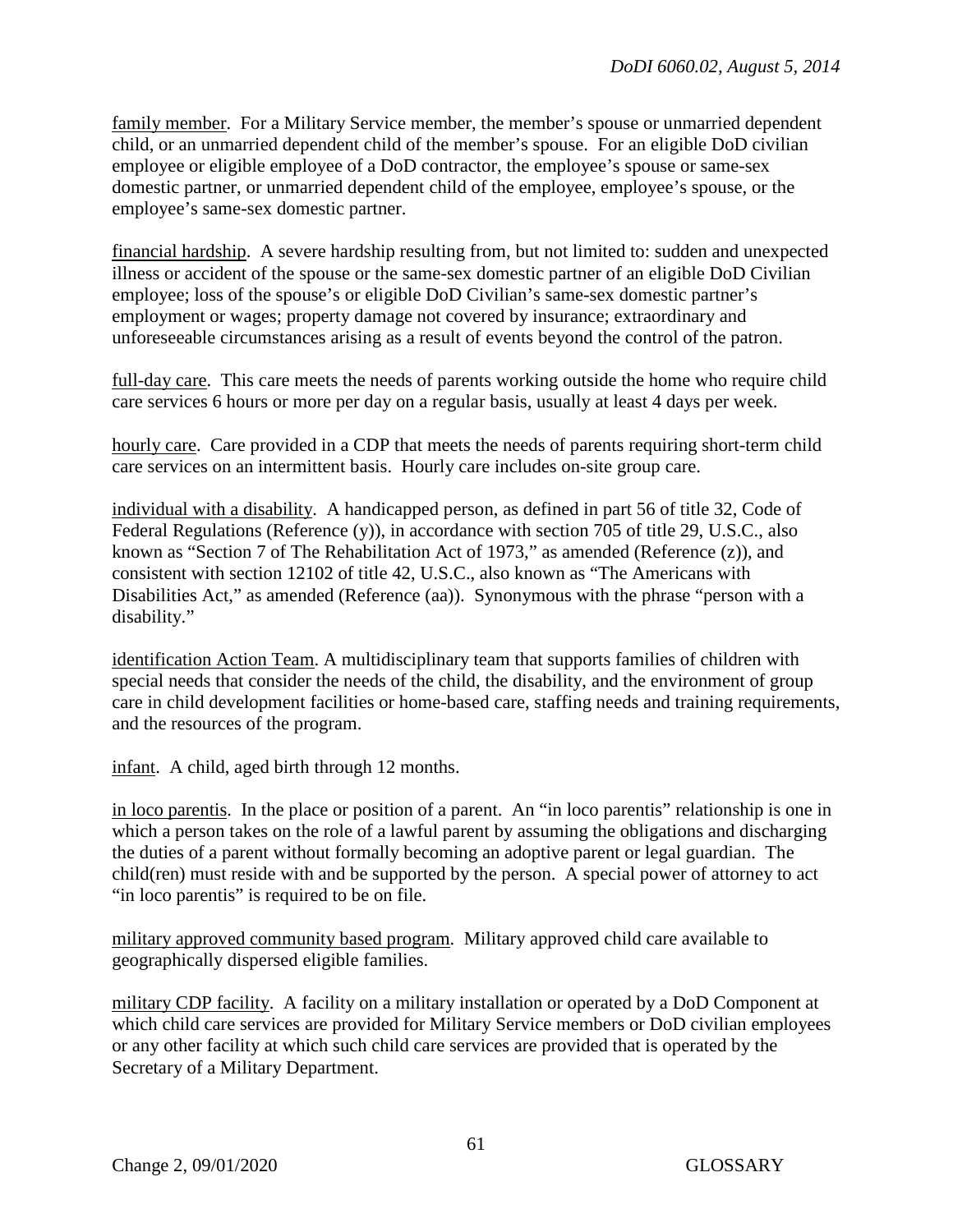family member. For a Military Service member, the member's spouse or unmarried dependent child, or an unmarried dependent child of the member's spouse. For an eligible DoD civilian employee or eligible employee of a DoD contractor, the employee's spouse or same-sex domestic partner, or unmarried dependent child of the employee, employee's spouse, or the employee's same-sex domestic partner.

financial hardship. A severe hardship resulting from, but not limited to: sudden and unexpected illness or accident of the spouse or the same-sex domestic partner of an eligible DoD Civilian employee; loss of the spouse's or eligible DoD Civilian's same-sex domestic partner's employment or wages; property damage not covered by insurance; extraordinary and unforeseeable circumstances arising as a result of events beyond the control of the patron.

full-day care. This care meets the needs of parents working outside the home who require child care services 6 hours or more per day on a regular basis, usually at least 4 days per week.

hourly care. Care provided in a CDP that meets the needs of parents requiring short-term child care services on an intermittent basis. Hourly care includes on-site group care.

individual with a disability. A handicapped person, as defined in part 56 of title 32, Code of Federal Regulations (Reference (y)), in accordance with section 705 of title 29, U.S.C., also known as "Section 7 of The Rehabilitation Act of 1973," as amended (Reference (z)), and consistent with section 12102 of title 42, U.S.C., also known as "The Americans with Disabilities Act," as amended (Reference (aa)). Synonymous with the phrase "person with a disability."

identification Action Team. A multidisciplinary team that supports families of children with special needs that consider the needs of the child, the disability, and the environment of group care in child development facilities or home-based care, staffing needs and training requirements, and the resources of the program.

infant. A child, aged birth through 12 months.

in loco parentis. In the place or position of a parent. An "in loco parentis" relationship is one in which a person takes on the role of a lawful parent by assuming the obligations and discharging the duties of a parent without formally becoming an adoptive parent or legal guardian. The child(ren) must reside with and be supported by the person. A special power of attorney to act "in loco parentis" is required to be on file.

military approved community based program. Military approved child care available to geographically dispersed eligible families.

military CDP facility. A facility on a military installation or operated by a DoD Component at which child care services are provided for Military Service members or DoD civilian employees or any other facility at which such child care services are provided that is operated by the Secretary of a Military Department.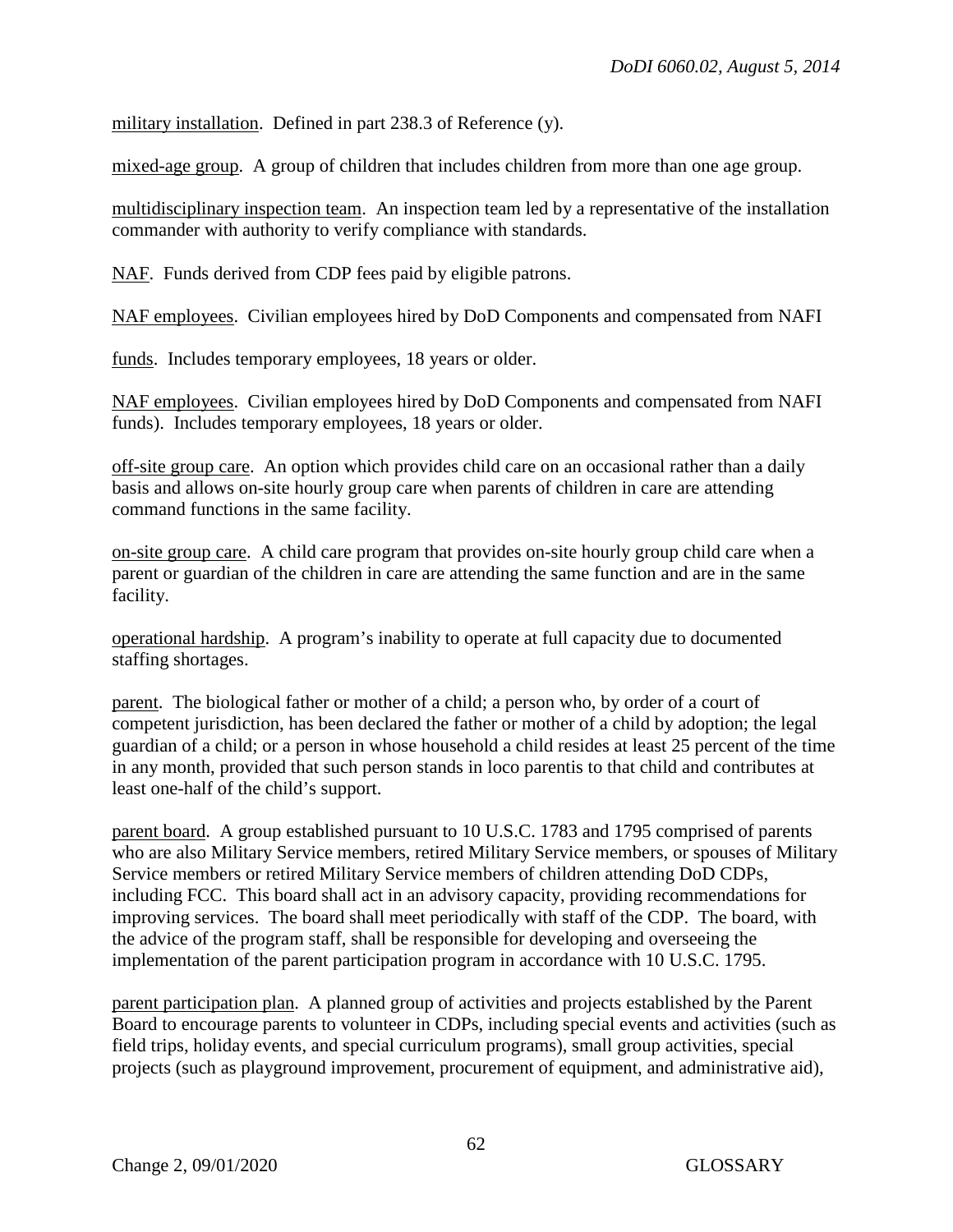military installation. Defined in part 238.3 of Reference (y).

mixed-age group. A group of children that includes children from more than one age group.

multidisciplinary inspection team. An inspection team led by a representative of the installation commander with authority to verify compliance with standards.

NAF. Funds derived from CDP fees paid by eligible patrons.

NAF employees. Civilian employees hired by DoD Components and compensated from NAFI

funds. Includes temporary employees, 18 years or older.

NAF employees. Civilian employees hired by DoD Components and compensated from NAFI funds). Includes temporary employees, 18 years or older.

off-site group care. An option which provides child care on an occasional rather than a daily basis and allows on-site hourly group care when parents of children in care are attending command functions in the same facility.

on-site group care. A child care program that provides on-site hourly group child care when a parent or guardian of the children in care are attending the same function and are in the same facility.

operational hardship. A program's inability to operate at full capacity due to documented staffing shortages.

parent. The biological father or mother of a child; a person who, by order of a court of competent jurisdiction, has been declared the father or mother of a child by adoption; the legal guardian of a child; or a person in whose household a child resides at least 25 percent of the time in any month, provided that such person stands in loco parentis to that child and contributes at least one-half of the child's support.

parent board. A group established pursuant to 10 U.S.C. 1783 and 1795 comprised of parents who are also Military Service members, retired Military Service members, or spouses of Military Service members or retired Military Service members of children attending DoD CDPs, including FCC. This board shall act in an advisory capacity, providing recommendations for improving services. The board shall meet periodically with staff of the CDP. The board, with the advice of the program staff, shall be responsible for developing and overseeing the implementation of the parent participation program in accordance with 10 U.S.C. 1795.

parent participation plan. A planned group of activities and projects established by the Parent Board to encourage parents to volunteer in CDPs, including special events and activities (such as field trips, holiday events, and special curriculum programs), small group activities, special projects (such as playground improvement, procurement of equipment, and administrative aid),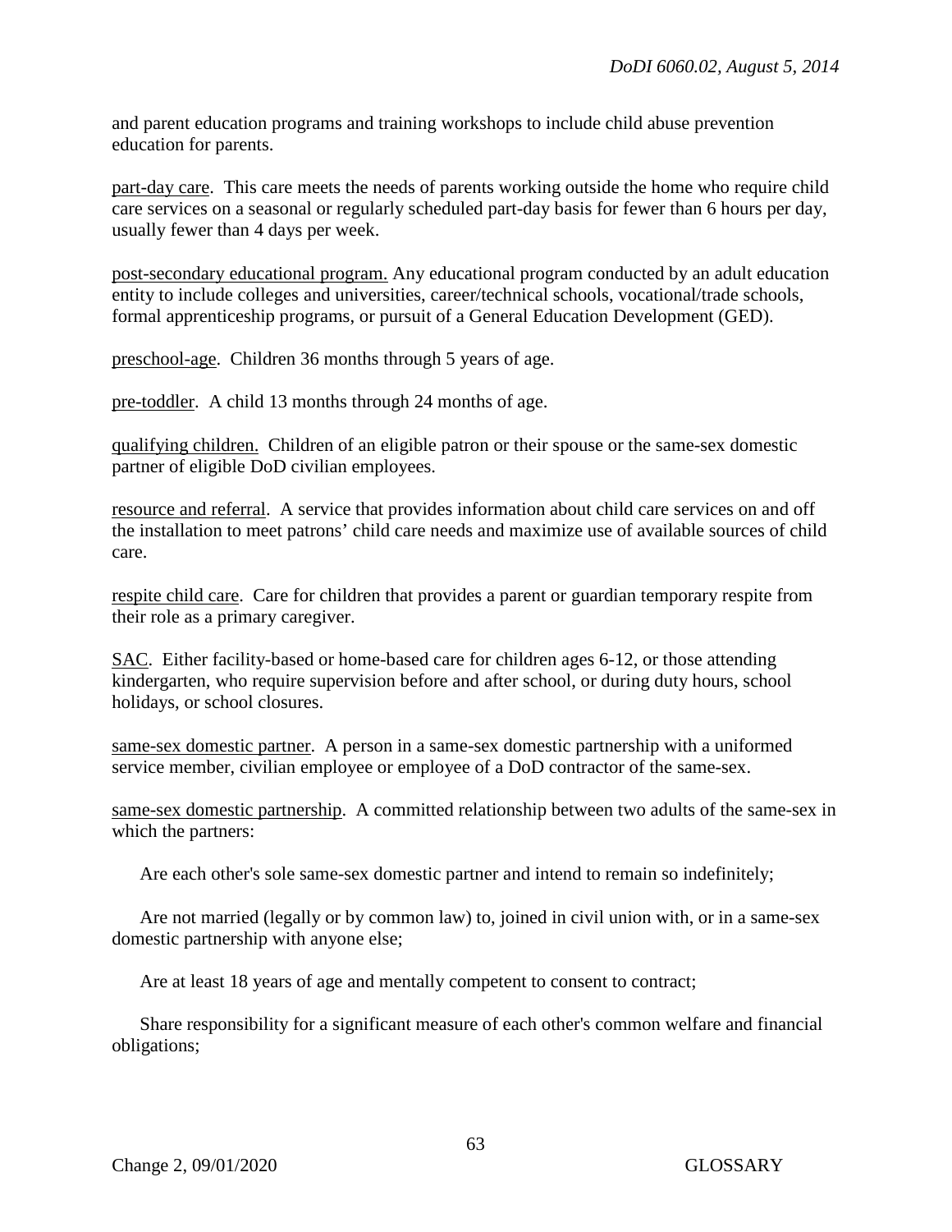and parent education programs and training workshops to include child abuse prevention education for parents.

part-day care. This care meets the needs of parents working outside the home who require child care services on a seasonal or regularly scheduled part-day basis for fewer than 6 hours per day, usually fewer than 4 days per week.

post-secondary educational program. Any educational program conducted by an adult education entity to include colleges and universities, career/technical schools, vocational/trade schools, formal apprenticeship programs, or pursuit of a General Education Development (GED).

preschool-age. Children 36 months through 5 years of age.

pre-toddler. A child 13 months through 24 months of age.

qualifying children. Children of an eligible patron or their spouse or the same-sex domestic partner of eligible DoD civilian employees.

resource and referral. A service that provides information about child care services on and off the installation to meet patrons' child care needs and maximize use of available sources of child care.

respite child care. Care for children that provides a parent or guardian temporary respite from their role as a primary caregiver.

SAC. Either facility-based or home-based care for children ages 6-12, or those attending kindergarten, who require supervision before and after school, or during duty hours, school holidays, or school closures.

same-sex domestic partner. A person in a same-sex domestic partnership with a uniformed service member, civilian employee or employee of a DoD contractor of the same-sex.

same-sex domestic partnership. A committed relationship between two adults of the same-sex in which the partners:

Are each other's sole same-sex domestic partner and intend to remain so indefinitely;

Are not married (legally or by common law) to, joined in civil union with, or in a same-sex domestic partnership with anyone else;

Are at least 18 years of age and mentally competent to consent to contract;

Share responsibility for a significant measure of each other's common welfare and financial obligations;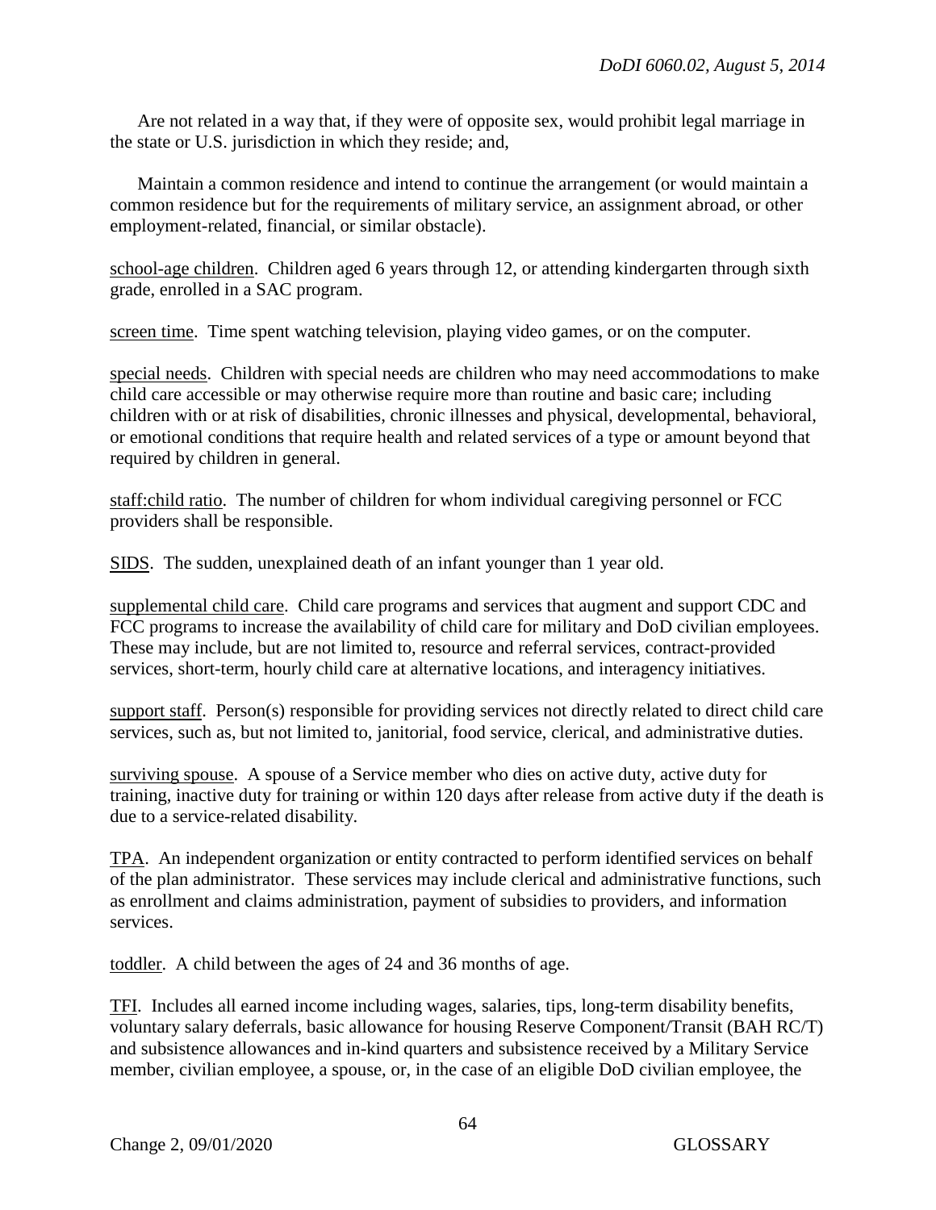Are not related in a way that, if they were of opposite sex, would prohibit legal marriage in the state or U.S. jurisdiction in which they reside; and,

Maintain a common residence and intend to continue the arrangement (or would maintain a common residence but for the requirements of military service, an assignment abroad, or other employment-related, financial, or similar obstacle).

school-age children. Children aged 6 years through 12, or attending kindergarten through sixth grade, enrolled in a SAC program.

screen time. Time spent watching television, playing video games, or on the computer.

special needs. Children with special needs are children who may need accommodations to make child care accessible or may otherwise require more than routine and basic care; including children with or at risk of disabilities, chronic illnesses and physical, developmental, behavioral, or emotional conditions that require health and related services of a type or amount beyond that required by children in general.

staff:child ratio. The number of children for whom individual caregiving personnel or FCC providers shall be responsible.

SIDS. The sudden, unexplained death of an infant younger than 1 year old.

supplemental child care. Child care programs and services that augment and support CDC and FCC programs to increase the availability of child care for military and DoD civilian employees. These may include, but are not limited to, resource and referral services, contract-provided services, short-term, hourly child care at alternative locations, and interagency initiatives.

support staff. Person(s) responsible for providing services not directly related to direct child care services, such as, but not limited to, janitorial, food service, clerical, and administrative duties.

surviving spouse. A spouse of a Service member who dies on active duty, active duty for training, inactive duty for training or within 120 days after release from active duty if the death is due to a service-related disability.

TPA. An independent organization or entity contracted to perform identified services on behalf of the plan administrator. These services may include clerical and administrative functions, such as enrollment and claims administration, payment of subsidies to providers, and information services.

toddler. A child between the ages of 24 and 36 months of age.

TFI. Includes all earned income including wages, salaries, tips, long-term disability benefits, voluntary salary deferrals, basic allowance for housing Reserve Component/Transit (BAH RC/T) and subsistence allowances and in-kind quarters and subsistence received by a Military Service member, civilian employee, a spouse, or, in the case of an eligible DoD civilian employee, the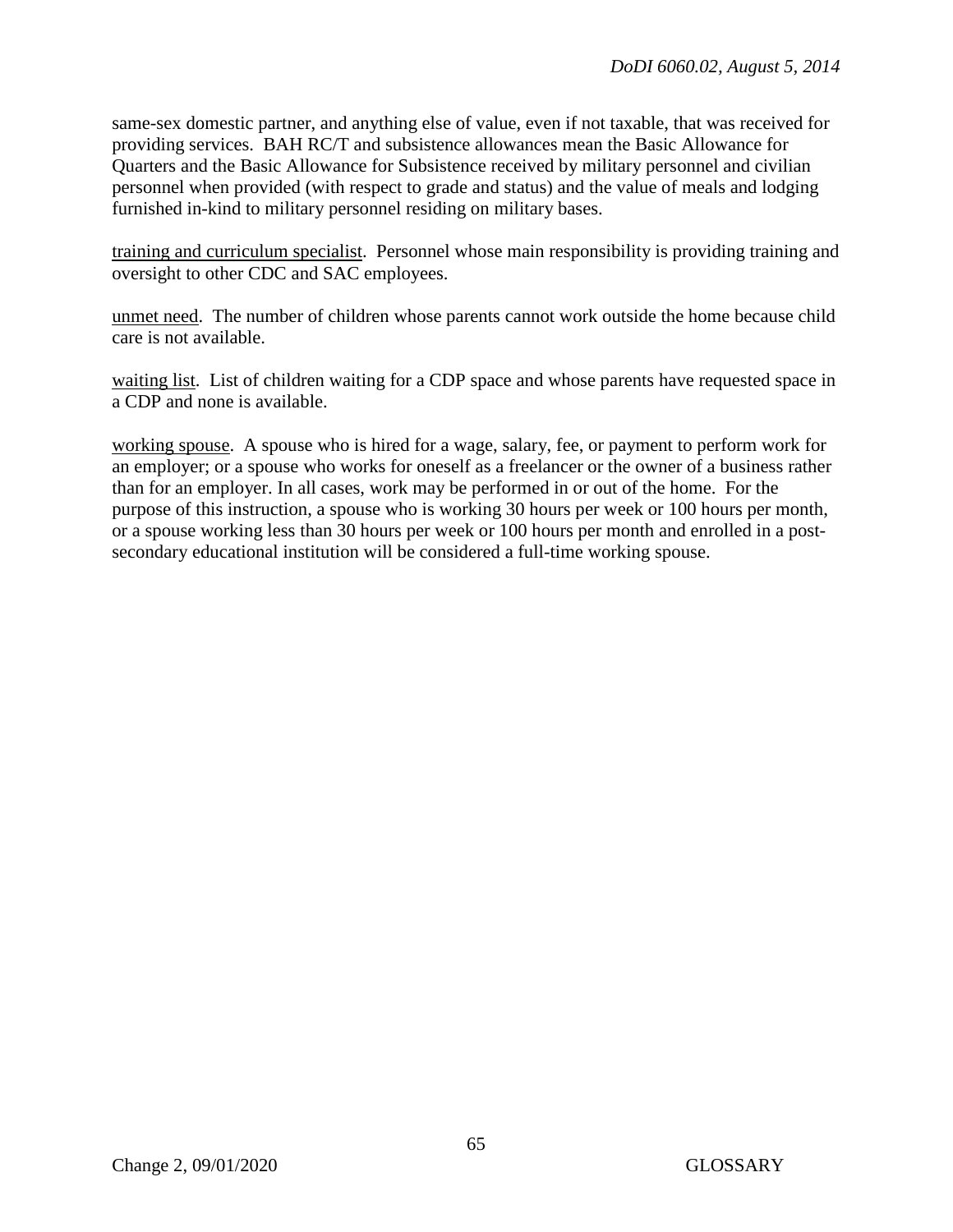same-sex domestic partner, and anything else of value, even if not taxable, that was received for providing services. BAH RC/T and subsistence allowances mean the Basic Allowance for Quarters and the Basic Allowance for Subsistence received by military personnel and civilian personnel when provided (with respect to grade and status) and the value of meals and lodging furnished in-kind to military personnel residing on military bases.

training and curriculum specialist. Personnel whose main responsibility is providing training and oversight to other CDC and SAC employees.

unmet need. The number of children whose parents cannot work outside the home because child care is not available.

waiting list. List of children waiting for a CDP space and whose parents have requested space in a CDP and none is available.

working spouse. A spouse who is hired for a wage, salary, fee, or payment to perform work for an employer; or a spouse who works for oneself as a freelancer or the owner of a business rather than for an employer. In all cases, work may be performed in or out of the home. For the purpose of this instruction, a spouse who is working 30 hours per week or 100 hours per month, or a spouse working less than 30 hours per week or 100 hours per month and enrolled in a post-secondary educational institution will be considered a full-time working spouse.